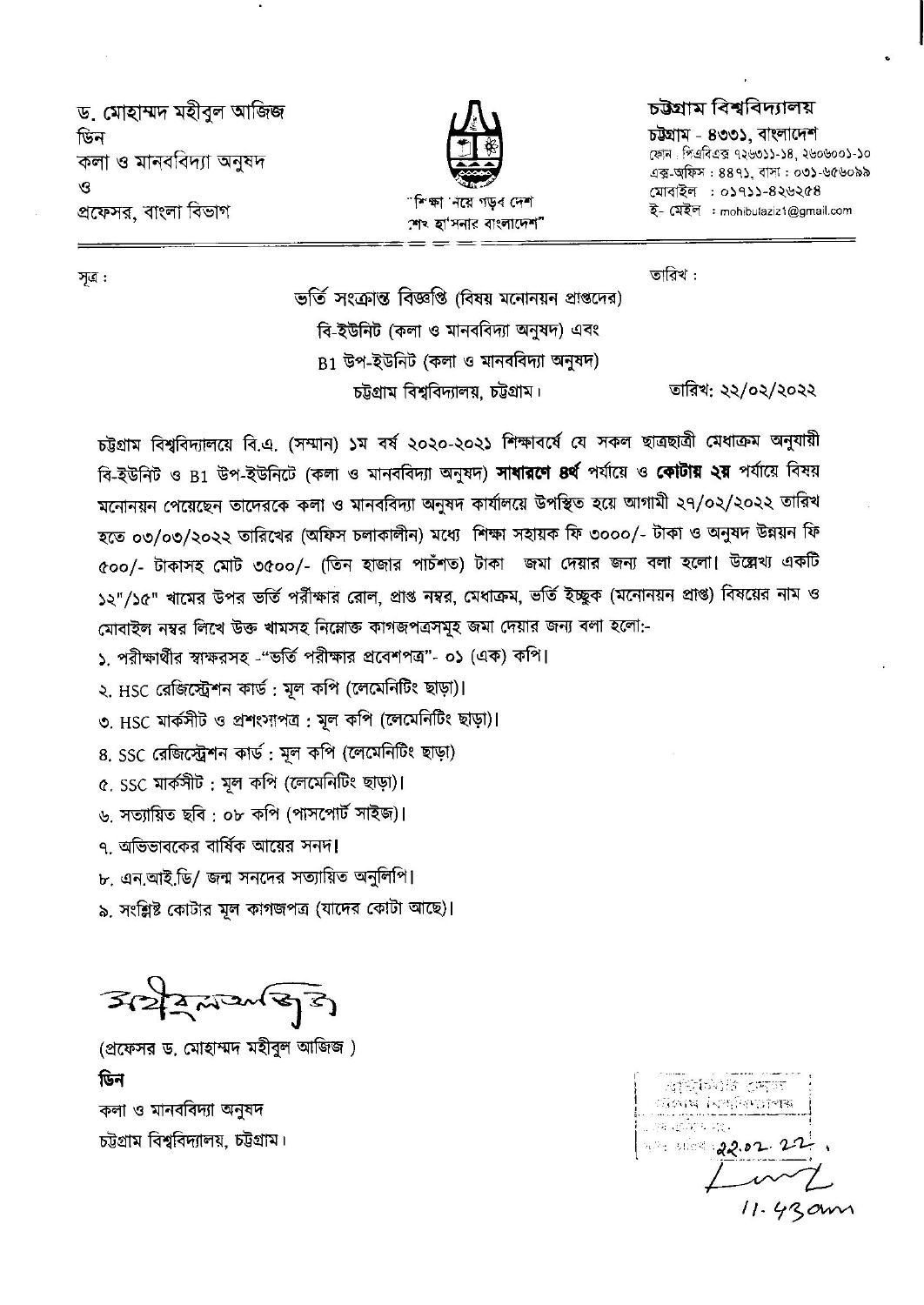ড. মোহাম্মদ মহীবুল আজিজ
ডিন
কলা ও মানববিদ্যা অনুষদ
ও
প্রফেসর, বাংলা বিভাগ

"শিক্ষা নিয়ে গড়ব দেশ
শেখ হাসিনার বাংলাদেশ"

**চট্টগ্রাম বিশ্ববিদ্যালয়**
চট্টগ্রাম - ৪৩৩১, বাংলাদেশ
ফোন : পিএবিএক্স ৭২৬৩১১-১৪, ২৬০৬০০১-১০
এক্স-অফিস : ৪৪৭১, বাসা : ০৩১-৬৫৬০৯৯
মোবাইল : ০১৭১১-৪২৬২৫৪
ই- মেইল : mohibulaziz1@gmail.com

সূত্র : তারিখ :

ভর্তি সংক্রান্ত বিজ্ঞপ্তি (বিষয় মনোনয়ন প্রাপ্তদের)
বি-ইউনিট (কলা ও মানববিদ্যা অনুষদ) এবং
B1 উপ-ইউনিট (কলা ও মানববিদ্যা অনুষদ)
চট্টগ্রাম বিশ্ববিদ্যালয়, চট্টগ্রাম। তারিখ: ২২/০২/২০২২

চট্টগ্রাম বিশ্ববিদ্যালয়ে বি.এ. (সম্মান) ১ম বর্ষ ২০২০-২০২১ শিক্ষাবর্ষে যে সকল ছাত্রছাত্রী মেধাক্রম অনুযায়ী বি-ইউনিট ও B1 উপ-ইউনিটে (কলা ও মানববিদ্যা অনুষদ) **সাধারণে ৪র্থ** পর্যায়ে ও **কোটায় ২য়** পর্যায়ে বিষয় মনোনয়ন পেয়েছেন তাদেরকে কলা ও মানববিদ্যা অনুষদ কার্যালয়ে উপস্থিত হয়ে আগামী ২৭/০২/২০২২ তারিখ হতে ০৩/০৩/২০২২ তারিখের (অফিস চলাকালীন) মধ্যে শিক্ষা সহায়ক ফি ৩০০০/- টাকা ও অনুষদ উন্নয়ন ফি ৫০০/- টাকাসহ মোট ৩৫০০/- (তিন হাজার পাচঁশত) টাকা জমা দেয়ার জন্য বলা হলো। উল্লেখ্য একটি ১২"/১৫" খামের উপর ভর্তি পরীক্ষার রোল, প্রাপ্ত নম্বর, মেধাক্রম, ভর্তি ইচ্ছুক (মনোনয়ন প্রাপ্ত) বিষয়ের নাম ও মোবাইল নম্বর লিখে উক্ত খামসহ নিম্নোক্ত কাগজপত্রসমূহ জমা দেয়ার জন্য বলা হলো:-

১. পরীক্ষার্থীর স্বাক্ষরসহ -"ভর্তি পরীক্ষার প্রবেশপত্র"- ০১ (এক) কপি।
২. HSC রেজিস্ট্রেশন কার্ড : মূল কপি (লেমেনিটিং ছাড়া)।
৩. HSC মার্কসীট ও প্রশংসাপত্র : মূল কপি (লেমেনিটিং ছাড়া)।
৪. SSC রেজিস্ট্রেশন কার্ড : মূল কপি (লেমেনিটিং ছাড়া)
৫. SSC মার্কসীট : মূল কপি (লেমেনিটিং ছাড়া)।
৬. সত্যায়িত ছবি : ০৮ কপি (পাসপোর্ট সাইজ)।
৭. অভিভাবকের বার্ষিক আয়ের সনদ।
৮. এন.আই.ডি/ জন্ম সনদের সত্যায়িত অনুলিপি।
৯. সংশ্লিষ্ট কোটার মূল কাগজপত্র (যাদের কোটা আছে)।

(প্রফেসর ড. মোহাম্মদ মহীবুল আজিজ )
**ডিন**
কলা ও মানববিদ্যা অনুষদ
চট্টগ্রাম বিশ্ববিদ্যালয়, চট্টগ্রাম।

22.02.22
11.43am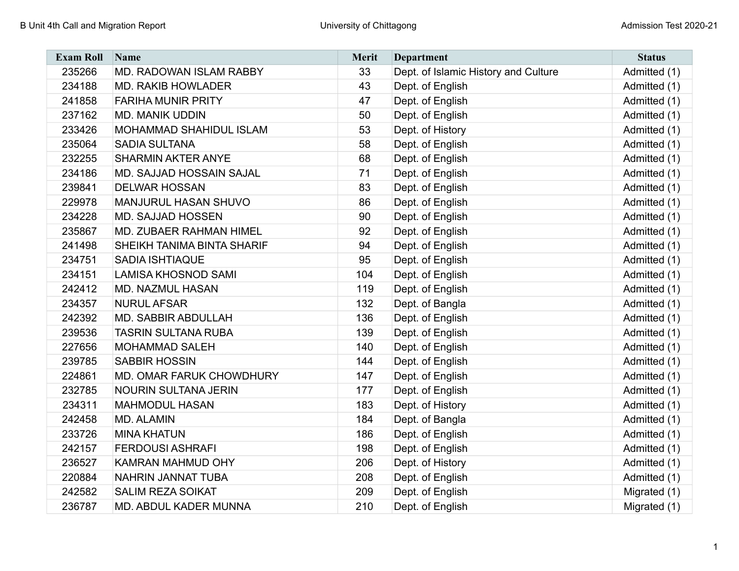| Exam Roll | Name | Merit | Department | Status |
|---|---|---|---|---|
| 235266 | MD. RADOWAN ISLAM RABBY | 33 | Dept. of Islamic History and Culture | Admitted (1) |
| 234188 | MD. RAKIB HOWLADER | 43 | Dept. of English | Admitted (1) |
| 241858 | FARIHA MUNIR PRITY | 47 | Dept. of English | Admitted (1) |
| 237162 | MD. MANIK UDDIN | 50 | Dept. of English | Admitted (1) |
| 233426 | MOHAMMAD SHAHIDUL ISLAM | 53 | Dept. of History | Admitted (1) |
| 235064 | SADIA SULTANA | 58 | Dept. of English | Admitted (1) |
| 232255 | SHARMIN AKTER ANYE | 68 | Dept. of English | Admitted (1) |
| 234186 | MD. SAJJAD HOSSAIN SAJAL | 71 | Dept. of English | Admitted (1) |
| 239841 | DELWAR HOSSAN | 83 | Dept. of English | Admitted (1) |
| 229978 | MANJURUL HASAN SHUVO | 86 | Dept. of English | Admitted (1) |
| 234228 | MD. SAJJAD HOSSEN | 90 | Dept. of English | Admitted (1) |
| 235867 | MD. ZUBAER RAHMAN HIMEL | 92 | Dept. of English | Admitted (1) |
| 241498 | SHEIKH TANIMA BINTA SHARIF | 94 | Dept. of English | Admitted (1) |
| 234751 | SADIA ISHTIAQUE | 95 | Dept. of English | Admitted (1) |
| 234151 | LAMISA KHOSNOD SAMI | 104 | Dept. of English | Admitted (1) |
| 242412 | MD. NAZMUL HASAN | 119 | Dept. of English | Admitted (1) |
| 234357 | NURUL AFSAR | 132 | Dept. of Bangla | Admitted (1) |
| 242392 | MD. SABBIR ABDULLAH | 136 | Dept. of English | Admitted (1) |
| 239536 | TASRIN SULTANA RUBA | 139 | Dept. of English | Admitted (1) |
| 227656 | MOHAMMAD SALEH | 140 | Dept. of English | Admitted (1) |
| 239785 | SABBIR HOSSIN | 144 | Dept. of English | Admitted (1) |
| 224861 | MD. OMAR FARUK CHOWDHURY | 147 | Dept. of English | Admitted (1) |
| 232785 | NOURIN SULTANA JERIN | 177 | Dept. of English | Admitted (1) |
| 234311 | MAHMODUL HASAN | 183 | Dept. of History | Admitted (1) |
| 242458 | MD. ALAMIN | 184 | Dept. of Bangla | Admitted (1) |
| 233726 | MINA KHATUN | 186 | Dept. of English | Admitted (1) |
| 242157 | FERDOUSI ASHRAFI | 198 | Dept. of English | Admitted (1) |
| 236527 | KAMRAN MAHMUD OHY | 206 | Dept. of History | Admitted (1) |
| 220884 | NAHRIN JANNAT TUBA | 208 | Dept. of English | Admitted (1) |
| 242582 | SALIM REZA SOIKAT | 209 | Dept. of English | Migrated (1) |
| 236787 | MD. ABDUL KADER MUNNA | 210 | Dept. of English | Migrated (1) |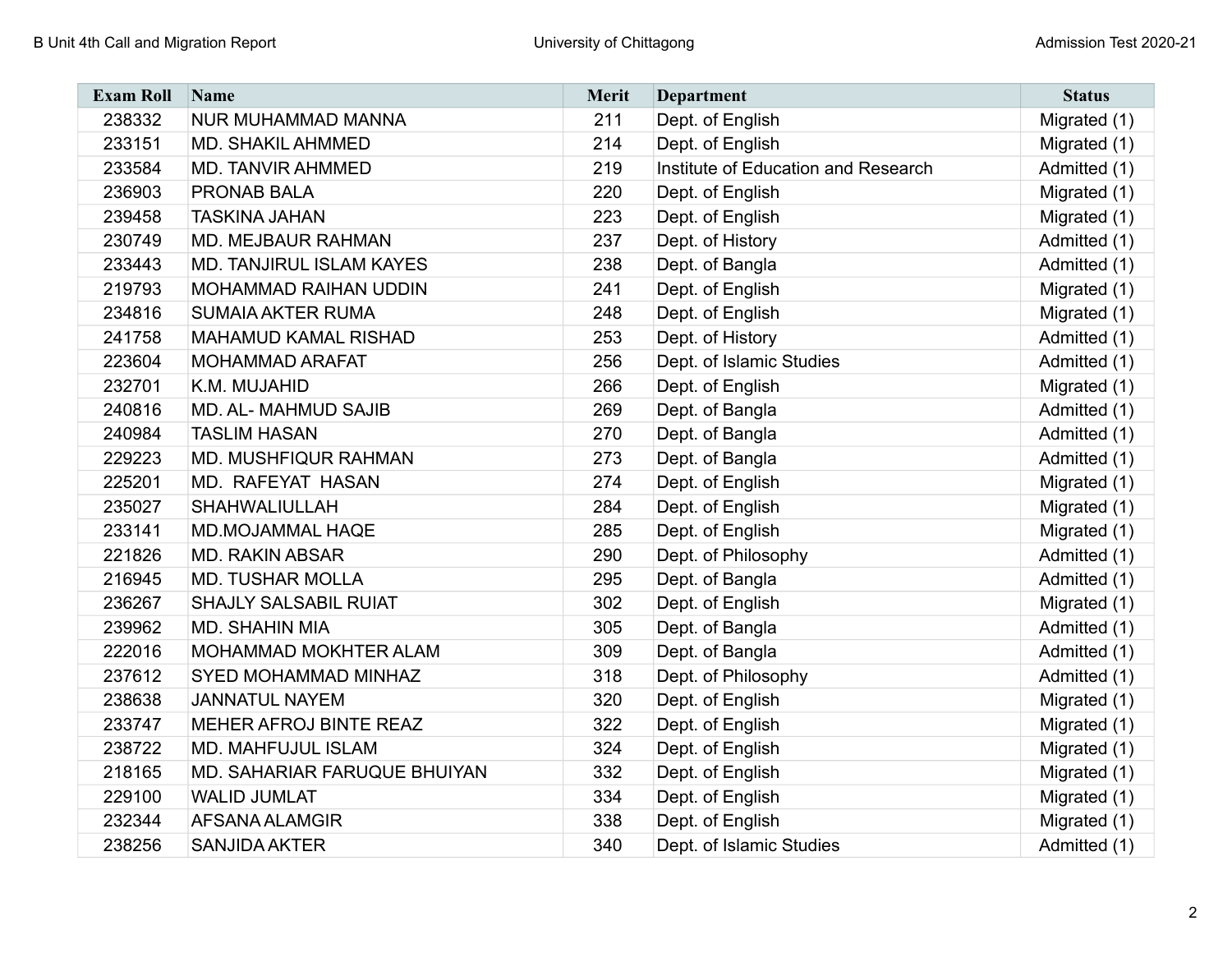| Exam Roll | Name | Merit | Department | Status |
|---|---|---|---|---|
| 238332 | NUR MUHAMMAD MANNA | 211 | Dept. of English | Migrated (1) |
| 233151 | MD. SHAKIL AHMMED | 214 | Dept. of English | Migrated (1) |
| 233584 | MD. TANVIR AHMMED | 219 | Institute of Education and Research | Admitted (1) |
| 236903 | PRONAB BALA | 220 | Dept. of English | Migrated (1) |
| 239458 | TASKINA JAHAN | 223 | Dept. of English | Migrated (1) |
| 230749 | MD. MEJBAUR RAHMAN | 237 | Dept. of History | Admitted (1) |
| 233443 | MD. TANJIRUL ISLAM KAYES | 238 | Dept. of Bangla | Admitted (1) |
| 219793 | MOHAMMAD RAIHAN UDDIN | 241 | Dept. of English | Migrated (1) |
| 234816 | SUMAIA AKTER RUMA | 248 | Dept. of English | Migrated (1) |
| 241758 | MAHAMUD KAMAL RISHAD | 253 | Dept. of History | Admitted (1) |
| 223604 | MOHAMMAD ARAFAT | 256 | Dept. of Islamic Studies | Admitted (1) |
| 232701 | K.M. MUJAHID | 266 | Dept. of English | Migrated (1) |
| 240816 | MD. AL- MAHMUD SAJIB | 269 | Dept. of Bangla | Admitted (1) |
| 240984 | TASLIM HASAN | 270 | Dept. of Bangla | Admitted (1) |
| 229223 | MD. MUSHFIQUR RAHMAN | 273 | Dept. of Bangla | Admitted (1) |
| 225201 | MD.  RAFEYAT  HASAN | 274 | Dept. of English | Migrated (1) |
| 235027 | SHAHWALIULLAH | 284 | Dept. of English | Migrated (1) |
| 233141 | MD.MOJAMMAL HAQE | 285 | Dept. of English | Migrated (1) |
| 221826 | MD. RAKIN ABSAR | 290 | Dept. of Philosophy | Admitted (1) |
| 216945 | MD. TUSHAR MOLLA | 295 | Dept. of Bangla | Admitted (1) |
| 236267 | SHAJLY SALSABIL RUIAT | 302 | Dept. of English | Migrated (1) |
| 239962 | MD. SHAHIN MIA | 305 | Dept. of Bangla | Admitted (1) |
| 222016 | MOHAMMAD MOKHTER ALAM | 309 | Dept. of Bangla | Admitted (1) |
| 237612 | SYED MOHAMMAD MINHAZ | 318 | Dept. of Philosophy | Admitted (1) |
| 238638 | JANNATUL NAYEM | 320 | Dept. of English | Migrated (1) |
| 233747 | MEHER AFROJ BINTE REAZ | 322 | Dept. of English | Migrated (1) |
| 238722 | MD. MAHFUJUL ISLAM | 324 | Dept. of English | Migrated (1) |
| 218165 | MD. SAHARIAR FARUQUE BHUIYAN | 332 | Dept. of English | Migrated (1) |
| 229100 | WALID JUMLAT | 334 | Dept. of English | Migrated (1) |
| 232344 | AFSANA ALAMGIR | 338 | Dept. of English | Migrated (1) |
| 238256 | SANJIDA AKTER | 340 | Dept. of Islamic Studies | Admitted (1) |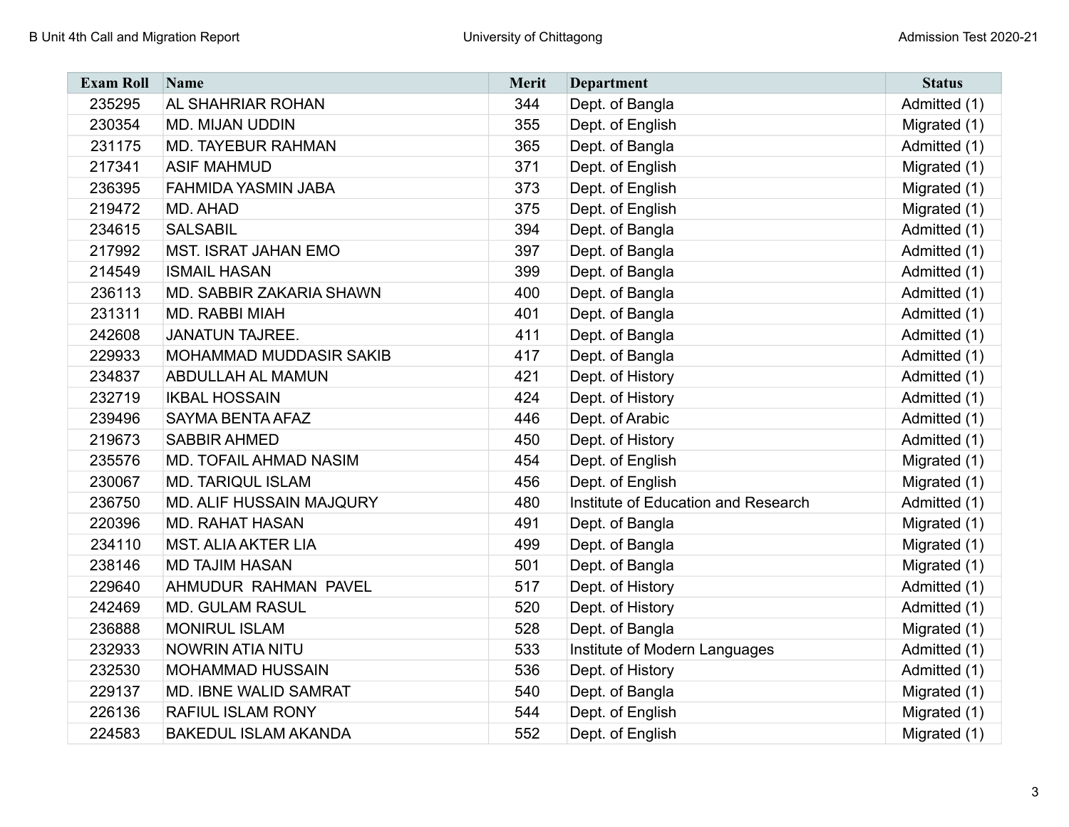| Exam Roll | Name | Merit | Department | Status |
|---|---|---|---|---|
| 235295 | AL SHAHRIAR ROHAN | 344 | Dept. of Bangla | Admitted (1) |
| 230354 | MD. MIJAN UDDIN | 355 | Dept. of English | Migrated (1) |
| 231175 | MD. TAYEBUR RAHMAN | 365 | Dept. of Bangla | Admitted (1) |
| 217341 | ASIF MAHMUD | 371 | Dept. of English | Migrated (1) |
| 236395 | FAHMIDA YASMIN JABA | 373 | Dept. of English | Migrated (1) |
| 219472 | MD. AHAD | 375 | Dept. of English | Migrated (1) |
| 234615 | SALSABIL | 394 | Dept. of Bangla | Admitted (1) |
| 217992 | MST. ISRAT JAHAN EMO | 397 | Dept. of Bangla | Admitted (1) |
| 214549 | ISMAIL HASAN | 399 | Dept. of Bangla | Admitted (1) |
| 236113 | MD. SABBIR ZAKARIA SHAWN | 400 | Dept. of Bangla | Admitted (1) |
| 231311 | MD. RABBI MIAH | 401 | Dept. of Bangla | Admitted (1) |
| 242608 | JANATUN TAJREE. | 411 | Dept. of Bangla | Admitted (1) |
| 229933 | MOHAMMAD MUDDASIR SAKIB | 417 | Dept. of Bangla | Admitted (1) |
| 234837 | ABDULLAH AL MAMUN | 421 | Dept. of History | Admitted (1) |
| 232719 | IKBAL HOSSAIN | 424 | Dept. of History | Admitted (1) |
| 239496 | SAYMA BENTA AFAZ | 446 | Dept. of Arabic | Admitted (1) |
| 219673 | SABBIR AHMED | 450 | Dept. of History | Admitted (1) |
| 235576 | MD. TOFAIL AHMAD NASIM | 454 | Dept. of English | Migrated (1) |
| 230067 | MD. TARIQUL ISLAM | 456 | Dept. of English | Migrated (1) |
| 236750 | MD. ALIF HUSSAIN MAJQURY | 480 | Institute of Education and Research | Admitted (1) |
| 220396 | MD. RAHAT HASAN | 491 | Dept. of Bangla | Migrated (1) |
| 234110 | MST. ALIA AKTER LIA | 499 | Dept. of Bangla | Migrated (1) |
| 238146 | MD TAJIM HASAN | 501 | Dept. of Bangla | Migrated (1) |
| 229640 | AHMUDUR RAHMAN PAVEL | 517 | Dept. of History | Admitted (1) |
| 242469 | MD. GULAM RASUL | 520 | Dept. of History | Admitted (1) |
| 236888 | MONIRUL ISLAM | 528 | Dept. of Bangla | Migrated (1) |
| 232933 | NOWRIN ATIA NITU | 533 | Institute of Modern Languages | Admitted (1) |
| 232530 | MOHAMMAD HUSSAIN | 536 | Dept. of History | Admitted (1) |
| 229137 | MD. IBNE WALID SAMRAT | 540 | Dept. of Bangla | Migrated (1) |
| 226136 | RAFIUL ISLAM RONY | 544 | Dept. of English | Migrated (1) |
| 224583 | BAKEDUL ISLAM AKANDA | 552 | Dept. of English | Migrated (1) |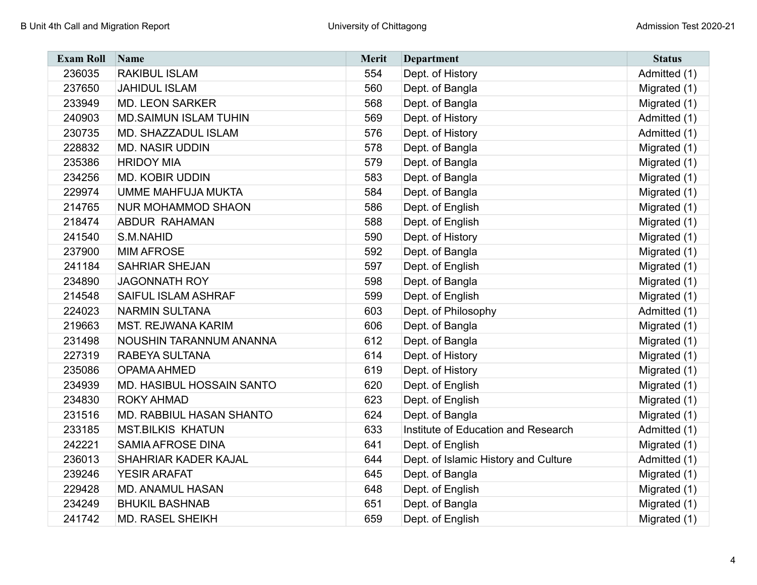| Exam Roll | Name | Merit | Department | Status |
|---|---|---|---|---|
| 236035 | RAKIBUL ISLAM | 554 | Dept. of History | Admitted (1) |
| 237650 | JAHIDUL ISLAM | 560 | Dept. of Bangla | Migrated (1) |
| 233949 | MD. LEON SARKER | 568 | Dept. of Bangla | Migrated (1) |
| 240903 | MD.SAIMUN ISLAM TUHIN | 569 | Dept. of History | Admitted (1) |
| 230735 | MD. SHAZZADUL ISLAM | 576 | Dept. of History | Admitted (1) |
| 228832 | MD. NASIR UDDIN | 578 | Dept. of Bangla | Migrated (1) |
| 235386 | HRIDOY MIA | 579 | Dept. of Bangla | Migrated (1) |
| 234256 | MD. KOBIR UDDIN | 583 | Dept. of Bangla | Migrated (1) |
| 229974 | UMME MAHFUJA MUKTA | 584 | Dept. of Bangla | Migrated (1) |
| 214765 | NUR MOHAMMOD SHAON | 586 | Dept. of English | Migrated (1) |
| 218474 | ABDUR RAHAMAN | 588 | Dept. of English | Migrated (1) |
| 241540 | S.M.NAHID | 590 | Dept. of History | Migrated (1) |
| 237900 | MIM AFROSE | 592 | Dept. of Bangla | Migrated (1) |
| 241184 | SAHRIAR SHEJAN | 597 | Dept. of English | Migrated (1) |
| 234890 | JAGONNATH ROY | 598 | Dept. of Bangla | Migrated (1) |
| 214548 | SAIFUL ISLAM ASHRAF | 599 | Dept. of English | Migrated (1) |
| 224023 | NARMIN SULTANA | 603 | Dept. of Philosophy | Admitted (1) |
| 219663 | MST. REJWANA KARIM | 606 | Dept. of Bangla | Migrated (1) |
| 231498 | NOUSHIN TARANNUM ANANNA | 612 | Dept. of Bangla | Migrated (1) |
| 227319 | RABEYA SULTANA | 614 | Dept. of History | Migrated (1) |
| 235086 | OPAMA AHMED | 619 | Dept. of History | Migrated (1) |
| 234939 | MD. HASIBUL HOSSAIN SANTO | 620 | Dept. of English | Migrated (1) |
| 234830 | ROKY AHMAD | 623 | Dept. of English | Migrated (1) |
| 231516 | MD. RABBIUL HASAN SHANTO | 624 | Dept. of Bangla | Migrated (1) |
| 233185 | MST.BILKIS KHATUN | 633 | Institute of Education and Research | Admitted (1) |
| 242221 | SAMIA AFROSE DINA | 641 | Dept. of English | Migrated (1) |
| 236013 | SHAHRIAR KADER KAJAL | 644 | Dept. of Islamic History and Culture | Admitted (1) |
| 239246 | YESIR ARAFAT | 645 | Dept. of Bangla | Migrated (1) |
| 229428 | MD. ANAMUL HASAN | 648 | Dept. of English | Migrated (1) |
| 234249 | BHUKIL BASHNAB | 651 | Dept. of Bangla | Migrated (1) |
| 241742 | MD. RASEL SHEIKH | 659 | Dept. of English | Migrated (1) |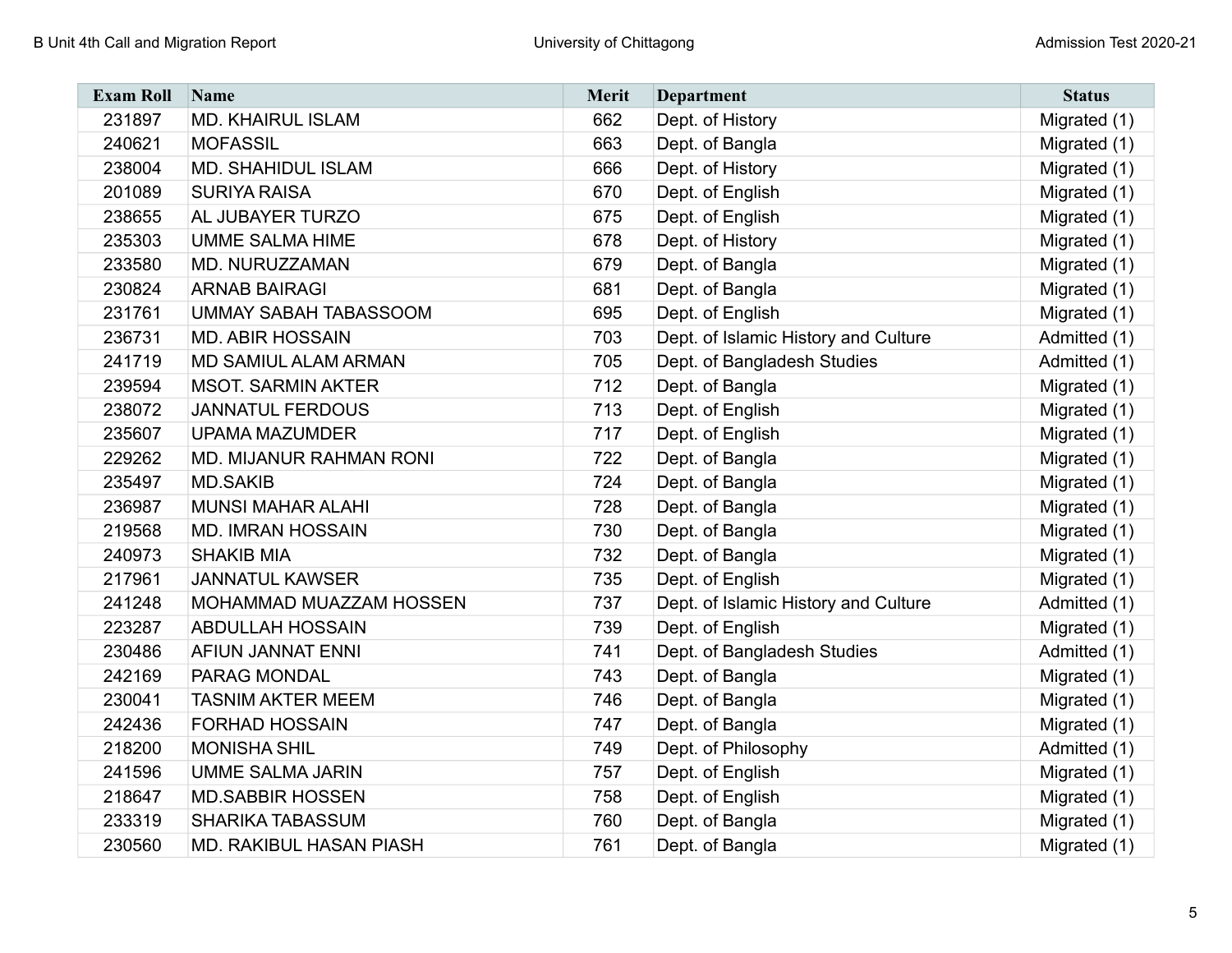| Exam Roll | Name | Merit | Department | Status |
|---|---|---|---|---|
| 231897 | MD. KHAIRUL ISLAM | 662 | Dept. of History | Migrated (1) |
| 240621 | MOFASSIL | 663 | Dept. of Bangla | Migrated (1) |
| 238004 | MD. SHAHIDUL ISLAM | 666 | Dept. of History | Migrated (1) |
| 201089 | SURIYA RAISA | 670 | Dept. of English | Migrated (1) |
| 238655 | AL JUBAYER TURZO | 675 | Dept. of English | Migrated (1) |
| 235303 | UMME SALMA HIME | 678 | Dept. of History | Migrated (1) |
| 233580 | MD. NURUZZAMAN | 679 | Dept. of Bangla | Migrated (1) |
| 230824 | ARNAB BAIRAGI | 681 | Dept. of Bangla | Migrated (1) |
| 231761 | UMMAY SABAH TABASSOOM | 695 | Dept. of English | Migrated (1) |
| 236731 | MD. ABIR HOSSAIN | 703 | Dept. of Islamic History and Culture | Admitted (1) |
| 241719 | MD SAMIUL ALAM ARMAN | 705 | Dept. of Bangladesh Studies | Admitted (1) |
| 239594 | MSOT. SARMIN AKTER | 712 | Dept. of Bangla | Migrated (1) |
| 238072 | JANNATUL FERDOUS | 713 | Dept. of English | Migrated (1) |
| 235607 | UPAMA MAZUMDER | 717 | Dept. of English | Migrated (1) |
| 229262 | MD. MIJANUR RAHMAN RONI | 722 | Dept. of Bangla | Migrated (1) |
| 235497 | MD.SAKIB | 724 | Dept. of Bangla | Migrated (1) |
| 236987 | MUNSI MAHAR ALAHI | 728 | Dept. of Bangla | Migrated (1) |
| 219568 | MD. IMRAN HOSSAIN | 730 | Dept. of Bangla | Migrated (1) |
| 240973 | SHAKIB MIA | 732 | Dept. of Bangla | Migrated (1) |
| 217961 | JANNATUL KAWSER | 735 | Dept. of English | Migrated (1) |
| 241248 | MOHAMMAD MUAZZAM HOSSEN | 737 | Dept. of Islamic History and Culture | Admitted (1) |
| 223287 | ABDULLAH HOSSAIN | 739 | Dept. of English | Migrated (1) |
| 230486 | AFIUN JANNAT ENNI | 741 | Dept. of Bangladesh Studies | Admitted (1) |
| 242169 | PARAG MONDAL | 743 | Dept. of Bangla | Migrated (1) |
| 230041 | TASNIM AKTER MEEM | 746 | Dept. of Bangla | Migrated (1) |
| 242436 | FORHAD HOSSAIN | 747 | Dept. of Bangla | Migrated (1) |
| 218200 | MONISHA SHIL | 749 | Dept. of Philosophy | Admitted (1) |
| 241596 | UMME SALMA JARIN | 757 | Dept. of English | Migrated (1) |
| 218647 | MD.SABBIR HOSSEN | 758 | Dept. of English | Migrated (1) |
| 233319 | SHARIKA TABASSUM | 760 | Dept. of Bangla | Migrated (1) |
| 230560 | MD. RAKIBUL HASAN PIASH | 761 | Dept. of Bangla | Migrated (1) |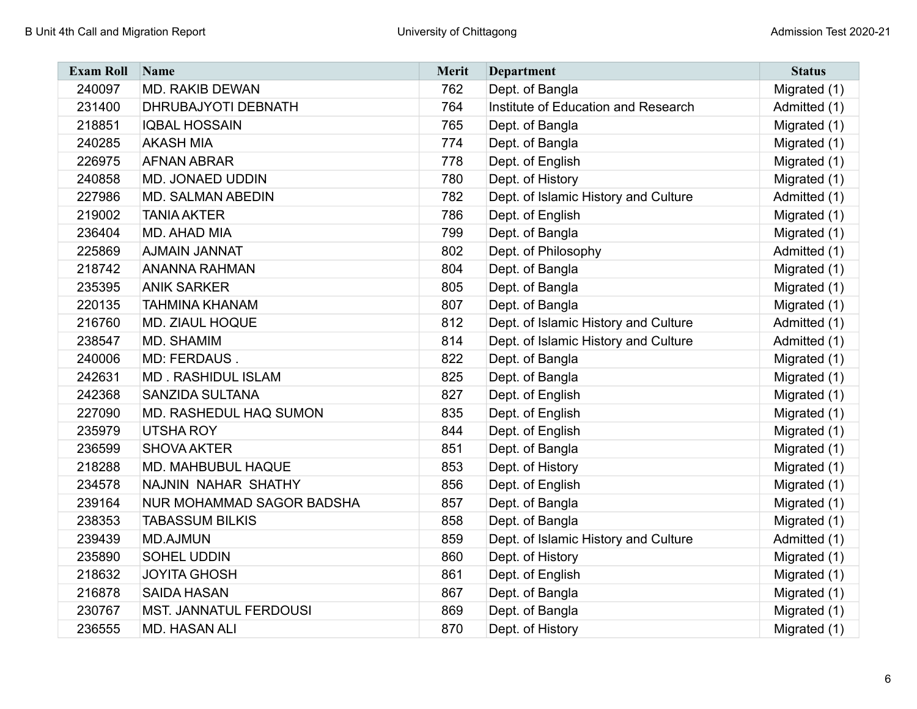| Exam Roll | Name | Merit | Department | Status |
|---|---|---|---|---|
| 240097 | MD. RAKIB DEWAN | 762 | Dept. of Bangla | Migrated (1) |
| 231400 | DHRUBAJYOTI DEBNATH | 764 | Institute of Education and Research | Admitted (1) |
| 218851 | IQBAL HOSSAIN | 765 | Dept. of Bangla | Migrated (1) |
| 240285 | AKASH MIA | 774 | Dept. of Bangla | Migrated (1) |
| 226975 | AFNAN ABRAR | 778 | Dept. of English | Migrated (1) |
| 240858 | MD. JONAED UDDIN | 780 | Dept. of History | Migrated (1) |
| 227986 | MD. SALMAN ABEDIN | 782 | Dept. of Islamic History and Culture | Admitted (1) |
| 219002 | TANIA AKTER | 786 | Dept. of English | Migrated (1) |
| 236404 | MD. AHAD MIA | 799 | Dept. of Bangla | Migrated (1) |
| 225869 | AJMAIN JANNAT | 802 | Dept. of Philosophy | Admitted (1) |
| 218742 | ANANNA RAHMAN | 804 | Dept. of Bangla | Migrated (1) |
| 235395 | ANIK SARKER | 805 | Dept. of Bangla | Migrated (1) |
| 220135 | TAHMINA KHANAM | 807 | Dept. of Bangla | Migrated (1) |
| 216760 | MD. ZIAUL HOQUE | 812 | Dept. of Islamic History and Culture | Admitted (1) |
| 238547 | MD. SHAMIM | 814 | Dept. of Islamic History and Culture | Admitted (1) |
| 240006 | MD: FERDAUS . | 822 | Dept. of Bangla | Migrated (1) |
| 242631 | MD . RASHIDUL ISLAM | 825 | Dept. of Bangla | Migrated (1) |
| 242368 | SANZIDA SULTANA | 827 | Dept. of English | Migrated (1) |
| 227090 | MD. RASHEDUL HAQ SUMON | 835 | Dept. of English | Migrated (1) |
| 235979 | UTSHA ROY | 844 | Dept. of English | Migrated (1) |
| 236599 | SHOVA AKTER | 851 | Dept. of Bangla | Migrated (1) |
| 218288 | MD. MAHBUBUL HAQUE | 853 | Dept. of History | Migrated (1) |
| 234578 | NAJNIN NAHAR SHATHY | 856 | Dept. of English | Migrated (1) |
| 239164 | NUR MOHAMMAD SAGOR BADSHA | 857 | Dept. of Bangla | Migrated (1) |
| 238353 | TABASSUM BILKIS | 858 | Dept. of Bangla | Migrated (1) |
| 239439 | MD.AJMUN | 859 | Dept. of Islamic History and Culture | Admitted (1) |
| 235890 | SOHEL UDDIN | 860 | Dept. of History | Migrated (1) |
| 218632 | JOYITA GHOSH | 861 | Dept. of English | Migrated (1) |
| 216878 | SAIDA HASAN | 867 | Dept. of Bangla | Migrated (1) |
| 230767 | MST. JANNATUL FERDOUSI | 869 | Dept. of Bangla | Migrated (1) |
| 236555 | MD. HASAN ALI | 870 | Dept. of History | Migrated (1) |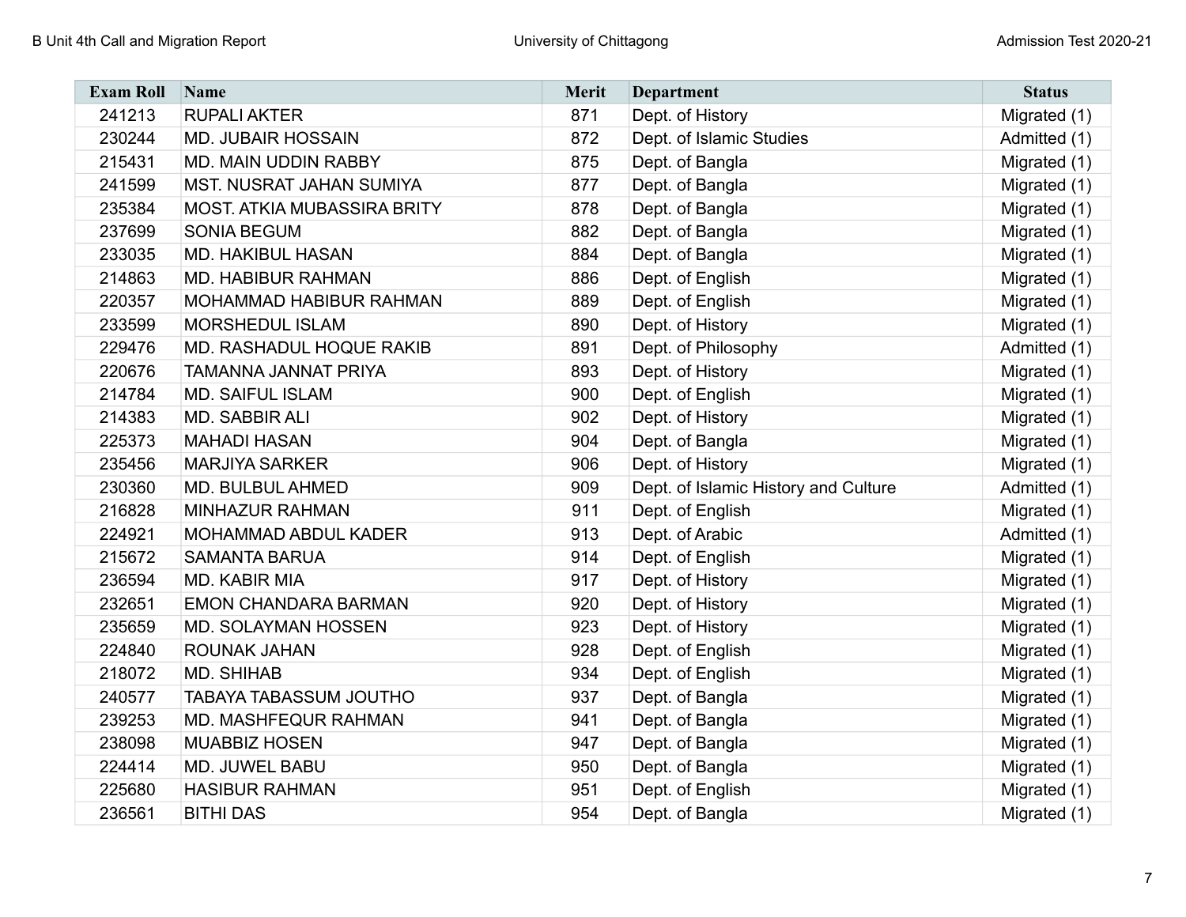| Exam Roll | Name | Merit | Department | Status |
|---|---|---|---|---|
| 241213 | RUPALI AKTER | 871 | Dept. of History | Migrated (1) |
| 230244 | MD. JUBAIR HOSSAIN | 872 | Dept. of Islamic Studies | Admitted (1) |
| 215431 | MD. MAIN UDDIN RABBY | 875 | Dept. of Bangla | Migrated (1) |
| 241599 | MST. NUSRAT JAHAN SUMIYA | 877 | Dept. of Bangla | Migrated (1) |
| 235384 | MOST. ATKIA MUBASSIRA BRITY | 878 | Dept. of Bangla | Migrated (1) |
| 237699 | SONIA BEGUM | 882 | Dept. of Bangla | Migrated (1) |
| 233035 | MD. HAKIBUL HASAN | 884 | Dept. of Bangla | Migrated (1) |
| 214863 | MD. HABIBUR RAHMAN | 886 | Dept. of English | Migrated (1) |
| 220357 | MOHAMMAD HABIBUR RAHMAN | 889 | Dept. of English | Migrated (1) |
| 233599 | MORSHEDUL ISLAM | 890 | Dept. of History | Migrated (1) |
| 229476 | MD. RASHADUL HOQUE RAKIB | 891 | Dept. of Philosophy | Admitted (1) |
| 220676 | TAMANNA JANNAT PRIYA | 893 | Dept. of History | Migrated (1) |
| 214784 | MD. SAIFUL ISLAM | 900 | Dept. of English | Migrated (1) |
| 214383 | MD. SABBIR ALI | 902 | Dept. of History | Migrated (1) |
| 225373 | MAHADI HASAN | 904 | Dept. of Bangla | Migrated (1) |
| 235456 | MARJIYA SARKER | 906 | Dept. of History | Migrated (1) |
| 230360 | MD. BULBUL AHMED | 909 | Dept. of Islamic History and Culture | Admitted (1) |
| 216828 | MINHAZUR RAHMAN | 911 | Dept. of English | Migrated (1) |
| 224921 | MOHAMMAD ABDUL KADER | 913 | Dept. of Arabic | Admitted (1) |
| 215672 | SAMANTA BARUA | 914 | Dept. of English | Migrated (1) |
| 236594 | MD. KABIR MIA | 917 | Dept. of History | Migrated (1) |
| 232651 | EMON CHANDARA BARMAN | 920 | Dept. of History | Migrated (1) |
| 235659 | MD. SOLAYMAN HOSSEN | 923 | Dept. of History | Migrated (1) |
| 224840 | ROUNAK JAHAN | 928 | Dept. of English | Migrated (1) |
| 218072 | MD. SHIHAB | 934 | Dept. of English | Migrated (1) |
| 240577 | TABAYA TABASSUM JOUTHO | 937 | Dept. of Bangla | Migrated (1) |
| 239253 | MD. MASHFEQUR RAHMAN | 941 | Dept. of Bangla | Migrated (1) |
| 238098 | MUABBIZ HOSEN | 947 | Dept. of Bangla | Migrated (1) |
| 224414 | MD. JUWEL BABU | 950 | Dept. of Bangla | Migrated (1) |
| 225680 | HASIBUR RAHMAN | 951 | Dept. of English | Migrated (1) |
| 236561 | BITHI DAS | 954 | Dept. of Bangla | Migrated (1) |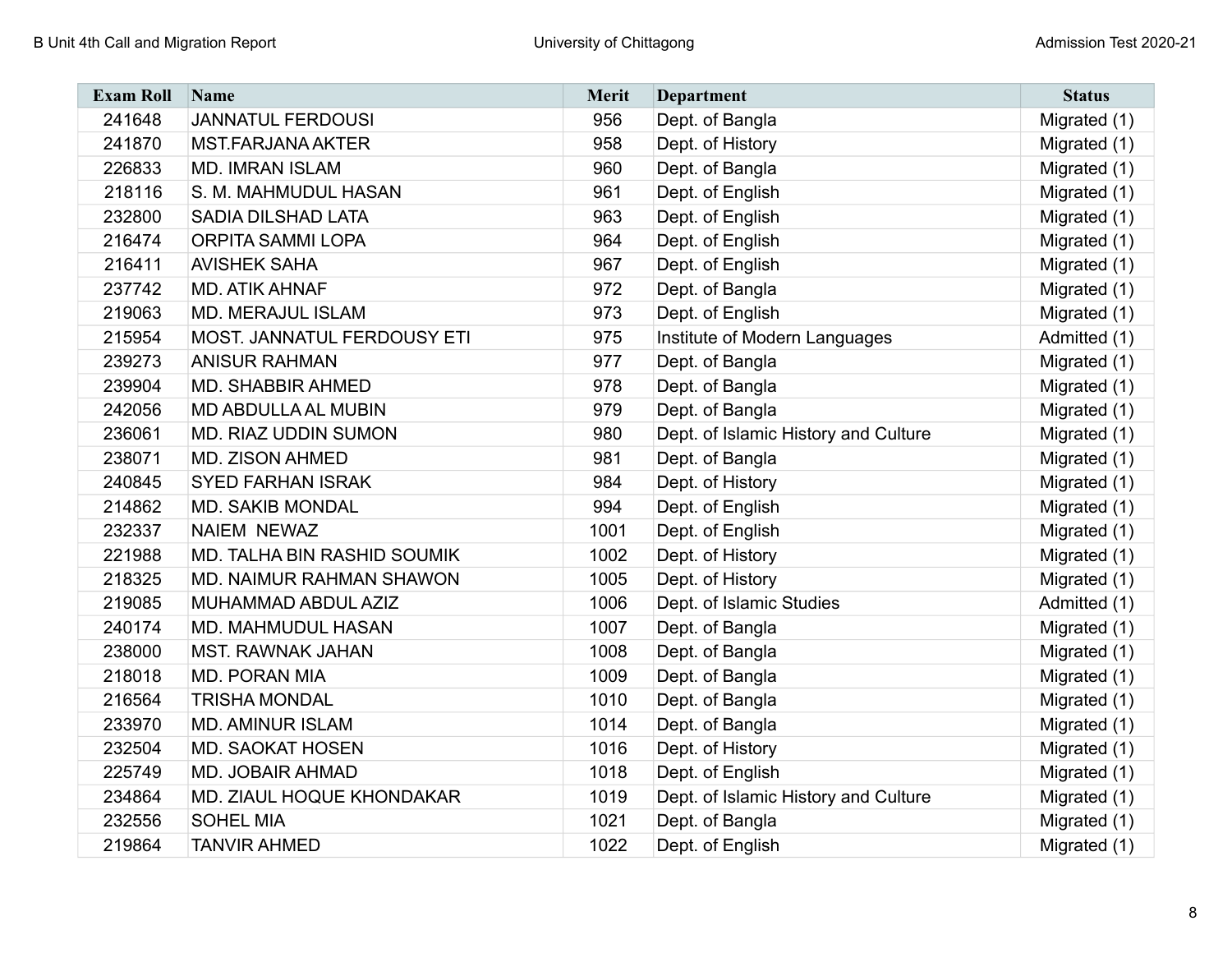| Exam Roll | Name | Merit | Department | Status |
|---|---|---|---|---|
| 241648 | JANNATUL FERDOUSI | 956 | Dept. of Bangla | Migrated (1) |
| 241870 | MST.FARJANA AKTER | 958 | Dept. of History | Migrated (1) |
| 226833 | MD. IMRAN ISLAM | 960 | Dept. of Bangla | Migrated (1) |
| 218116 | S. M. MAHMUDUL HASAN | 961 | Dept. of English | Migrated (1) |
| 232800 | SADIA DILSHAD LATA | 963 | Dept. of English | Migrated (1) |
| 216474 | ORPITA SAMMI LOPA | 964 | Dept. of English | Migrated (1) |
| 216411 | AVISHEK SAHA | 967 | Dept. of English | Migrated (1) |
| 237742 | MD. ATIK AHNAF | 972 | Dept. of Bangla | Migrated (1) |
| 219063 | MD. MERAJUL ISLAM | 973 | Dept. of English | Migrated (1) |
| 215954 | MOST. JANNATUL FERDOUSY ETI | 975 | Institute of Modern Languages | Admitted (1) |
| 239273 | ANISUR RAHMAN | 977 | Dept. of Bangla | Migrated (1) |
| 239904 | MD. SHABBIR AHMED | 978 | Dept. of Bangla | Migrated (1) |
| 242056 | MD ABDULLA AL MUBIN | 979 | Dept. of Bangla | Migrated (1) |
| 236061 | MD. RIAZ UDDIN SUMON | 980 | Dept. of Islamic History and Culture | Migrated (1) |
| 238071 | MD. ZISON AHMED | 981 | Dept. of Bangla | Migrated (1) |
| 240845 | SYED FARHAN ISRAK | 984 | Dept. of History | Migrated (1) |
| 214862 | MD. SAKIB MONDAL | 994 | Dept. of English | Migrated (1) |
| 232337 | NAIEM NEWAZ | 1001 | Dept. of English | Migrated (1) |
| 221988 | MD. TALHA BIN RASHID SOUMIK | 1002 | Dept. of History | Migrated (1) |
| 218325 | MD. NAIMUR RAHMAN SHAWON | 1005 | Dept. of History | Migrated (1) |
| 219085 | MUHAMMAD ABDUL AZIZ | 1006 | Dept. of Islamic Studies | Admitted (1) |
| 240174 | MD. MAHMUDUL HASAN | 1007 | Dept. of Bangla | Migrated (1) |
| 238000 | MST. RAWNAK JAHAN | 1008 | Dept. of Bangla | Migrated (1) |
| 218018 | MD. PORAN MIA | 1009 | Dept. of Bangla | Migrated (1) |
| 216564 | TRISHA MONDAL | 1010 | Dept. of Bangla | Migrated (1) |
| 233970 | MD. AMINUR ISLAM | 1014 | Dept. of Bangla | Migrated (1) |
| 232504 | MD. SAOKAT HOSEN | 1016 | Dept. of History | Migrated (1) |
| 225749 | MD. JOBAIR AHMAD | 1018 | Dept. of English | Migrated (1) |
| 234864 | MD. ZIAUL HOQUE KHONDAKAR | 1019 | Dept. of Islamic History and Culture | Migrated (1) |
| 232556 | SOHEL MIA | 1021 | Dept. of Bangla | Migrated (1) |
| 219864 | TANVIR AHMED | 1022 | Dept. of English | Migrated (1) |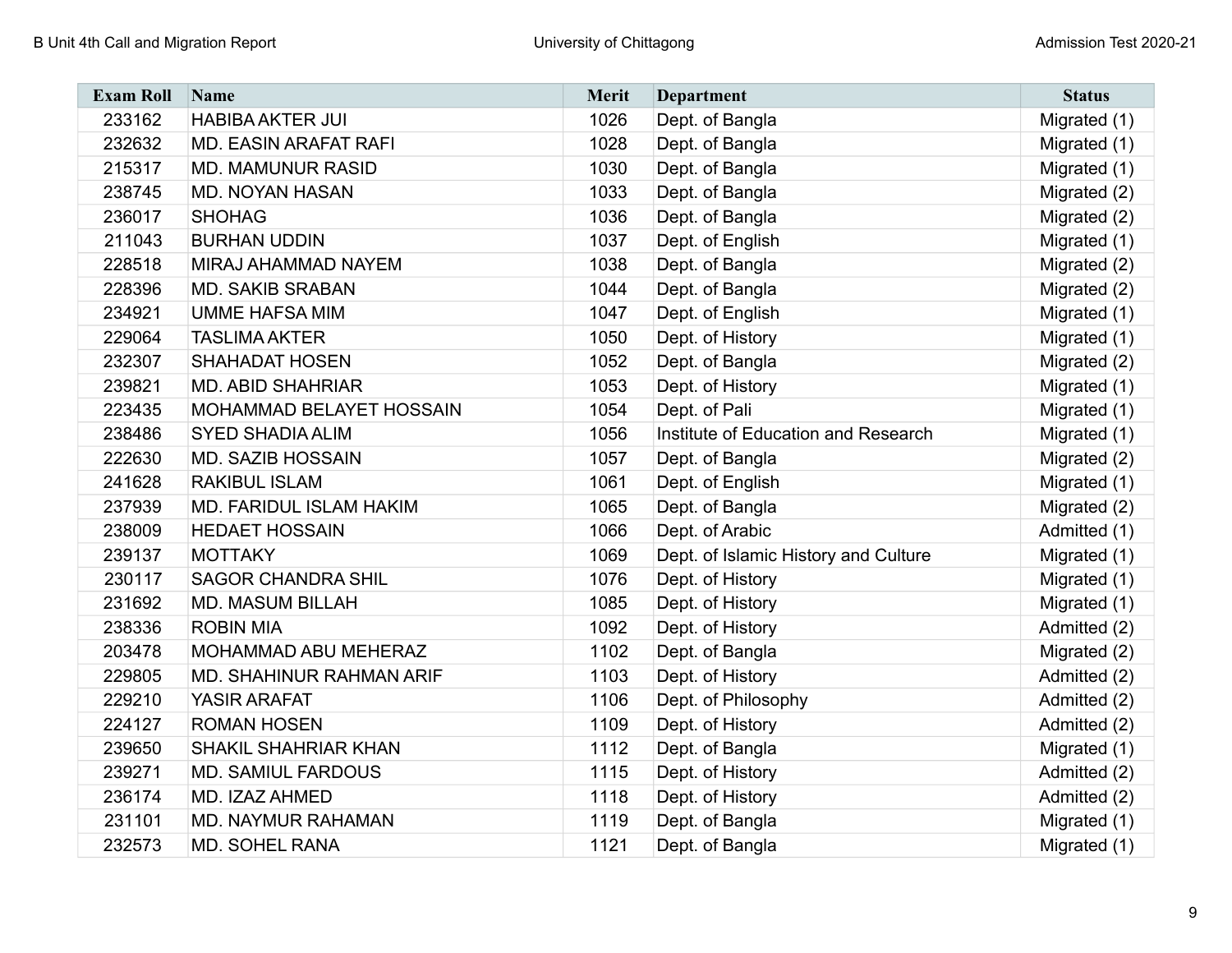| Exam Roll | Name | Merit | Department | Status |
|---|---|---|---|---|
| 233162 | HABIBA AKTER JUI | 1026 | Dept. of Bangla | Migrated (1) |
| 232632 | MD. EASIN ARAFAT RAFI | 1028 | Dept. of Bangla | Migrated (1) |
| 215317 | MD. MAMUNUR RASID | 1030 | Dept. of Bangla | Migrated (1) |
| 238745 | MD. NOYAN HASAN | 1033 | Dept. of Bangla | Migrated (2) |
| 236017 | SHOHAG | 1036 | Dept. of Bangla | Migrated (2) |
| 211043 | BURHAN UDDIN | 1037 | Dept. of English | Migrated (1) |
| 228518 | MIRAJ AHAMMAD NAYEM | 1038 | Dept. of Bangla | Migrated (2) |
| 228396 | MD. SAKIB SRABAN | 1044 | Dept. of Bangla | Migrated (2) |
| 234921 | UMME HAFSA MIM | 1047 | Dept. of English | Migrated (1) |
| 229064 | TASLIMA AKTER | 1050 | Dept. of History | Migrated (1) |
| 232307 | SHAHADAT HOSEN | 1052 | Dept. of Bangla | Migrated (2) |
| 239821 | MD. ABID SHAHRIAR | 1053 | Dept. of History | Migrated (1) |
| 223435 | MOHAMMAD BELAYET HOSSAIN | 1054 | Dept. of Pali | Migrated (1) |
| 238486 | SYED SHADIA ALIM | 1056 | Institute of Education and Research | Migrated (1) |
| 222630 | MD. SAZIB HOSSAIN | 1057 | Dept. of Bangla | Migrated (2) |
| 241628 | RAKIBUL ISLAM | 1061 | Dept. of English | Migrated (1) |
| 237939 | MD. FARIDUL ISLAM HAKIM | 1065 | Dept. of Bangla | Migrated (2) |
| 238009 | HEDAET HOSSAIN | 1066 | Dept. of Arabic | Admitted (1) |
| 239137 | MOTTAKY | 1069 | Dept. of Islamic History and Culture | Migrated (1) |
| 230117 | SAGOR CHANDRA SHIL | 1076 | Dept. of History | Migrated (1) |
| 231692 | MD. MASUM BILLAH | 1085 | Dept. of History | Migrated (1) |
| 238336 | ROBIN MIA | 1092 | Dept. of History | Admitted (2) |
| 203478 | MOHAMMAD ABU MEHERAZ | 1102 | Dept. of Bangla | Migrated (2) |
| 229805 | MD. SHAHINUR RAHMAN ARIF | 1103 | Dept. of History | Admitted (2) |
| 229210 | YASIR ARAFAT | 1106 | Dept. of Philosophy | Admitted (2) |
| 224127 | ROMAN HOSEN | 1109 | Dept. of History | Admitted (2) |
| 239650 | SHAKIL SHAHRIAR KHAN | 1112 | Dept. of Bangla | Migrated (1) |
| 239271 | MD. SAMIUL FARDOUS | 1115 | Dept. of History | Admitted (2) |
| 236174 | MD. IZAZ AHMED | 1118 | Dept. of History | Admitted (2) |
| 231101 | MD. NAYMUR RAHAMAN | 1119 | Dept. of Bangla | Migrated (1) |
| 232573 | MD. SOHEL RANA | 1121 | Dept. of Bangla | Migrated (1) |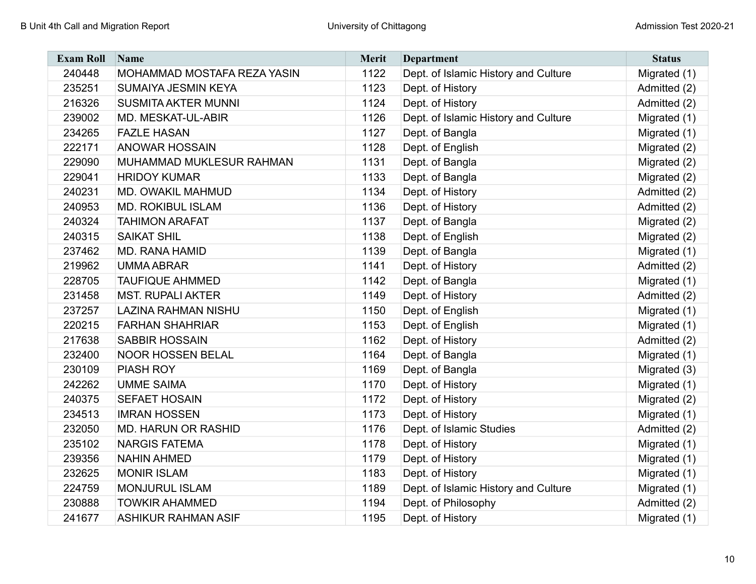| Exam Roll | Name | Merit | Department | Status |
|---|---|---|---|---|
| 240448 | MOHAMMAD MOSTAFA REZA YASIN | 1122 | Dept. of Islamic History and Culture | Migrated (1) |
| 235251 | SUMAIYA JESMIN KEYA | 1123 | Dept. of History | Admitted (2) |
| 216326 | SUSMITA AKTER MUNNI | 1124 | Dept. of History | Admitted (2) |
| 239002 | MD. MESKAT-UL-ABIR | 1126 | Dept. of Islamic History and Culture | Migrated (1) |
| 234265 | FAZLE HASAN | 1127 | Dept. of Bangla | Migrated (1) |
| 222171 | ANOWAR HOSSAIN | 1128 | Dept. of English | Migrated (2) |
| 229090 | MUHAMMAD MUKLESUR RAHMAN | 1131 | Dept. of Bangla | Migrated (2) |
| 229041 | HRIDOY KUMAR | 1133 | Dept. of Bangla | Migrated (2) |
| 240231 | MD. OWAKIL MAHMUD | 1134 | Dept. of History | Admitted (2) |
| 240953 | MD. ROKIBUL ISLAM | 1136 | Dept. of History | Admitted (2) |
| 240324 | TAHIMON ARAFAT | 1137 | Dept. of Bangla | Migrated (2) |
| 240315 | SAIKAT SHIL | 1138 | Dept. of English | Migrated (2) |
| 237462 | MD. RANA HAMID | 1139 | Dept. of Bangla | Migrated (1) |
| 219962 | UMMA ABRAR | 1141 | Dept. of History | Admitted (2) |
| 228705 | TAUFIQUE AHMMED | 1142 | Dept. of Bangla | Migrated (1) |
| 231458 | MST. RUPALI AKTER | 1149 | Dept. of History | Admitted (2) |
| 237257 | LAZINA RAHMAN NISHU | 1150 | Dept. of English | Migrated (1) |
| 220215 | FARHAN SHAHRIAR | 1153 | Dept. of English | Migrated (1) |
| 217638 | SABBIR HOSSAIN | 1162 | Dept. of History | Admitted (2) |
| 232400 | NOOR HOSSEN BELAL | 1164 | Dept. of Bangla | Migrated (1) |
| 230109 | PIASH ROY | 1169 | Dept. of Bangla | Migrated (3) |
| 242262 | UMME SAIMA | 1170 | Dept. of History | Migrated (1) |
| 240375 | SEFAET HOSAIN | 1172 | Dept. of History | Migrated (2) |
| 234513 | IMRAN HOSSEN | 1173 | Dept. of History | Migrated (1) |
| 232050 | MD. HARUN OR RASHID | 1176 | Dept. of Islamic Studies | Admitted (2) |
| 235102 | NARGIS FATEMA | 1178 | Dept. of History | Migrated (1) |
| 239356 | NAHIN AHMED | 1179 | Dept. of History | Migrated (1) |
| 232625 | MONIR ISLAM | 1183 | Dept. of History | Migrated (1) |
| 224759 | MONJURUL ISLAM | 1189 | Dept. of Islamic History and Culture | Migrated (1) |
| 230888 | TOWKIR AHAMMED | 1194 | Dept. of Philosophy | Admitted (2) |
| 241677 | ASHIKUR RAHMAN ASIF | 1195 | Dept. of History | Migrated (1) |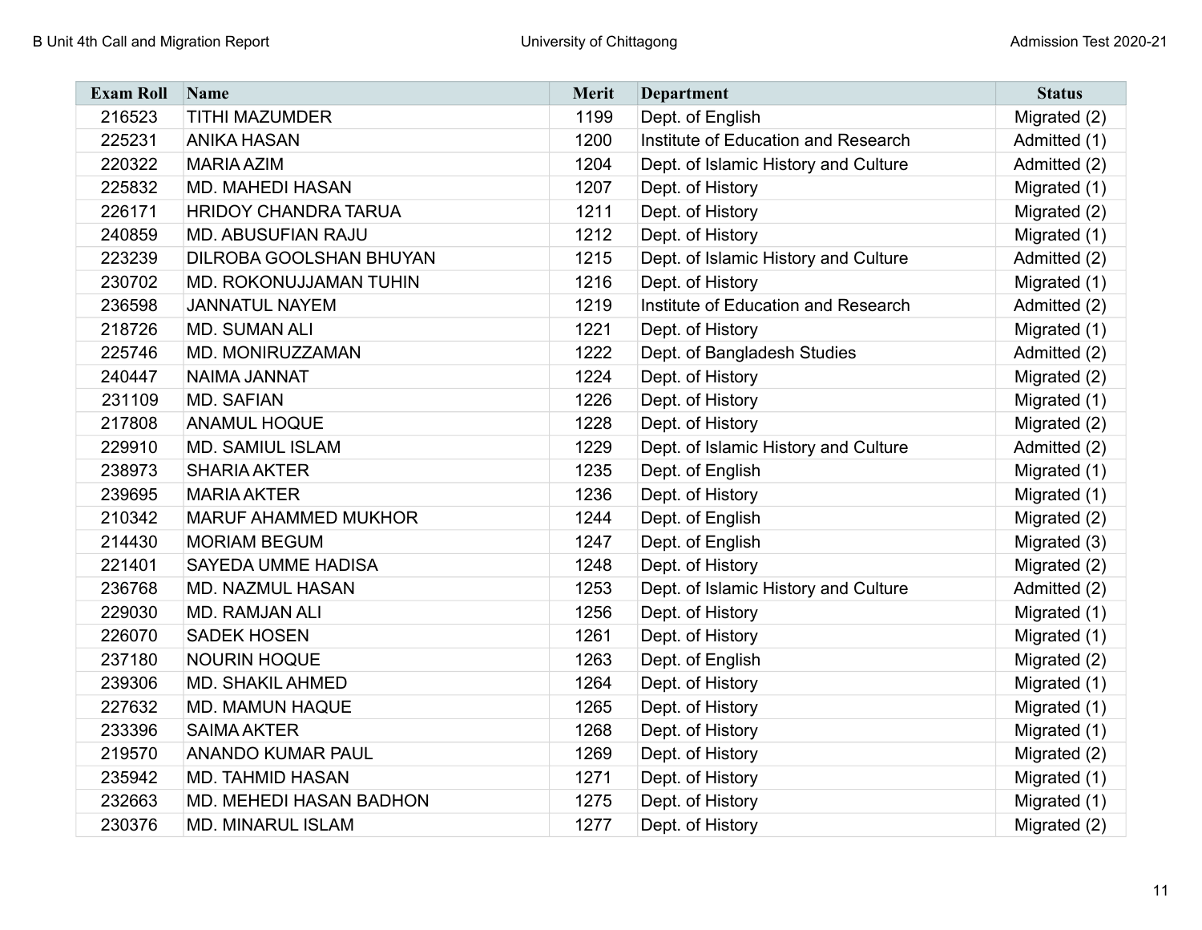| Exam Roll | Name | Merit | Department | Status |
|---|---|---|---|---|
| 216523 | TITHI MAZUMDER | 1199 | Dept. of English | Migrated (2) |
| 225231 | ANIKA HASAN | 1200 | Institute of Education and Research | Admitted (1) |
| 220322 | MARIA AZIM | 1204 | Dept. of Islamic History and Culture | Admitted (2) |
| 225832 | MD. MAHEDI HASAN | 1207 | Dept. of History | Migrated (1) |
| 226171 | HRIDOY CHANDRA TARUA | 1211 | Dept. of History | Migrated (2) |
| 240859 | MD. ABUSUFIAN RAJU | 1212 | Dept. of History | Migrated (1) |
| 223239 | DILROBA GOOLSHAN BHUYAN | 1215 | Dept. of Islamic History and Culture | Admitted (2) |
| 230702 | MD. ROKONUJJAMAN TUHIN | 1216 | Dept. of History | Migrated (1) |
| 236598 | JANNATUL NAYEM | 1219 | Institute of Education and Research | Admitted (2) |
| 218726 | MD. SUMAN ALI | 1221 | Dept. of History | Migrated (1) |
| 225746 | MD. MONIRUZZAMAN | 1222 | Dept. of Bangladesh Studies | Admitted (2) |
| 240447 | NAIMA JANNAT | 1224 | Dept. of History | Migrated (2) |
| 231109 | MD. SAFIAN | 1226 | Dept. of History | Migrated (1) |
| 217808 | ANAMUL HOQUE | 1228 | Dept. of History | Migrated (2) |
| 229910 | MD. SAMIUL ISLAM | 1229 | Dept. of Islamic History and Culture | Admitted (2) |
| 238973 | SHARIA AKTER | 1235 | Dept. of English | Migrated (1) |
| 239695 | MARIA AKTER | 1236 | Dept. of History | Migrated (1) |
| 210342 | MARUF AHAMMED MUKHOR | 1244 | Dept. of English | Migrated (2) |
| 214430 | MORIAM BEGUM | 1247 | Dept. of English | Migrated (3) |
| 221401 | SAYEDA UMME HADISA | 1248 | Dept. of History | Migrated (2) |
| 236768 | MD. NAZMUL HASAN | 1253 | Dept. of Islamic History and Culture | Admitted (2) |
| 229030 | MD. RAMJAN ALI | 1256 | Dept. of History | Migrated (1) |
| 226070 | SADEK HOSEN | 1261 | Dept. of History | Migrated (1) |
| 237180 | NOURIN HOQUE | 1263 | Dept. of English | Migrated (2) |
| 239306 | MD. SHAKIL AHMED | 1264 | Dept. of History | Migrated (1) |
| 227632 | MD. MAMUN HAQUE | 1265 | Dept. of History | Migrated (1) |
| 233396 | SAIMA AKTER | 1268 | Dept. of History | Migrated (1) |
| 219570 | ANANDO KUMAR PAUL | 1269 | Dept. of History | Migrated (2) |
| 235942 | MD. TAHMID HASAN | 1271 | Dept. of History | Migrated (1) |
| 232663 | MD. MEHEDI HASAN BADHON | 1275 | Dept. of History | Migrated (1) |
| 230376 | MD. MINARUL ISLAM | 1277 | Dept. of History | Migrated (2) |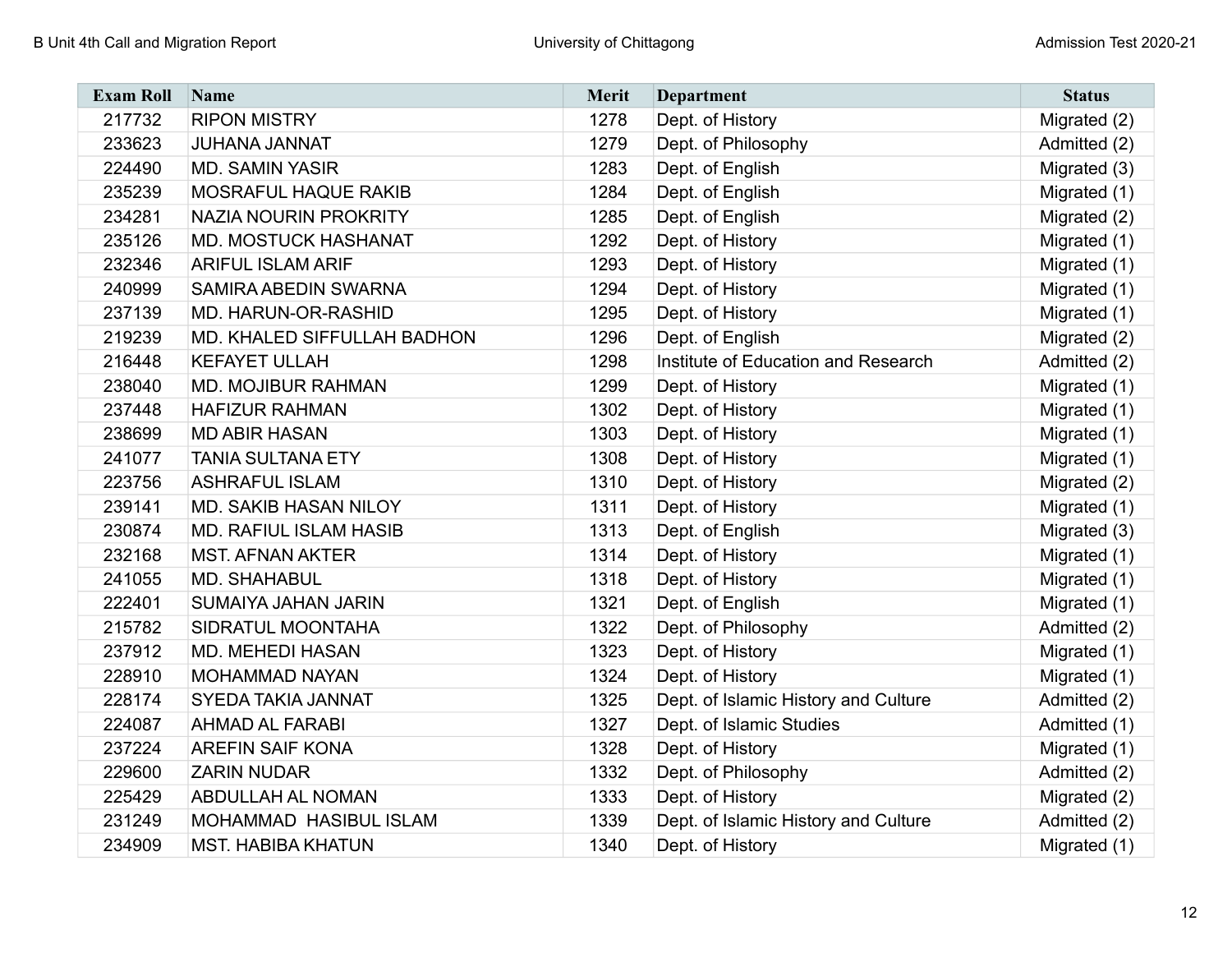| Exam Roll | Name | Merit | Department | Status |
|---|---|---|---|---|
| 217732 | RIPON MISTRY | 1278 | Dept. of History | Migrated (2) |
| 233623 | JUHANA JANNAT | 1279 | Dept. of Philosophy | Admitted (2) |
| 224490 | MD. SAMIN YASIR | 1283 | Dept. of English | Migrated (3) |
| 235239 | MOSRAFUL HAQUE RAKIB | 1284 | Dept. of English | Migrated (1) |
| 234281 | NAZIA NOURIN PROKRITY | 1285 | Dept. of English | Migrated (2) |
| 235126 | MD. MOSTUCK HASHANAT | 1292 | Dept. of History | Migrated (1) |
| 232346 | ARIFUL ISLAM ARIF | 1293 | Dept. of History | Migrated (1) |
| 240999 | SAMIRA ABEDIN SWARNA | 1294 | Dept. of History | Migrated (1) |
| 237139 | MD. HARUN-OR-RASHID | 1295 | Dept. of History | Migrated (1) |
| 219239 | MD. KHALED SIFFULLAH BADHON | 1296 | Dept. of English | Migrated (2) |
| 216448 | KEFAYET ULLAH | 1298 | Institute of Education and Research | Admitted (2) |
| 238040 | MD. MOJIBUR RAHMAN | 1299 | Dept. of History | Migrated (1) |
| 237448 | HAFIZUR RAHMAN | 1302 | Dept. of History | Migrated (1) |
| 238699 | MD ABIR HASAN | 1303 | Dept. of History | Migrated (1) |
| 241077 | TANIA SULTANA ETY | 1308 | Dept. of History | Migrated (1) |
| 223756 | ASHRAFUL ISLAM | 1310 | Dept. of History | Migrated (2) |
| 239141 | MD. SAKIB HASAN NILOY | 1311 | Dept. of History | Migrated (1) |
| 230874 | MD. RAFIUL ISLAM HASIB | 1313 | Dept. of English | Migrated (3) |
| 232168 | MST. AFNAN AKTER | 1314 | Dept. of History | Migrated (1) |
| 241055 | MD. SHAHABUL | 1318 | Dept. of History | Migrated (1) |
| 222401 | SUMAIYA JAHAN JARIN | 1321 | Dept. of English | Migrated (1) |
| 215782 | SIDRATUL MOONTAHA | 1322 | Dept. of Philosophy | Admitted (2) |
| 237912 | MD. MEHEDI HASAN | 1323 | Dept. of History | Migrated (1) |
| 228910 | MOHAMMAD NAYAN | 1324 | Dept. of History | Migrated (1) |
| 228174 | SYEDA TAKIA JANNAT | 1325 | Dept. of Islamic History and Culture | Admitted (2) |
| 224087 | AHMAD AL FARABI | 1327 | Dept. of Islamic Studies | Admitted (1) |
| 237224 | AREFIN SAIF KONA | 1328 | Dept. of History | Migrated (1) |
| 229600 | ZARIN NUDAR | 1332 | Dept. of Philosophy | Admitted (2) |
| 225429 | ABDULLAH AL NOMAN | 1333 | Dept. of History | Migrated (2) |
| 231249 | MOHAMMAD HASIBUL ISLAM | 1339 | Dept. of Islamic History and Culture | Admitted (2) |
| 234909 | MST. HABIBA KHATUN | 1340 | Dept. of History | Migrated (1) |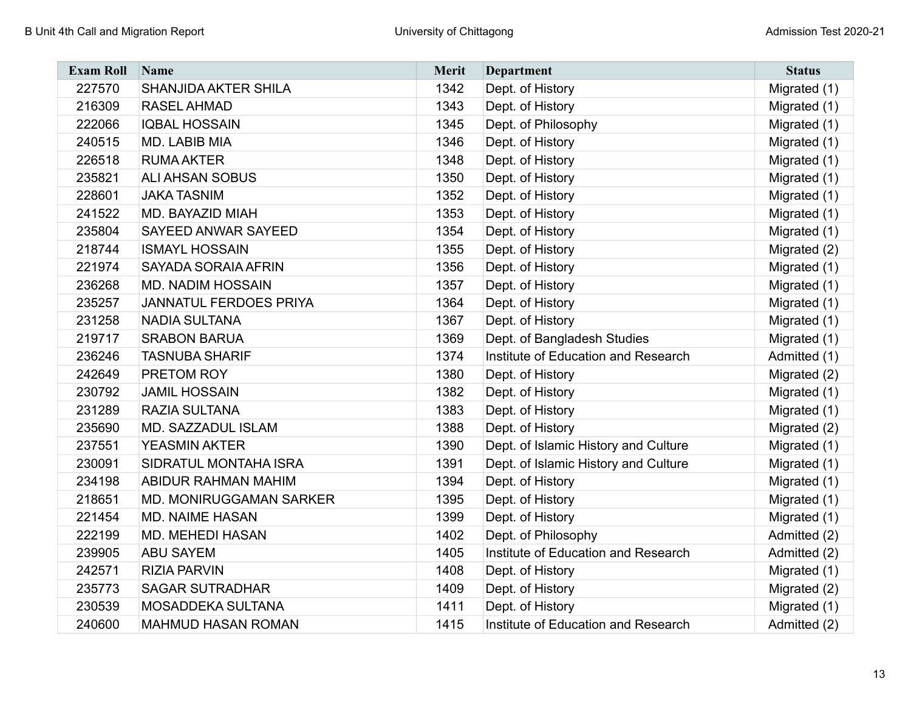| Exam Roll | Name | Merit | Department | Status |
|---|---|---|---|---|
| 227570 | SHANJIDA AKTER SHILA | 1342 | Dept. of History | Migrated (1) |
| 216309 | RASEL AHMAD | 1343 | Dept. of History | Migrated (1) |
| 222066 | IQBAL HOSSAIN | 1345 | Dept. of Philosophy | Migrated (1) |
| 240515 | MD. LABIB MIA | 1346 | Dept. of History | Migrated (1) |
| 226518 | RUMA AKTER | 1348 | Dept. of History | Migrated (1) |
| 235821 | ALI AHSAN SOBUS | 1350 | Dept. of History | Migrated (1) |
| 228601 | JAKA TASNIM | 1352 | Dept. of History | Migrated (1) |
| 241522 | MD. BAYAZID MIAH | 1353 | Dept. of History | Migrated (1) |
| 235804 | SAYEED ANWAR SAYEED | 1354 | Dept. of History | Migrated (1) |
| 218744 | ISMAYL HOSSAIN | 1355 | Dept. of History | Migrated (2) |
| 221974 | SAYADA SORAIA AFRIN | 1356 | Dept. of History | Migrated (1) |
| 236268 | MD. NADIM HOSSAIN | 1357 | Dept. of History | Migrated (1) |
| 235257 | JANNATUL FERDOES PRIYA | 1364 | Dept. of History | Migrated (1) |
| 231258 | NADIA SULTANA | 1367 | Dept. of History | Migrated (1) |
| 219717 | SRABON BARUA | 1369 | Dept. of Bangladesh Studies | Migrated (1) |
| 236246 | TASNUBA SHARIF | 1374 | Institute of Education and Research | Admitted (1) |
| 242649 | PRETOM ROY | 1380 | Dept. of History | Migrated (2) |
| 230792 | JAMIL HOSSAIN | 1382 | Dept. of History | Migrated (1) |
| 231289 | RAZIA SULTANA | 1383 | Dept. of History | Migrated (1) |
| 235690 | MD. SAZZADUL ISLAM | 1388 | Dept. of History | Migrated (2) |
| 237551 | YEASMIN AKTER | 1390 | Dept. of Islamic History and Culture | Migrated (1) |
| 230091 | SIDRATUL MONTAHA ISRA | 1391 | Dept. of Islamic History and Culture | Migrated (1) |
| 234198 | ABIDUR RAHMAN MAHIM | 1394 | Dept. of History | Migrated (1) |
| 218651 | MD. MONIRUGGAMAN SARKER | 1395 | Dept. of History | Migrated (1) |
| 221454 | MD. NAIME HASAN | 1399 | Dept. of History | Migrated (1) |
| 222199 | MD. MEHEDI HASAN | 1402 | Dept. of Philosophy | Admitted (2) |
| 239905 | ABU SAYEM | 1405 | Institute of Education and Research | Admitted (2) |
| 242571 | RIZIA PARVIN | 1408 | Dept. of History | Migrated (1) |
| 235773 | SAGAR SUTRADHAR | 1409 | Dept. of History | Migrated (2) |
| 230539 | MOSADDEKA SULTANA | 1411 | Dept. of History | Migrated (1) |
| 240600 | MAHMUD HASAN ROMAN | 1415 | Institute of Education and Research | Admitted (2) |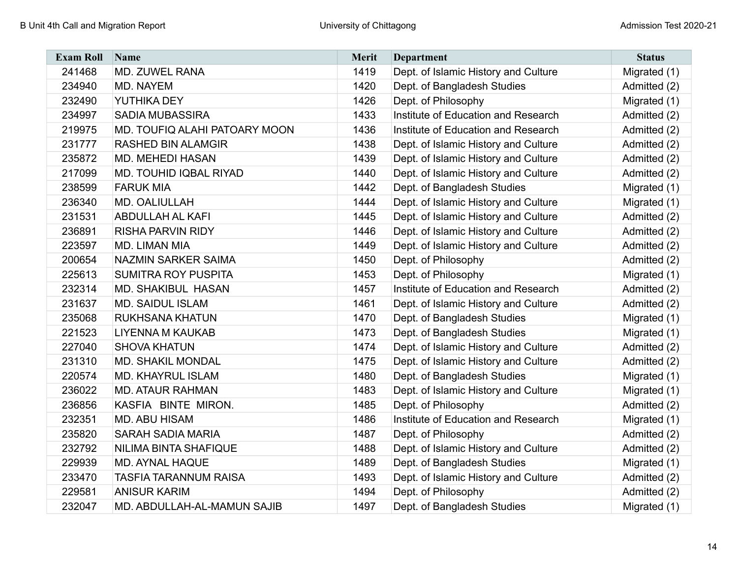| Exam Roll | Name | Merit | Department | Status |
|---|---|---|---|---|
| 241468 | MD. ZUWEL RANA | 1419 | Dept. of Islamic History and Culture | Migrated (1) |
| 234940 | MD. NAYEM | 1420 | Dept. of Bangladesh Studies | Admitted (2) |
| 232490 | YUTHIKA DEY | 1426 | Dept. of Philosophy | Migrated (1) |
| 234997 | SADIA MUBASSIRA | 1433 | Institute of Education and Research | Admitted (2) |
| 219975 | MD. TOUFIQ ALAHI PATOARY MOON | 1436 | Institute of Education and Research | Admitted (2) |
| 231777 | RASHED BIN ALAMGIR | 1438 | Dept. of Islamic History and Culture | Admitted (2) |
| 235872 | MD. MEHEDI HASAN | 1439 | Dept. of Islamic History and Culture | Admitted (2) |
| 217099 | MD. TOUHID IQBAL RIYAD | 1440 | Dept. of Islamic History and Culture | Admitted (2) |
| 238599 | FARUK MIA | 1442 | Dept. of Bangladesh Studies | Migrated (1) |
| 236340 | MD. OALIULLAH | 1444 | Dept. of Islamic History and Culture | Migrated (1) |
| 231531 | ABDULLAH AL KAFI | 1445 | Dept. of Islamic History and Culture | Admitted (2) |
| 236891 | RISHA PARVIN RIDY | 1446 | Dept. of Islamic History and Culture | Admitted (2) |
| 223597 | MD. LIMAN MIA | 1449 | Dept. of Islamic History and Culture | Admitted (2) |
| 200654 | NAZMIN SARKER SAIMA | 1450 | Dept. of Philosophy | Admitted (2) |
| 225613 | SUMITRA ROY PUSPITA | 1453 | Dept. of Philosophy | Migrated (1) |
| 232314 | MD. SHAKIBUL HASAN | 1457 | Institute of Education and Research | Admitted (2) |
| 231637 | MD. SAIDUL ISLAM | 1461 | Dept. of Islamic History and Culture | Admitted (2) |
| 235068 | RUKHSANA KHATUN | 1470 | Dept. of Bangladesh Studies | Migrated (1) |
| 221523 | LIYENNA M KAUKAB | 1473 | Dept. of Bangladesh Studies | Migrated (1) |
| 227040 | SHOVA KHATUN | 1474 | Dept. of Islamic History and Culture | Admitted (2) |
| 231310 | MD. SHAKIL MONDAL | 1475 | Dept. of Islamic History and Culture | Admitted (2) |
| 220574 | MD. KHAYRUL ISLAM | 1480 | Dept. of Bangladesh Studies | Migrated (1) |
| 236022 | MD. ATAUR RAHMAN | 1483 | Dept. of Islamic History and Culture | Migrated (1) |
| 236856 | KASFIA BINTE MIRON. | 1485 | Dept. of Philosophy | Admitted (2) |
| 232351 | MD. ABU HISAM | 1486 | Institute of Education and Research | Migrated (1) |
| 235820 | SARAH SADIA MARIA | 1487 | Dept. of Philosophy | Admitted (2) |
| 232792 | NILIMA BINTA SHAFIQUE | 1488 | Dept. of Islamic History and Culture | Admitted (2) |
| 229939 | MD. AYNAL HAQUE | 1489 | Dept. of Bangladesh Studies | Migrated (1) |
| 233470 | TASFIA TARANNUM RAISA | 1493 | Dept. of Islamic History and Culture | Admitted (2) |
| 229581 | ANISUR KARIM | 1494 | Dept. of Philosophy | Admitted (2) |
| 232047 | MD. ABDULLAH-AL-MAMUN SAJIB | 1497 | Dept. of Bangladesh Studies | Migrated (1) |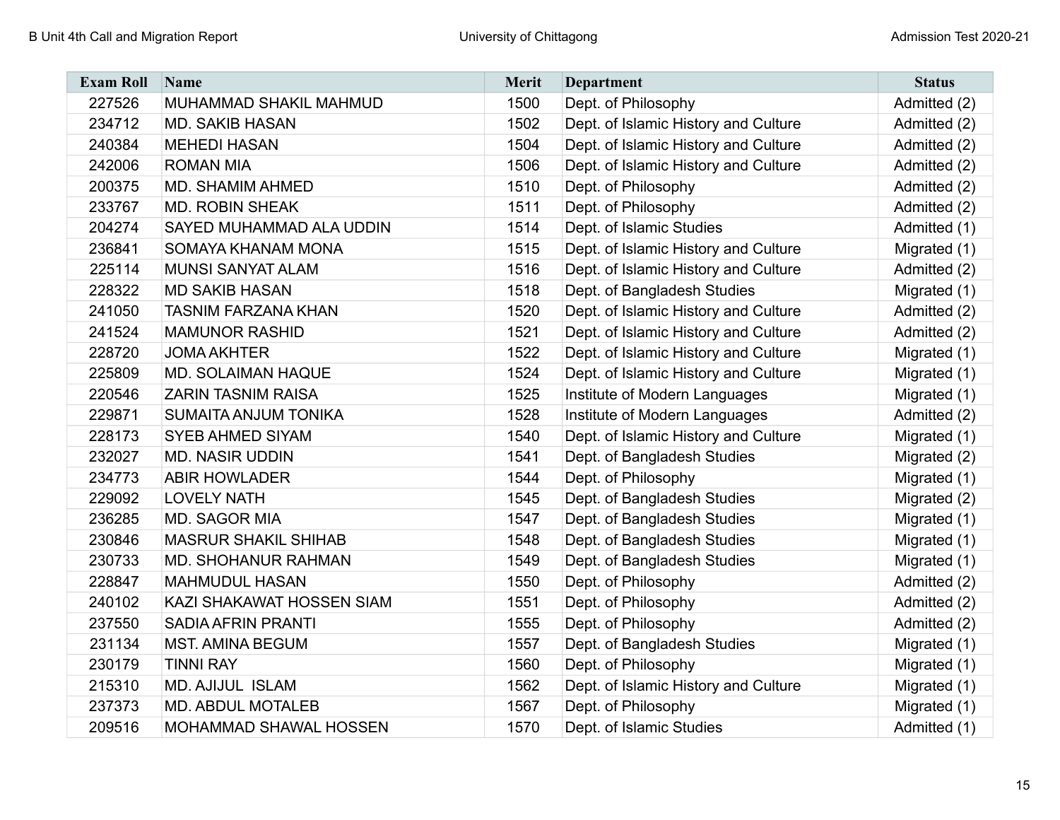| Exam Roll | Name | Merit | Department | Status |
|---|---|---|---|---|
| 227526 | MUHAMMAD SHAKIL MAHMUD | 1500 | Dept. of Philosophy | Admitted (2) |
| 234712 | MD. SAKIB HASAN | 1502 | Dept. of Islamic History and Culture | Admitted (2) |
| 240384 | MEHEDI HASAN | 1504 | Dept. of Islamic History and Culture | Admitted (2) |
| 242006 | ROMAN MIA | 1506 | Dept. of Islamic History and Culture | Admitted (2) |
| 200375 | MD. SHAMIM AHMED | 1510 | Dept. of Philosophy | Admitted (2) |
| 233767 | MD. ROBIN SHEAK | 1511 | Dept. of Philosophy | Admitted (2) |
| 204274 | SAYED MUHAMMAD ALA UDDIN | 1514 | Dept. of Islamic Studies | Admitted (1) |
| 236841 | SOMAYA KHANAM MONA | 1515 | Dept. of Islamic History and Culture | Migrated (1) |
| 225114 | MUNSI SANYAT ALAM | 1516 | Dept. of Islamic History and Culture | Admitted (2) |
| 228322 | MD SAKIB HASAN | 1518 | Dept. of Bangladesh Studies | Migrated (1) |
| 241050 | TASNIM FARZANA KHAN | 1520 | Dept. of Islamic History and Culture | Admitted (2) |
| 241524 | MAMUNOR RASHID | 1521 | Dept. of Islamic History and Culture | Admitted (2) |
| 228720 | JOMA AKHTER | 1522 | Dept. of Islamic History and Culture | Migrated (1) |
| 225809 | MD. SOLAIMAN HAQUE | 1524 | Dept. of Islamic History and Culture | Migrated (1) |
| 220546 | ZARIN TASNIM RAISA | 1525 | Institute of Modern Languages | Migrated (1) |
| 229871 | SUMAITA ANJUM TONIKA | 1528 | Institute of Modern Languages | Admitted (2) |
| 228173 | SYEB AHMED SIYAM | 1540 | Dept. of Islamic History and Culture | Migrated (1) |
| 232027 | MD. NASIR UDDIN | 1541 | Dept. of Bangladesh Studies | Migrated (2) |
| 234773 | ABIR HOWLADER | 1544 | Dept. of Philosophy | Migrated (1) |
| 229092 | LOVELY NATH | 1545 | Dept. of Bangladesh Studies | Migrated (2) |
| 236285 | MD. SAGOR MIA | 1547 | Dept. of Bangladesh Studies | Migrated (1) |
| 230846 | MASRUR SHAKIL SHIHAB | 1548 | Dept. of Bangladesh Studies | Migrated (1) |
| 230733 | MD. SHOHANUR RAHMAN | 1549 | Dept. of Bangladesh Studies | Migrated (1) |
| 228847 | MAHMUDUL HASAN | 1550 | Dept. of Philosophy | Admitted (2) |
| 240102 | KAZI SHAKAWAT HOSSEN SIAM | 1551 | Dept. of Philosophy | Admitted (2) |
| 237550 | SADIA AFRIN PRANTI | 1555 | Dept. of Philosophy | Admitted (2) |
| 231134 | MST. AMINA BEGUM | 1557 | Dept. of Bangladesh Studies | Migrated (1) |
| 230179 | TINNI RAY | 1560 | Dept. of Philosophy | Migrated (1) |
| 215310 | MD. AJIJUL ISLAM | 1562 | Dept. of Islamic History and Culture | Migrated (1) |
| 237373 | MD. ABDUL MOTALEB | 1567 | Dept. of Philosophy | Migrated (1) |
| 209516 | MOHAMMAD SHAWAL HOSSEN | 1570 | Dept. of Islamic Studies | Admitted (1) |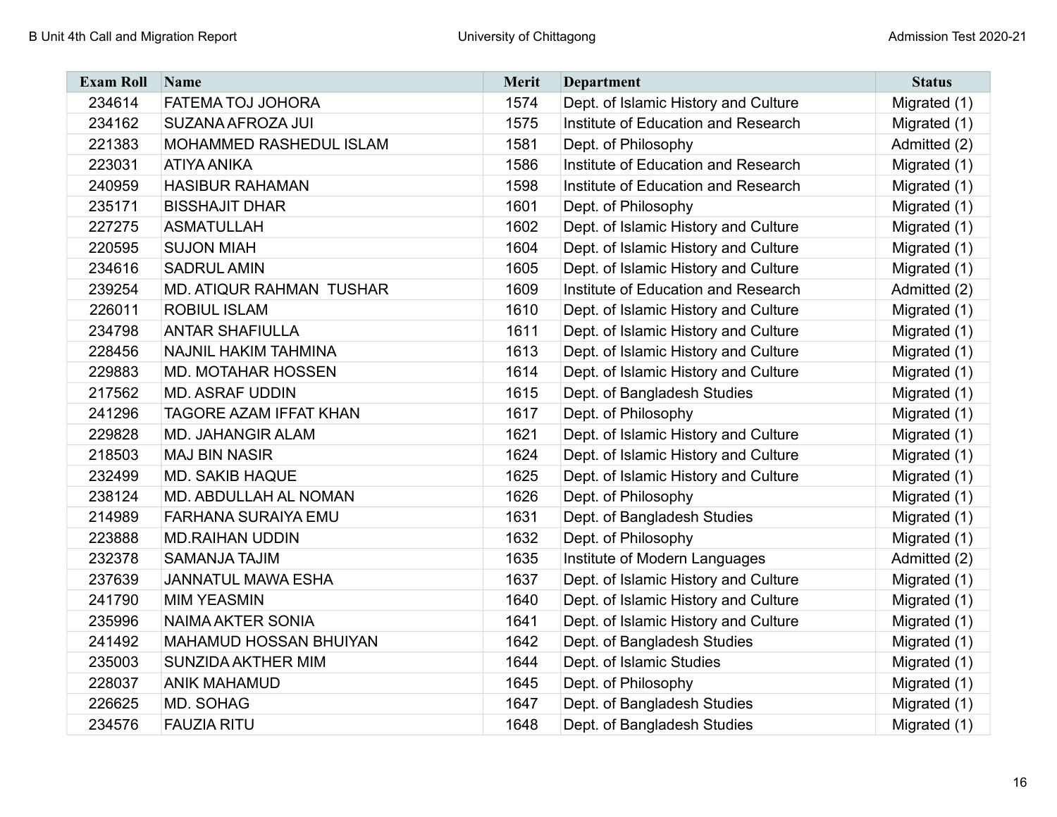| Exam Roll | Name | Merit | Department | Status |
|---|---|---|---|---|
| 234614 | FATEMA TOJ JOHORA | 1574 | Dept. of Islamic History and Culture | Migrated (1) |
| 234162 | SUZANA AFROZA JUI | 1575 | Institute of Education and Research | Migrated (1) |
| 221383 | MOHAMMED RASHEDUL ISLAM | 1581 | Dept. of Philosophy | Admitted (2) |
| 223031 | ATIYA ANIKA | 1586 | Institute of Education and Research | Migrated (1) |
| 240959 | HASIBUR RAHAMAN | 1598 | Institute of Education and Research | Migrated (1) |
| 235171 | BISSHAJIT DHAR | 1601 | Dept. of Philosophy | Migrated (1) |
| 227275 | ASMATULLAH | 1602 | Dept. of Islamic History and Culture | Migrated (1) |
| 220595 | SUJON MIAH | 1604 | Dept. of Islamic History and Culture | Migrated (1) |
| 234616 | SADRUL AMIN | 1605 | Dept. of Islamic History and Culture | Migrated (1) |
| 239254 | MD. ATIQUR RAHMAN TUSHAR | 1609 | Institute of Education and Research | Admitted (2) |
| 226011 | ROBIUL ISLAM | 1610 | Dept. of Islamic History and Culture | Migrated (1) |
| 234798 | ANTAR SHAFIULLA | 1611 | Dept. of Islamic History and Culture | Migrated (1) |
| 228456 | NAJNIL HAKIM TAHMINA | 1613 | Dept. of Islamic History and Culture | Migrated (1) |
| 229883 | MD. MOTAHAR HOSSEN | 1614 | Dept. of Islamic History and Culture | Migrated (1) |
| 217562 | MD. ASRAF UDDIN | 1615 | Dept. of Bangladesh Studies | Migrated (1) |
| 241296 | TAGORE AZAM IFFAT KHAN | 1617 | Dept. of Philosophy | Migrated (1) |
| 229828 | MD. JAHANGIR ALAM | 1621 | Dept. of Islamic History and Culture | Migrated (1) |
| 218503 | MAJ BIN NASIR | 1624 | Dept. of Islamic History and Culture | Migrated (1) |
| 232499 | MD. SAKIB HAQUE | 1625 | Dept. of Islamic History and Culture | Migrated (1) |
| 238124 | MD. ABDULLAH AL NOMAN | 1626 | Dept. of Philosophy | Migrated (1) |
| 214989 | FARHANA SURAIYA EMU | 1631 | Dept. of Bangladesh Studies | Migrated (1) |
| 223888 | MD.RAIHAN UDDIN | 1632 | Dept. of Philosophy | Migrated (1) |
| 232378 | SAMANJA TAJIM | 1635 | Institute of Modern Languages | Admitted (2) |
| 237639 | JANNATUL MAWA ESHA | 1637 | Dept. of Islamic History and Culture | Migrated (1) |
| 241790 | MIM YEASMIN | 1640 | Dept. of Islamic History and Culture | Migrated (1) |
| 235996 | NAIMA AKTER SONIA | 1641 | Dept. of Islamic History and Culture | Migrated (1) |
| 241492 | MAHAMUD HOSSAN BHUIYAN | 1642 | Dept. of Bangladesh Studies | Migrated (1) |
| 235003 | SUNZIDA AKTHER MIM | 1644 | Dept. of Islamic Studies | Migrated (1) |
| 228037 | ANIK MAHAMUD | 1645 | Dept. of Philosophy | Migrated (1) |
| 226625 | MD. SOHAG | 1647 | Dept. of Bangladesh Studies | Migrated (1) |
| 234576 | FAUZIA RITU | 1648 | Dept. of Bangladesh Studies | Migrated (1) |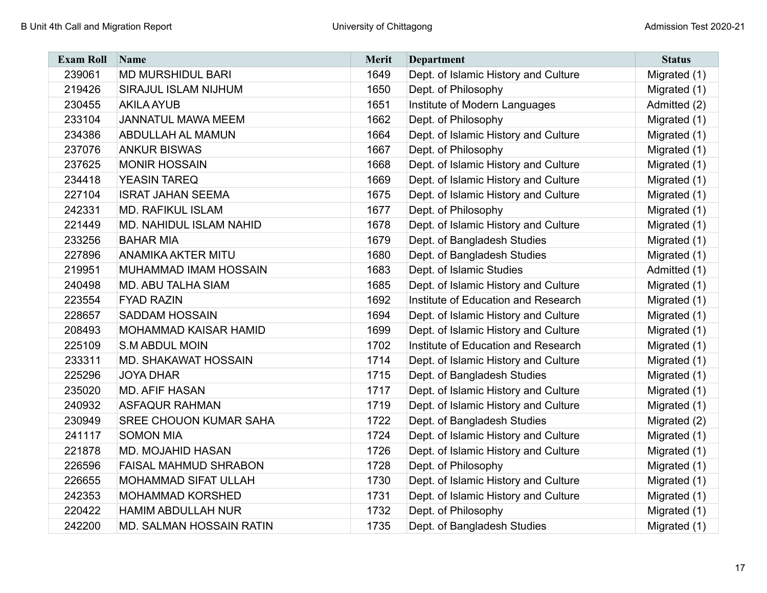| Exam Roll | Name | Merit | Department | Status |
|---|---|---|---|---|
| 239061 | MD MURSHIDUL BARI | 1649 | Dept. of Islamic History and Culture | Migrated (1) |
| 219426 | SIRAJUL ISLAM NIJHUM | 1650 | Dept. of Philosophy | Migrated (1) |
| 230455 | AKILA AYUB | 1651 | Institute of Modern Languages | Admitted (2) |
| 233104 | JANNATUL MAWA MEEM | 1662 | Dept. of Philosophy | Migrated (1) |
| 234386 | ABDULLAH AL MAMUN | 1664 | Dept. of Islamic History and Culture | Migrated (1) |
| 237076 | ANKUR BISWAS | 1667 | Dept. of Philosophy | Migrated (1) |
| 237625 | MONIR HOSSAIN | 1668 | Dept. of Islamic History and Culture | Migrated (1) |
| 234418 | YEASIN TAREQ | 1669 | Dept. of Islamic History and Culture | Migrated (1) |
| 227104 | ISRAT JAHAN SEEMA | 1675 | Dept. of Islamic History and Culture | Migrated (1) |
| 242331 | MD. RAFIKUL ISLAM | 1677 | Dept. of Philosophy | Migrated (1) |
| 221449 | MD. NAHIDUL ISLAM NAHID | 1678 | Dept. of Islamic History and Culture | Migrated (1) |
| 233256 | BAHAR MIA | 1679 | Dept. of Bangladesh Studies | Migrated (1) |
| 227896 | ANAMIKA AKTER MITU | 1680 | Dept. of Bangladesh Studies | Migrated (1) |
| 219951 | MUHAMMAD IMAM HOSSAIN | 1683 | Dept. of Islamic Studies | Admitted (1) |
| 240498 | MD. ABU TALHA SIAM | 1685 | Dept. of Islamic History and Culture | Migrated (1) |
| 223554 | FYAD RAZIN | 1692 | Institute of Education and Research | Migrated (1) |
| 228657 | SADDAM HOSSAIN | 1694 | Dept. of Islamic History and Culture | Migrated (1) |
| 208493 | MOHAMMAD KAISAR HAMID | 1699 | Dept. of Islamic History and Culture | Migrated (1) |
| 225109 | S.M ABDUL MOIN | 1702 | Institute of Education and Research | Migrated (1) |
| 233311 | MD. SHAKAWAT HOSSAIN | 1714 | Dept. of Islamic History and Culture | Migrated (1) |
| 225296 | JOYA DHAR | 1715 | Dept. of Bangladesh Studies | Migrated (1) |
| 235020 | MD. AFIF HASAN | 1717 | Dept. of Islamic History and Culture | Migrated (1) |
| 240932 | ASFAQUR RAHMAN | 1719 | Dept. of Islamic History and Culture | Migrated (1) |
| 230949 | SREE CHOUON KUMAR SAHA | 1722 | Dept. of Bangladesh Studies | Migrated (2) |
| 241117 | SOMON MIA | 1724 | Dept. of Islamic History and Culture | Migrated (1) |
| 221878 | MD. MOJAHID HASAN | 1726 | Dept. of Islamic History and Culture | Migrated (1) |
| 226596 | FAISAL MAHMUD SHRABON | 1728 | Dept. of Philosophy | Migrated (1) |
| 226655 | MOHAMMAD SIFAT ULLAH | 1730 | Dept. of Islamic History and Culture | Migrated (1) |
| 242353 | MOHAMMAD KORSHED | 1731 | Dept. of Islamic History and Culture | Migrated (1) |
| 220422 | HAMIM ABDULLAH NUR | 1732 | Dept. of Philosophy | Migrated (1) |
| 242200 | MD. SALMAN HOSSAIN RATIN | 1735 | Dept. of Bangladesh Studies | Migrated (1) |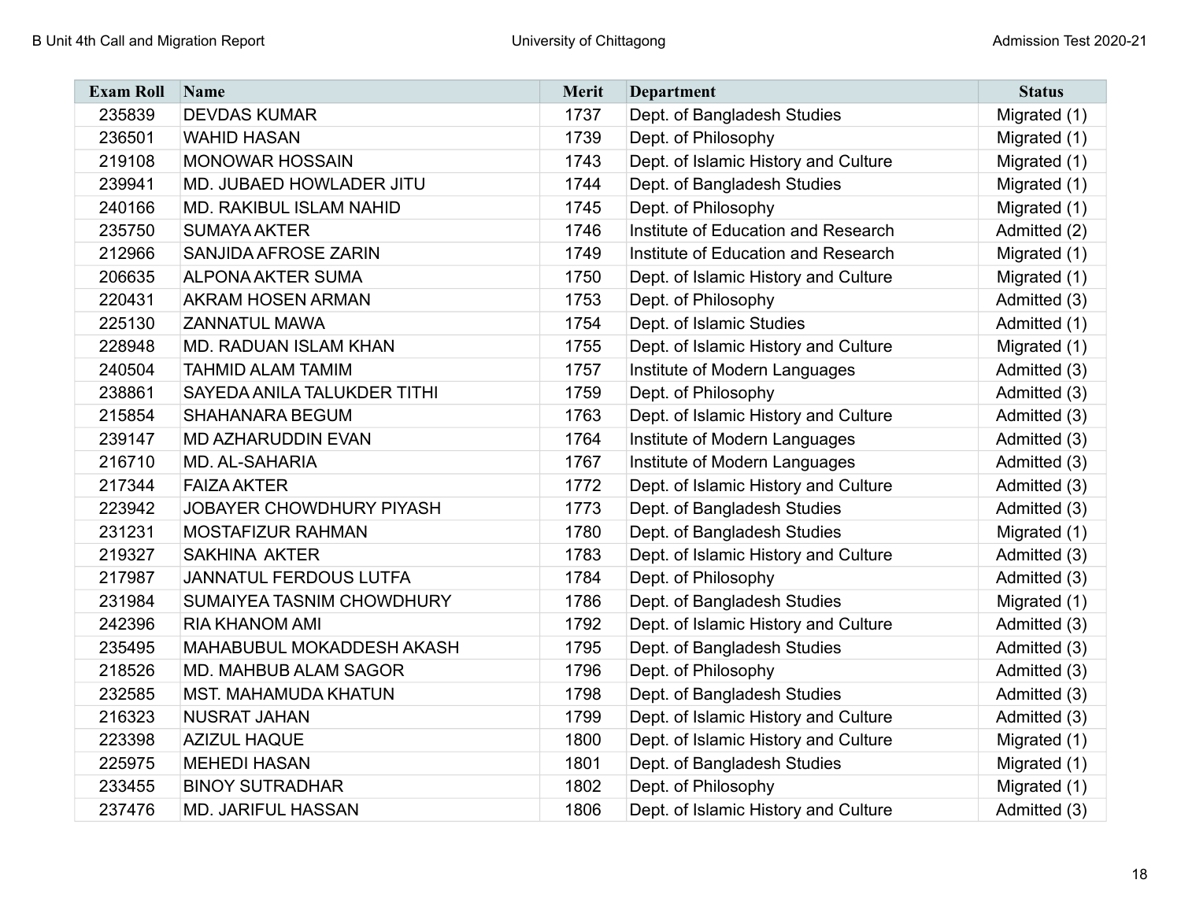| Exam Roll | Name | Merit | Department | Status |
|---|---|---|---|---|
| 235839 | DEVDAS KUMAR | 1737 | Dept. of Bangladesh Studies | Migrated (1) |
| 236501 | WAHID HASAN | 1739 | Dept. of Philosophy | Migrated (1) |
| 219108 | MONOWAR HOSSAIN | 1743 | Dept. of Islamic History and Culture | Migrated (1) |
| 239941 | MD. JUBAED HOWLADER JITU | 1744 | Dept. of Bangladesh Studies | Migrated (1) |
| 240166 | MD. RAKIBUL ISLAM NAHID | 1745 | Dept. of Philosophy | Migrated (1) |
| 235750 | SUMAYA AKTER | 1746 | Institute of Education and Research | Admitted (2) |
| 212966 | SANJIDA AFROSE ZARIN | 1749 | Institute of Education and Research | Migrated (1) |
| 206635 | ALPONA AKTER SUMA | 1750 | Dept. of Islamic History and Culture | Migrated (1) |
| 220431 | AKRAM HOSEN ARMAN | 1753 | Dept. of Philosophy | Admitted (3) |
| 225130 | ZANNATUL MAWA | 1754 | Dept. of Islamic Studies | Admitted (1) |
| 228948 | MD. RADUAN ISLAM KHAN | 1755 | Dept. of Islamic History and Culture | Migrated (1) |
| 240504 | TAHMID ALAM TAMIM | 1757 | Institute of Modern Languages | Admitted (3) |
| 238861 | SAYEDA ANILA TALUKDER TITHI | 1759 | Dept. of Philosophy | Admitted (3) |
| 215854 | SHAHANARA BEGUM | 1763 | Dept. of Islamic History and Culture | Admitted (3) |
| 239147 | MD AZHARUDDIN EVAN | 1764 | Institute of Modern Languages | Admitted (3) |
| 216710 | MD. AL-SAHARIA | 1767 | Institute of Modern Languages | Admitted (3) |
| 217344 | FAIZA AKTER | 1772 | Dept. of Islamic History and Culture | Admitted (3) |
| 223942 | JOBAYER CHOWDHURY PIYASH | 1773 | Dept. of Bangladesh Studies | Admitted (3) |
| 231231 | MOSTAFIZUR RAHMAN | 1780 | Dept. of Bangladesh Studies | Migrated (1) |
| 219327 | SAKHINA AKTER | 1783 | Dept. of Islamic History and Culture | Admitted (3) |
| 217987 | JANNATUL FERDOUS LUTFA | 1784 | Dept. of Philosophy | Admitted (3) |
| 231984 | SUMAIYEA TASNIM CHOWDHURY | 1786 | Dept. of Bangladesh Studies | Migrated (1) |
| 242396 | RIA KHANOM AMI | 1792 | Dept. of Islamic History and Culture | Admitted (3) |
| 235495 | MAHABUBUL MOKADDESH AKASH | 1795 | Dept. of Bangladesh Studies | Admitted (3) |
| 218526 | MD. MAHBUB ALAM SAGOR | 1796 | Dept. of Philosophy | Admitted (3) |
| 232585 | MST. MAHAMUDA KHATUN | 1798 | Dept. of Bangladesh Studies | Admitted (3) |
| 216323 | NUSRAT JAHAN | 1799 | Dept. of Islamic History and Culture | Admitted (3) |
| 223398 | AZIZUL HAQUE | 1800 | Dept. of Islamic History and Culture | Migrated (1) |
| 225975 | MEHEDI HASAN | 1801 | Dept. of Bangladesh Studies | Migrated (1) |
| 233455 | BINOY SUTRADHAR | 1802 | Dept. of Philosophy | Migrated (1) |
| 237476 | MD. JARIFUL HASSAN | 1806 | Dept. of Islamic History and Culture | Admitted (3) |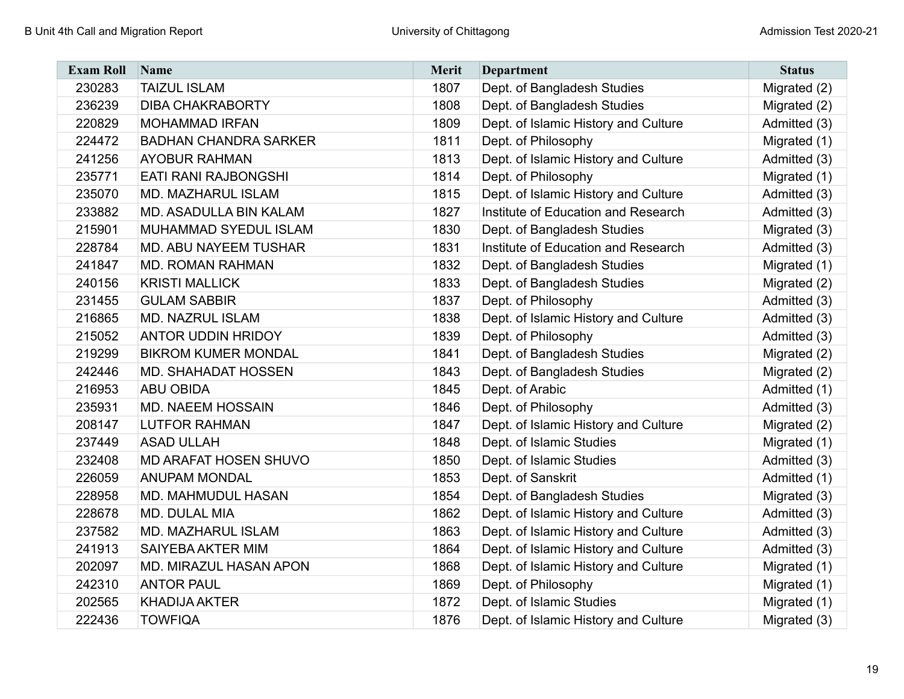| Exam Roll | Name | Merit | Department | Status |
|---|---|---|---|---|
| 230283 | TAIZUL ISLAM | 1807 | Dept. of Bangladesh Studies | Migrated (2) |
| 236239 | DIBA CHAKRABORTY | 1808 | Dept. of Bangladesh Studies | Migrated (2) |
| 220829 | MOHAMMAD IRFAN | 1809 | Dept. of Islamic History and Culture | Admitted (3) |
| 224472 | BADHAN CHANDRA SARKER | 1811 | Dept. of Philosophy | Migrated (1) |
| 241256 | AYOBUR RAHMAN | 1813 | Dept. of Islamic History and Culture | Admitted (3) |
| 235771 | EATI RANI RAJBONGSHI | 1814 | Dept. of Philosophy | Migrated (1) |
| 235070 | MD. MAZHARUL ISLAM | 1815 | Dept. of Islamic History and Culture | Admitted (3) |
| 233882 | MD. ASADULLA BIN KALAM | 1827 | Institute of Education and Research | Admitted (3) |
| 215901 | MUHAMMAD SYEDUL ISLAM | 1830 | Dept. of Bangladesh Studies | Migrated (3) |
| 228784 | MD. ABU NAYEEM TUSHAR | 1831 | Institute of Education and Research | Admitted (3) |
| 241847 | MD. ROMAN RAHMAN | 1832 | Dept. of Bangladesh Studies | Migrated (1) |
| 240156 | KRISTI MALLICK | 1833 | Dept. of Bangladesh Studies | Migrated (2) |
| 231455 | GULAM SABBIR | 1837 | Dept. of Philosophy | Admitted (3) |
| 216865 | MD. NAZRUL ISLAM | 1838 | Dept. of Islamic History and Culture | Admitted (3) |
| 215052 | ANTOR UDDIN HRIDOY | 1839 | Dept. of Philosophy | Admitted (3) |
| 219299 | BIKROM KUMER MONDAL | 1841 | Dept. of Bangladesh Studies | Migrated (2) |
| 242446 | MD. SHAHADAT HOSSEN | 1843 | Dept. of Bangladesh Studies | Migrated (2) |
| 216953 | ABU OBIDA | 1845 | Dept. of Arabic | Admitted (1) |
| 235931 | MD. NAEEM HOSSAIN | 1846 | Dept. of Philosophy | Admitted (3) |
| 208147 | LUTFOR RAHMAN | 1847 | Dept. of Islamic History and Culture | Migrated (2) |
| 237449 | ASAD ULLAH | 1848 | Dept. of Islamic Studies | Migrated (1) |
| 232408 | MD ARAFAT HOSEN SHUVO | 1850 | Dept. of Islamic Studies | Admitted (3) |
| 226059 | ANUPAM MONDAL | 1853 | Dept. of Sanskrit | Admitted (1) |
| 228958 | MD. MAHMUDUL HASAN | 1854 | Dept. of Bangladesh Studies | Migrated (3) |
| 228678 | MD. DULAL MIA | 1862 | Dept. of Islamic History and Culture | Admitted (3) |
| 237582 | MD. MAZHARUL ISLAM | 1863 | Dept. of Islamic History and Culture | Admitted (3) |
| 241913 | SAIYEBA AKTER MIM | 1864 | Dept. of Islamic History and Culture | Admitted (3) |
| 202097 | MD. MIRAZUL HASAN APON | 1868 | Dept. of Islamic History and Culture | Migrated (1) |
| 242310 | ANTOR PAUL | 1869 | Dept. of Philosophy | Migrated (1) |
| 202565 | KHADIJA AKTER | 1872 | Dept. of Islamic Studies | Migrated (1) |
| 222436 | TOWFIQA | 1876 | Dept. of Islamic History and Culture | Migrated (3) |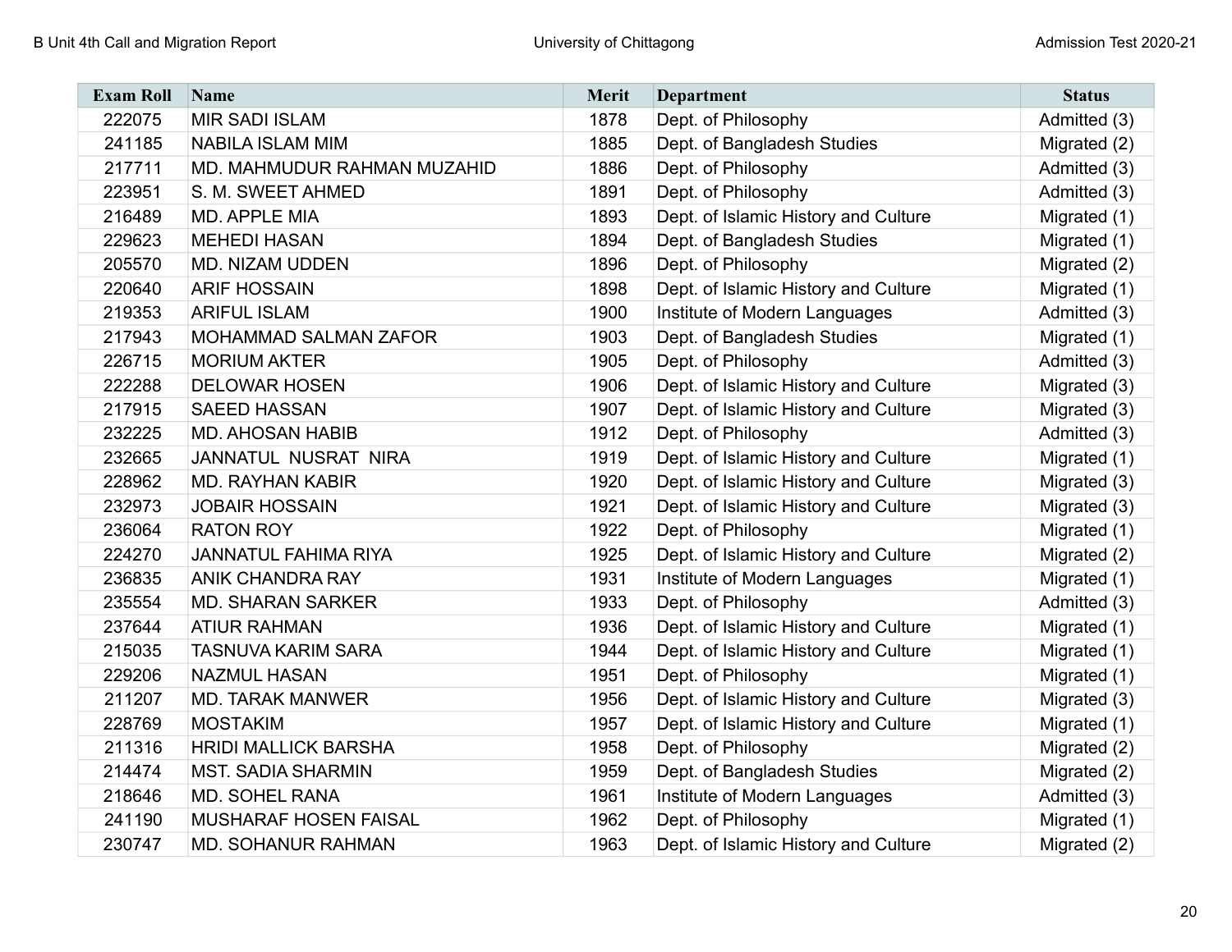| Exam Roll | Name | Merit | Department | Status |
|---|---|---|---|---|
| 222075 | MIR SADI ISLAM | 1878 | Dept. of Philosophy | Admitted (3) |
| 241185 | NABILA ISLAM MIM | 1885 | Dept. of Bangladesh Studies | Migrated (2) |
| 217711 | MD. MAHMUDUR RAHMAN MUZAHID | 1886 | Dept. of Philosophy | Admitted (3) |
| 223951 | S. M. SWEET AHMED | 1891 | Dept. of Philosophy | Admitted (3) |
| 216489 | MD. APPLE MIA | 1893 | Dept. of Islamic History and Culture | Migrated (1) |
| 229623 | MEHEDI HASAN | 1894 | Dept. of Bangladesh Studies | Migrated (1) |
| 205570 | MD. NIZAM UDDEN | 1896 | Dept. of Philosophy | Migrated (2) |
| 220640 | ARIF HOSSAIN | 1898 | Dept. of Islamic History and Culture | Migrated (1) |
| 219353 | ARIFUL ISLAM | 1900 | Institute of Modern Languages | Admitted (3) |
| 217943 | MOHAMMAD SALMAN ZAFOR | 1903 | Dept. of Bangladesh Studies | Migrated (1) |
| 226715 | MORIUM AKTER | 1905 | Dept. of Philosophy | Admitted (3) |
| 222288 | DELOWAR HOSEN | 1906 | Dept. of Islamic History and Culture | Migrated (3) |
| 217915 | SAEED HASSAN | 1907 | Dept. of Islamic History and Culture | Migrated (3) |
| 232225 | MD. AHOSAN HABIB | 1912 | Dept. of Philosophy | Admitted (3) |
| 232665 | JANNATUL NUSRAT NIRA | 1919 | Dept. of Islamic History and Culture | Migrated (1) |
| 228962 | MD. RAYHAN KABIR | 1920 | Dept. of Islamic History and Culture | Migrated (3) |
| 232973 | JOBAIR HOSSAIN | 1921 | Dept. of Islamic History and Culture | Migrated (3) |
| 236064 | RATON ROY | 1922 | Dept. of Philosophy | Migrated (1) |
| 224270 | JANNATUL FAHIMA RIYA | 1925 | Dept. of Islamic History and Culture | Migrated (2) |
| 236835 | ANIK CHANDRA RAY | 1931 | Institute of Modern Languages | Migrated (1) |
| 235554 | MD. SHARAN SARKER | 1933 | Dept. of Philosophy | Admitted (3) |
| 237644 | ATIUR RAHMAN | 1936 | Dept. of Islamic History and Culture | Migrated (1) |
| 215035 | TASNUVA KARIM SARA | 1944 | Dept. of Islamic History and Culture | Migrated (1) |
| 229206 | NAZMUL HASAN | 1951 | Dept. of Philosophy | Migrated (1) |
| 211207 | MD. TARAK MANWER | 1956 | Dept. of Islamic History and Culture | Migrated (3) |
| 228769 | MOSTAKIM | 1957 | Dept. of Islamic History and Culture | Migrated (1) |
| 211316 | HRIDI MALLICK BARSHA | 1958 | Dept. of Philosophy | Migrated (2) |
| 214474 | MST. SADIA SHARMIN | 1959 | Dept. of Bangladesh Studies | Migrated (2) |
| 218646 | MD. SOHEL RANA | 1961 | Institute of Modern Languages | Admitted (3) |
| 241190 | MUSHARAF HOSEN FAISAL | 1962 | Dept. of Philosophy | Migrated (1) |
| 230747 | MD. SOHANUR RAHMAN | 1963 | Dept. of Islamic History and Culture | Migrated (2) |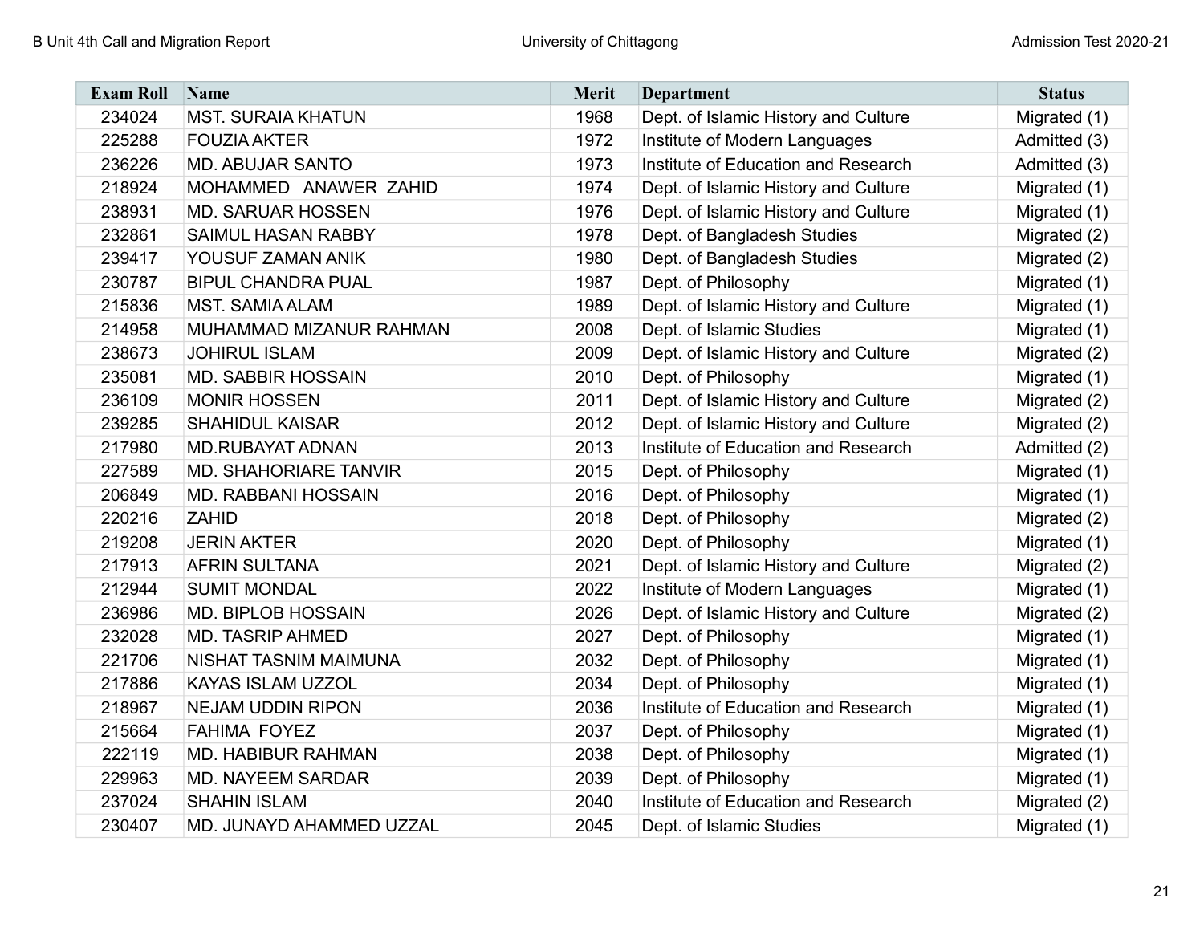| Exam Roll | Name | Merit | Department | Status |
|---|---|---|---|---|
| 234024 | MST. SURAIA KHATUN | 1968 | Dept. of Islamic History and Culture | Migrated (1) |
| 225288 | FOUZIA AKTER | 1972 | Institute of Modern Languages | Admitted (3) |
| 236226 | MD. ABUJAR SANTO | 1973 | Institute of Education and Research | Admitted (3) |
| 218924 | MOHAMMED ANAWER ZAHID | 1974 | Dept. of Islamic History and Culture | Migrated (1) |
| 238931 | MD. SARUAR HOSSEN | 1976 | Dept. of Islamic History and Culture | Migrated (1) |
| 232861 | SAIMUL HASAN RABBY | 1978 | Dept. of Bangladesh Studies | Migrated (2) |
| 239417 | YOUSUF ZAMAN ANIK | 1980 | Dept. of Bangladesh Studies | Migrated (2) |
| 230787 | BIPUL CHANDRA PUAL | 1987 | Dept. of Philosophy | Migrated (1) |
| 215836 | MST. SAMIA ALAM | 1989 | Dept. of Islamic History and Culture | Migrated (1) |
| 214958 | MUHAMMAD MIZANUR RAHMAN | 2008 | Dept. of Islamic Studies | Migrated (1) |
| 238673 | JOHIRUL ISLAM | 2009 | Dept. of Islamic History and Culture | Migrated (2) |
| 235081 | MD. SABBIR HOSSAIN | 2010 | Dept. of Philosophy | Migrated (1) |
| 236109 | MONIR HOSSEN | 2011 | Dept. of Islamic History and Culture | Migrated (2) |
| 239285 | SHAHIDUL KAISAR | 2012 | Dept. of Islamic History and Culture | Migrated (2) |
| 217980 | MD.RUBAYAT ADNAN | 2013 | Institute of Education and Research | Admitted (2) |
| 227589 | MD. SHAHORIARE TANVIR | 2015 | Dept. of Philosophy | Migrated (1) |
| 206849 | MD. RABBANI HOSSAIN | 2016 | Dept. of Philosophy | Migrated (1) |
| 220216 | ZAHID | 2018 | Dept. of Philosophy | Migrated (2) |
| 219208 | JERIN AKTER | 2020 | Dept. of Philosophy | Migrated (1) |
| 217913 | AFRIN SULTANA | 2021 | Dept. of Islamic History and Culture | Migrated (2) |
| 212944 | SUMIT MONDAL | 2022 | Institute of Modern Languages | Migrated (1) |
| 236986 | MD. BIPLOB HOSSAIN | 2026 | Dept. of Islamic History and Culture | Migrated (2) |
| 232028 | MD. TASRIP AHMED | 2027 | Dept. of Philosophy | Migrated (1) |
| 221706 | NISHAT TASNIM MAIMUNA | 2032 | Dept. of Philosophy | Migrated (1) |
| 217886 | KAYAS ISLAM UZZOL | 2034 | Dept. of Philosophy | Migrated (1) |
| 218967 | NEJAM UDDIN RIPON | 2036 | Institute of Education and Research | Migrated (1) |
| 215664 | FAHIMA FOYEZ | 2037 | Dept. of Philosophy | Migrated (1) |
| 222119 | MD. HABIBUR RAHMAN | 2038 | Dept. of Philosophy | Migrated (1) |
| 229963 | MD. NAYEEM SARDAR | 2039 | Dept. of Philosophy | Migrated (1) |
| 237024 | SHAHIN ISLAM | 2040 | Institute of Education and Research | Migrated (2) |
| 230407 | MD. JUNAYD AHAMMED UZZAL | 2045 | Dept. of Islamic Studies | Migrated (1) |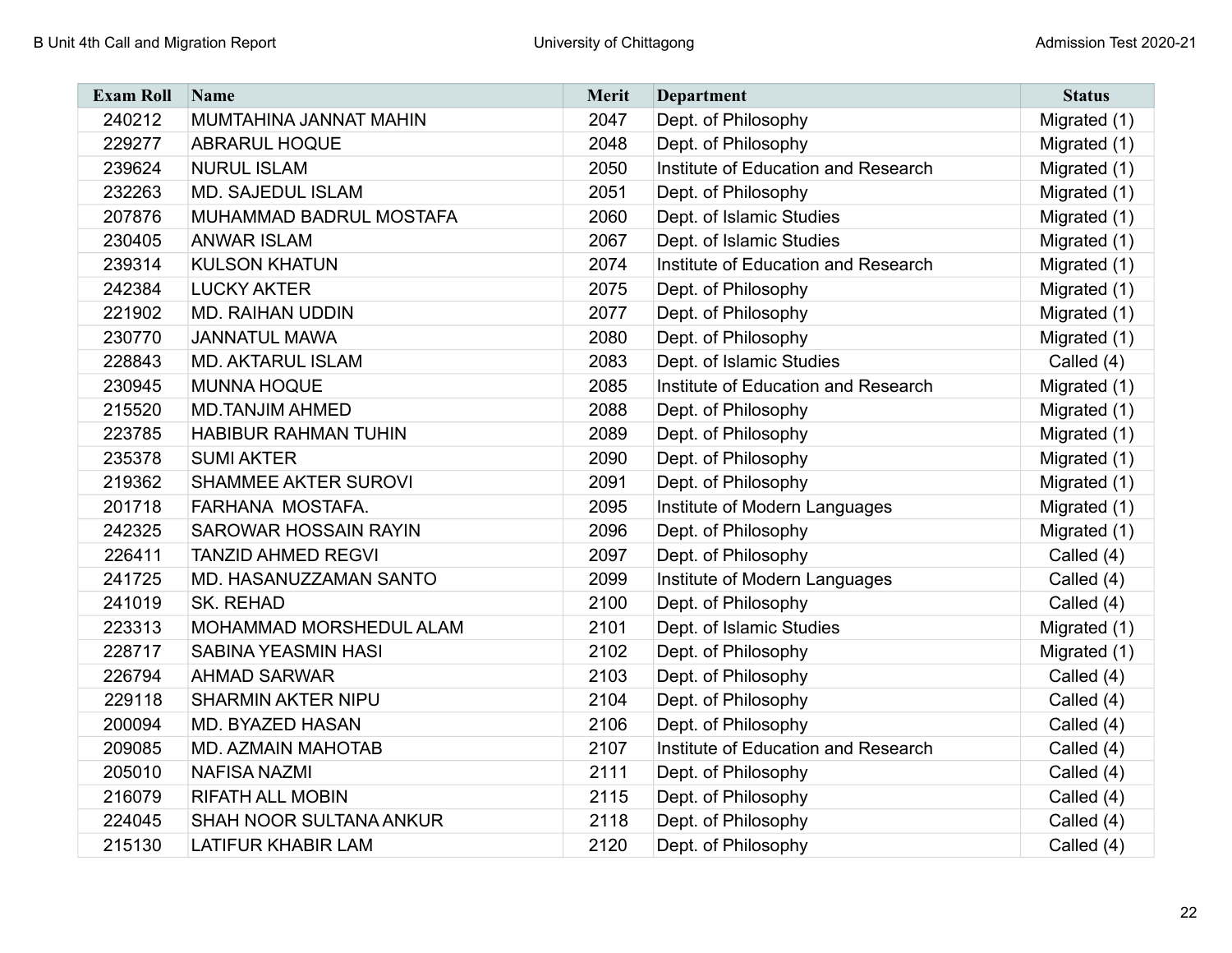| Exam Roll | Name | Merit | Department | Status |
|---|---|---|---|---|
| 240212 | MUMTAHINA JANNAT MAHIN | 2047 | Dept. of Philosophy | Migrated (1) |
| 229277 | ABRARUL HOQUE | 2048 | Dept. of Philosophy | Migrated (1) |
| 239624 | NURUL ISLAM | 2050 | Institute of Education and Research | Migrated (1) |
| 232263 | MD. SAJEDUL ISLAM | 2051 | Dept. of Philosophy | Migrated (1) |
| 207876 | MUHAMMAD BADRUL MOSTAFA | 2060 | Dept. of Islamic Studies | Migrated (1) |
| 230405 | ANWAR ISLAM | 2067 | Dept. of Islamic Studies | Migrated (1) |
| 239314 | KULSON KHATUN | 2074 | Institute of Education and Research | Migrated (1) |
| 242384 | LUCKY AKTER | 2075 | Dept. of Philosophy | Migrated (1) |
| 221902 | MD. RAIHAN UDDIN | 2077 | Dept. of Philosophy | Migrated (1) |
| 230770 | JANNATUL MAWA | 2080 | Dept. of Philosophy | Migrated (1) |
| 228843 | MD. AKTARUL ISLAM | 2083 | Dept. of Islamic Studies | Called (4) |
| 230945 | MUNNA HOQUE | 2085 | Institute of Education and Research | Migrated (1) |
| 215520 | MD.TANJIM AHMED | 2088 | Dept. of Philosophy | Migrated (1) |
| 223785 | HABIBUR RAHMAN TUHIN | 2089 | Dept. of Philosophy | Migrated (1) |
| 235378 | SUMI AKTER | 2090 | Dept. of Philosophy | Migrated (1) |
| 219362 | SHAMMEE AKTER SUROVI | 2091 | Dept. of Philosophy | Migrated (1) |
| 201718 | FARHANA MOSTAFA. | 2095 | Institute of Modern Languages | Migrated (1) |
| 242325 | SAROWAR HOSSAIN RAYIN | 2096 | Dept. of Philosophy | Migrated (1) |
| 226411 | TANZID AHMED REGVI | 2097 | Dept. of Philosophy | Called (4) |
| 241725 | MD. HASANUZZAMAN SANTO | 2099 | Institute of Modern Languages | Called (4) |
| 241019 | SK. REHAD | 2100 | Dept. of Philosophy | Called (4) |
| 223313 | MOHAMMAD MORSHEDUL ALAM | 2101 | Dept. of Islamic Studies | Migrated (1) |
| 228717 | SABINA YEASMIN HASI | 2102 | Dept. of Philosophy | Migrated (1) |
| 226794 | AHMAD SARWAR | 2103 | Dept. of Philosophy | Called (4) |
| 229118 | SHARMIN AKTER NIPU | 2104 | Dept. of Philosophy | Called (4) |
| 200094 | MD. BYAZED HASAN | 2106 | Dept. of Philosophy | Called (4) |
| 209085 | MD. AZMAIN MAHOTAB | 2107 | Institute of Education and Research | Called (4) |
| 205010 | NAFISA NAZMI | 2111 | Dept. of Philosophy | Called (4) |
| 216079 | RIFATH ALL MOBIN | 2115 | Dept. of Philosophy | Called (4) |
| 224045 | SHAH NOOR SULTANA ANKUR | 2118 | Dept. of Philosophy | Called (4) |
| 215130 | LATIFUR KHABIR LAM | 2120 | Dept. of Philosophy | Called (4) |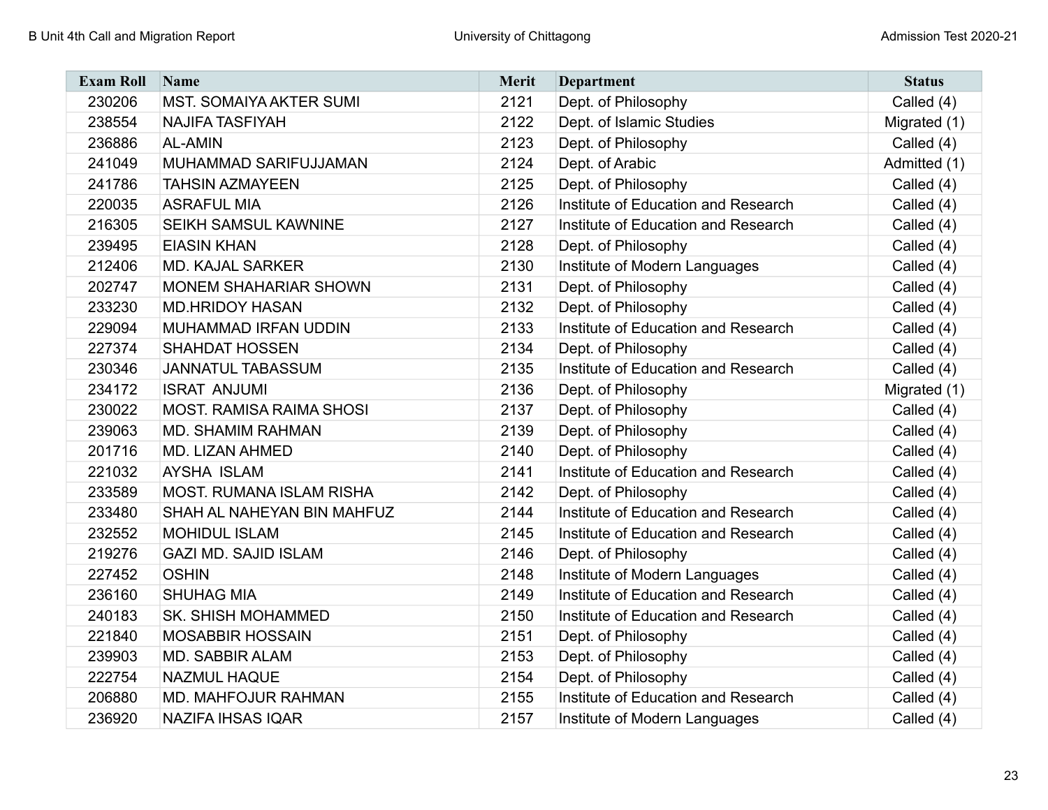| Exam Roll | Name | Merit | Department | Status |
|---|---|---|---|---|
| 230206 | MST. SOMAIYA AKTER SUMI | 2121 | Dept. of Philosophy | Called (4) |
| 238554 | NAJIFA TASFIYAH | 2122 | Dept. of Islamic Studies | Migrated (1) |
| 236886 | AL-AMIN | 2123 | Dept. of Philosophy | Called (4) |
| 241049 | MUHAMMAD SARIFUJJAMAN | 2124 | Dept. of Arabic | Admitted (1) |
| 241786 | TAHSIN AZMAYEEN | 2125 | Dept. of Philosophy | Called (4) |
| 220035 | ASRAFUL MIA | 2126 | Institute of Education and Research | Called (4) |
| 216305 | SEIKH SAMSUL KAWNINE | 2127 | Institute of Education and Research | Called (4) |
| 239495 | EIASIN KHAN | 2128 | Dept. of Philosophy | Called (4) |
| 212406 | MD. KAJAL SARKER | 2130 | Institute of Modern Languages | Called (4) |
| 202747 | MONEM SHAHARIAR SHOWN | 2131 | Dept. of Philosophy | Called (4) |
| 233230 | MD.HRIDOY HASAN | 2132 | Dept. of Philosophy | Called (4) |
| 229094 | MUHAMMAD IRFAN UDDIN | 2133 | Institute of Education and Research | Called (4) |
| 227374 | SHAHDAT HOSSEN | 2134 | Dept. of Philosophy | Called (4) |
| 230346 | JANNATUL TABASSUM | 2135 | Institute of Education and Research | Called (4) |
| 234172 | ISRAT ANJUMI | 2136 | Dept. of Philosophy | Migrated (1) |
| 230022 | MOST. RAMISA RAIMA SHOSI | 2137 | Dept. of Philosophy | Called (4) |
| 239063 | MD. SHAMIM RAHMAN | 2139 | Dept. of Philosophy | Called (4) |
| 201716 | MD. LIZAN AHMED | 2140 | Dept. of Philosophy | Called (4) |
| 221032 | AYSHA ISLAM | 2141 | Institute of Education and Research | Called (4) |
| 233589 | MOST. RUMANA ISLAM RISHA | 2142 | Dept. of Philosophy | Called (4) |
| 233480 | SHAH AL NAHEYAN BIN MAHFUZ | 2144 | Institute of Education and Research | Called (4) |
| 232552 | MOHIDUL ISLAM | 2145 | Institute of Education and Research | Called (4) |
| 219276 | GAZI MD. SAJID ISLAM | 2146 | Dept. of Philosophy | Called (4) |
| 227452 | OSHIN | 2148 | Institute of Modern Languages | Called (4) |
| 236160 | SHUHAG MIA | 2149 | Institute of Education and Research | Called (4) |
| 240183 | SK. SHISH MOHAMMED | 2150 | Institute of Education and Research | Called (4) |
| 221840 | MOSABBIR HOSSAIN | 2151 | Dept. of Philosophy | Called (4) |
| 239903 | MD. SABBIR ALAM | 2153 | Dept. of Philosophy | Called (4) |
| 222754 | NAZMUL HAQUE | 2154 | Dept. of Philosophy | Called (4) |
| 206880 | MD. MAHFOJUR RAHMAN | 2155 | Institute of Education and Research | Called (4) |
| 236920 | NAZIFA IHSAS IQAR | 2157 | Institute of Modern Languages | Called (4) |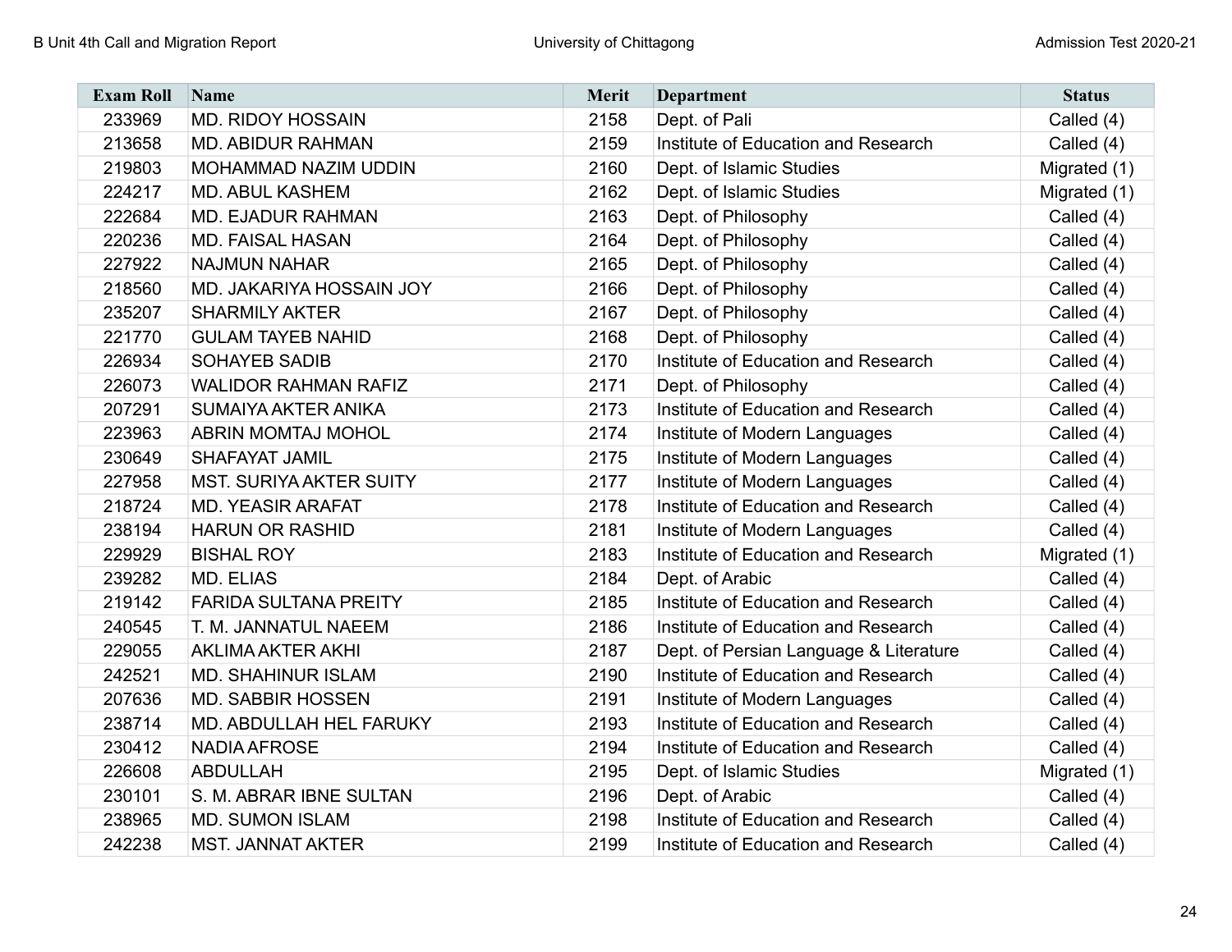| Exam Roll | Name | Merit | Department | Status |
|---|---|---|---|---|
| 233969 | MD. RIDOY HOSSAIN | 2158 | Dept. of Pali | Called (4) |
| 213658 | MD. ABIDUR RAHMAN | 2159 | Institute of Education and Research | Called (4) |
| 219803 | MOHAMMAD NAZIM UDDIN | 2160 | Dept. of Islamic Studies | Migrated (1) |
| 224217 | MD. ABUL KASHEM | 2162 | Dept. of Islamic Studies | Migrated (1) |
| 222684 | MD. EJADUR RAHMAN | 2163 | Dept. of Philosophy | Called (4) |
| 220236 | MD. FAISAL HASAN | 2164 | Dept. of Philosophy | Called (4) |
| 227922 | NAJMUN NAHAR | 2165 | Dept. of Philosophy | Called (4) |
| 218560 | MD. JAKARIYA HOSSAIN JOY | 2166 | Dept. of Philosophy | Called (4) |
| 235207 | SHARMILY AKTER | 2167 | Dept. of Philosophy | Called (4) |
| 221770 | GULAM TAYEB NAHID | 2168 | Dept. of Philosophy | Called (4) |
| 226934 | SOHAYEB SADIB | 2170 | Institute of Education and Research | Called (4) |
| 226073 | WALIDOR RAHMAN RAFIZ | 2171 | Dept. of Philosophy | Called (4) |
| 207291 | SUMAIYA AKTER ANIKA | 2173 | Institute of Education and Research | Called (4) |
| 223963 | ABRIN MOMTAJ MOHOL | 2174 | Institute of Modern Languages | Called (4) |
| 230649 | SHAFAYAT JAMIL | 2175 | Institute of Modern Languages | Called (4) |
| 227958 | MST. SURIYA AKTER SUITY | 2177 | Institute of Modern Languages | Called (4) |
| 218724 | MD. YEASIR ARAFAT | 2178 | Institute of Education and Research | Called (4) |
| 238194 | HARUN OR RASHID | 2181 | Institute of Modern Languages | Called (4) |
| 229929 | BISHAL ROY | 2183 | Institute of Education and Research | Migrated (1) |
| 239282 | MD. ELIAS | 2184 | Dept. of Arabic | Called (4) |
| 219142 | FARIDA SULTANA PREITY | 2185 | Institute of Education and Research | Called (4) |
| 240545 | T. M. JANNATUL NAEEM | 2186 | Institute of Education and Research | Called (4) |
| 229055 | AKLIMA AKTER AKHI | 2187 | Dept. of Persian Language & Literature | Called (4) |
| 242521 | MD. SHAHINUR ISLAM | 2190 | Institute of Education and Research | Called (4) |
| 207636 | MD. SABBIR HOSSEN | 2191 | Institute of Modern Languages | Called (4) |
| 238714 | MD. ABDULLAH HEL FARUKY | 2193 | Institute of Education and Research | Called (4) |
| 230412 | NADIA AFROSE | 2194 | Institute of Education and Research | Called (4) |
| 226608 | ABDULLAH | 2195 | Dept. of Islamic Studies | Migrated (1) |
| 230101 | S. M. ABRAR IBNE SULTAN | 2196 | Dept. of Arabic | Called (4) |
| 238965 | MD. SUMON ISLAM | 2198 | Institute of Education and Research | Called (4) |
| 242238 | MST. JANNAT AKTER | 2199 | Institute of Education and Research | Called (4) |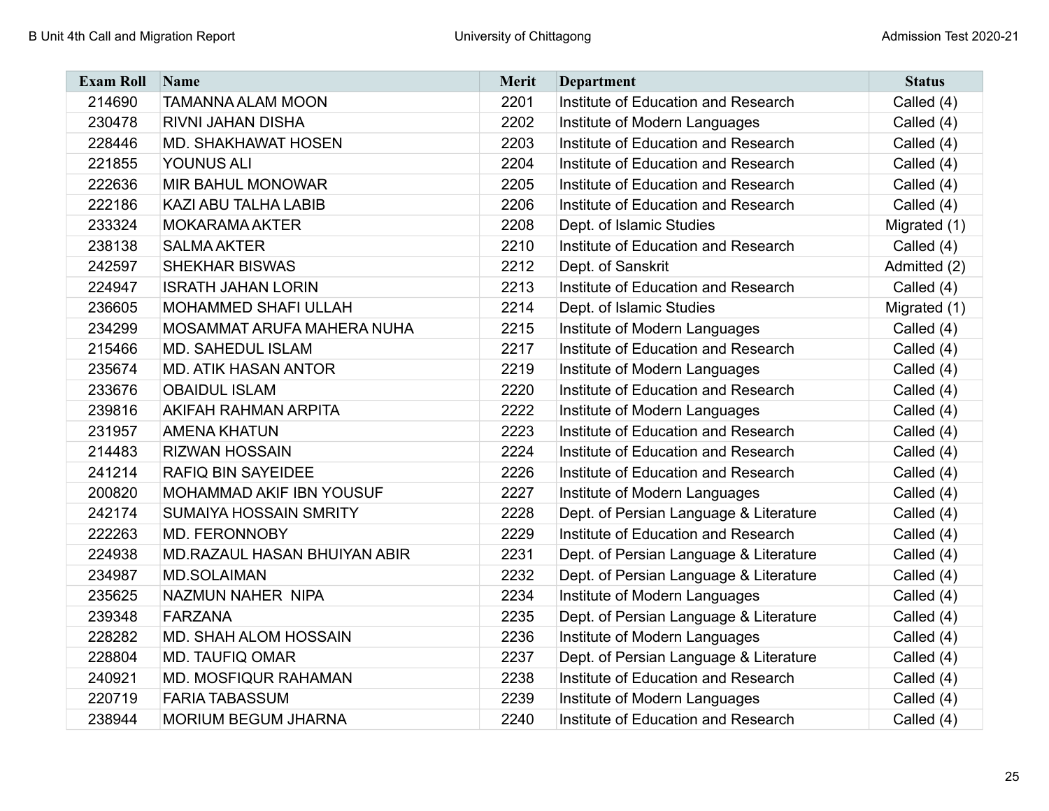| Exam Roll | Name | Merit | Department | Status |
|---|---|---|---|---|
| 214690 | TAMANNA ALAM MOON | 2201 | Institute of Education and Research | Called (4) |
| 230478 | RIVNI JAHAN DISHA | 2202 | Institute of Modern Languages | Called (4) |
| 228446 | MD. SHAKHAWAT HOSEN | 2203 | Institute of Education and Research | Called (4) |
| 221855 | YOUNUS ALI | 2204 | Institute of Education and Research | Called (4) |
| 222636 | MIR BAHUL MONOWAR | 2205 | Institute of Education and Research | Called (4) |
| 222186 | KAZI ABU TALHA LABIB | 2206 | Institute of Education and Research | Called (4) |
| 233324 | MOKARAMA AKTER | 2208 | Dept. of Islamic Studies | Migrated (1) |
| 238138 | SALMA AKTER | 2210 | Institute of Education and Research | Called (4) |
| 242597 | SHEKHAR BISWAS | 2212 | Dept. of Sanskrit | Admitted (2) |
| 224947 | ISRATH JAHAN LORIN | 2213 | Institute of Education and Research | Called (4) |
| 236605 | MOHAMMED SHAFI ULLAH | 2214 | Dept. of Islamic Studies | Migrated (1) |
| 234299 | MOSAMMAT ARUFA MAHERA NUHA | 2215 | Institute of Modern Languages | Called (4) |
| 215466 | MD. SAHEDUL ISLAM | 2217 | Institute of Education and Research | Called (4) |
| 235674 | MD. ATIK HASAN ANTOR | 2219 | Institute of Modern Languages | Called (4) |
| 233676 | OBAIDUL ISLAM | 2220 | Institute of Education and Research | Called (4) |
| 239816 | AKIFAH RAHMAN ARPITA | 2222 | Institute of Modern Languages | Called (4) |
| 231957 | AMENA KHATUN | 2223 | Institute of Education and Research | Called (4) |
| 214483 | RIZWAN HOSSAIN | 2224 | Institute of Education and Research | Called (4) |
| 241214 | RAFIQ BIN SAYEIDEE | 2226 | Institute of Education and Research | Called (4) |
| 200820 | MOHAMMAD AKIF IBN YOUSUF | 2227 | Institute of Modern Languages | Called (4) |
| 242174 | SUMAIYA HOSSAIN SMRITY | 2228 | Dept. of Persian Language & Literature | Called (4) |
| 222263 | MD. FERONNOBY | 2229 | Institute of Education and Research | Called (4) |
| 224938 | MD.RAZAUL HASAN BHUIYAN ABIR | 2231 | Dept. of Persian Language & Literature | Called (4) |
| 234987 | MD.SOLAIMAN | 2232 | Dept. of Persian Language & Literature | Called (4) |
| 235625 | NAZMUN NAHER NIPA | 2234 | Institute of Modern Languages | Called (4) |
| 239348 | FARZANA | 2235 | Dept. of Persian Language & Literature | Called (4) |
| 228282 | MD. SHAH ALOM HOSSAIN | 2236 | Institute of Modern Languages | Called (4) |
| 228804 | MD. TAUFIQ OMAR | 2237 | Dept. of Persian Language & Literature | Called (4) |
| 240921 | MD. MOSFIQUR RAHAMAN | 2238 | Institute of Education and Research | Called (4) |
| 220719 | FARIA TABASSUM | 2239 | Institute of Modern Languages | Called (4) |
| 238944 | MORIUM BEGUM JHARNA | 2240 | Institute of Education and Research | Called (4) |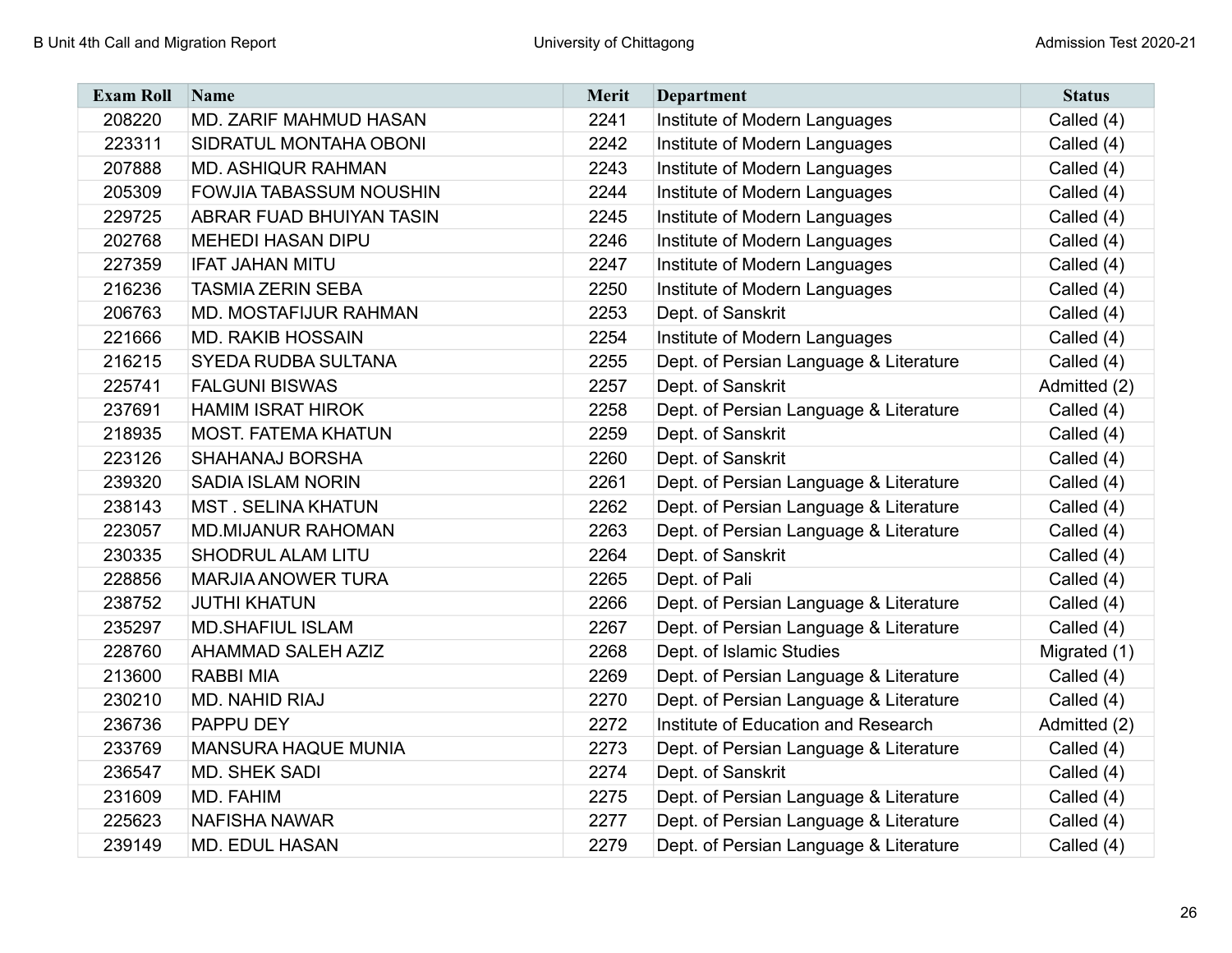| Exam Roll | Name | Merit | Department | Status |
|---|---|---|---|---|
| 208220 | MD. ZARIF MAHMUD HASAN | 2241 | Institute of Modern Languages | Called (4) |
| 223311 | SIDRATUL MONTAHA OBONI | 2242 | Institute of Modern Languages | Called (4) |
| 207888 | MD. ASHIQUR RAHMAN | 2243 | Institute of Modern Languages | Called (4) |
| 205309 | FOWJIA TABASSUM NOUSHIN | 2244 | Institute of Modern Languages | Called (4) |
| 229725 | ABRAR FUAD BHUIYAN TASIN | 2245 | Institute of Modern Languages | Called (4) |
| 202768 | MEHEDI HASAN DIPU | 2246 | Institute of Modern Languages | Called (4) |
| 227359 | IFAT JAHAN MITU | 2247 | Institute of Modern Languages | Called (4) |
| 216236 | TASMIA ZERIN SEBA | 2250 | Institute of Modern Languages | Called (4) |
| 206763 | MD. MOSTAFIJUR RAHMAN | 2253 | Dept. of Sanskrit | Called (4) |
| 221666 | MD. RAKIB HOSSAIN | 2254 | Institute of Modern Languages | Called (4) |
| 216215 | SYEDA RUDBA SULTANA | 2255 | Dept. of Persian Language & Literature | Called (4) |
| 225741 | FALGUNI BISWAS | 2257 | Dept. of Sanskrit | Admitted (2) |
| 237691 | HAMIM ISRAT HIROK | 2258 | Dept. of Persian Language & Literature | Called (4) |
| 218935 | MOST. FATEMA KHATUN | 2259 | Dept. of Sanskrit | Called (4) |
| 223126 | SHAHANAJ BORSHA | 2260 | Dept. of Sanskrit | Called (4) |
| 239320 | SADIA ISLAM NORIN | 2261 | Dept. of Persian Language & Literature | Called (4) |
| 238143 | MST . SELINA KHATUN | 2262 | Dept. of Persian Language & Literature | Called (4) |
| 223057 | MD.MIJANUR RAHOMAN | 2263 | Dept. of Persian Language & Literature | Called (4) |
| 230335 | SHODRUL ALAM LITU | 2264 | Dept. of Sanskrit | Called (4) |
| 228856 | MARJIA ANOWER TURA | 2265 | Dept. of Pali | Called (4) |
| 238752 | JUTHI KHATUN | 2266 | Dept. of Persian Language & Literature | Called (4) |
| 235297 | MD.SHAFIUL ISLAM | 2267 | Dept. of Persian Language & Literature | Called (4) |
| 228760 | AHAMMAD SALEH AZIZ | 2268 | Dept. of Islamic Studies | Migrated (1) |
| 213600 | RABBI MIA | 2269 | Dept. of Persian Language & Literature | Called (4) |
| 230210 | MD. NAHID RIAJ | 2270 | Dept. of Persian Language & Literature | Called (4) |
| 236736 | PAPPU DEY | 2272 | Institute of Education and Research | Admitted (2) |
| 233769 | MANSURA HAQUE MUNIA | 2273 | Dept. of Persian Language & Literature | Called (4) |
| 236547 | MD. SHEK SADI | 2274 | Dept. of Sanskrit | Called (4) |
| 231609 | MD. FAHIM | 2275 | Dept. of Persian Language & Literature | Called (4) |
| 225623 | NAFISHA NAWAR | 2277 | Dept. of Persian Language & Literature | Called (4) |
| 239149 | MD. EDUL HASAN | 2279 | Dept. of Persian Language & Literature | Called (4) |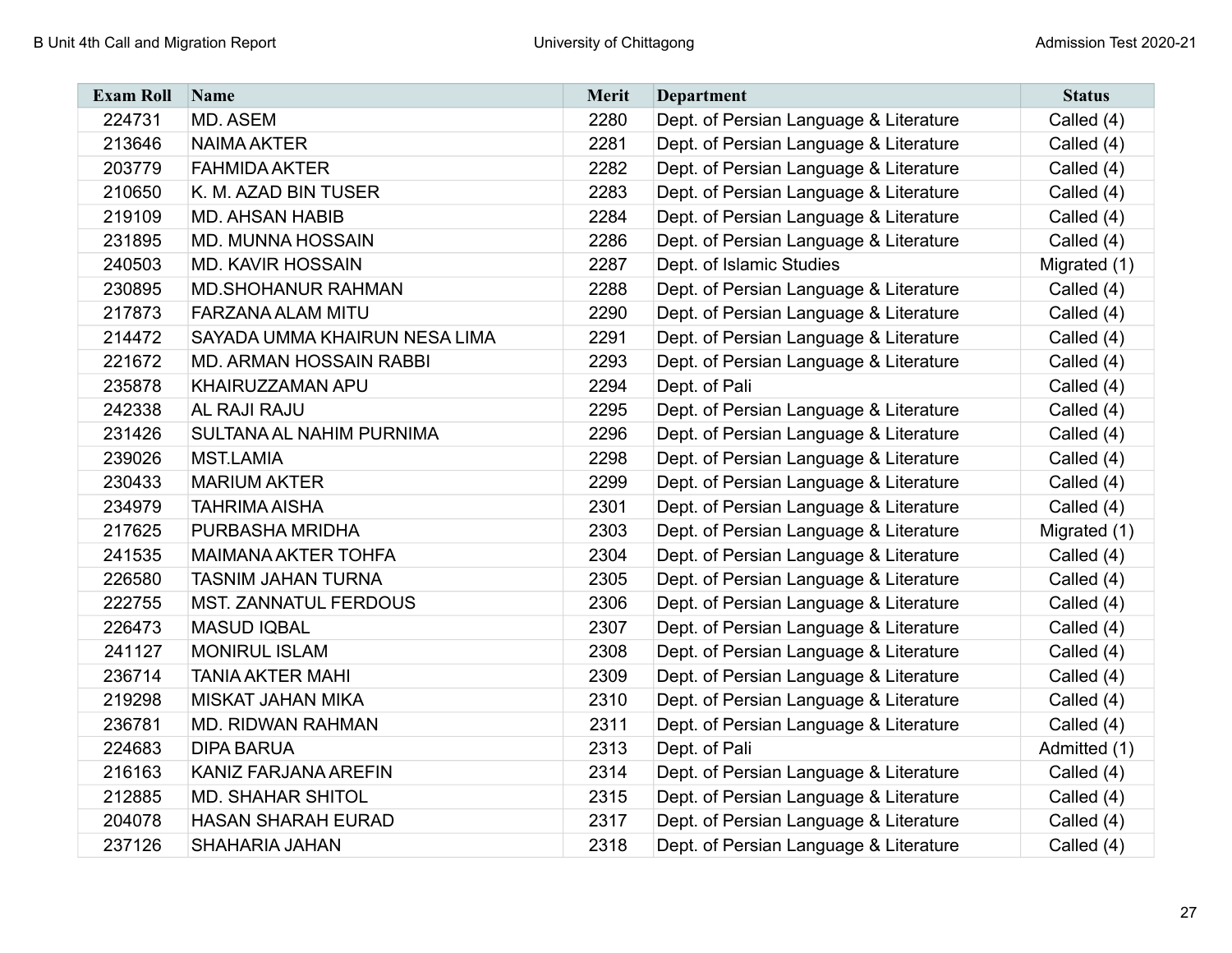| Exam Roll | Name | Merit | Department | Status |
|---|---|---|---|---|
| 224731 | MD. ASEM | 2280 | Dept. of Persian Language & Literature | Called (4) |
| 213646 | NAIMA AKTER | 2281 | Dept. of Persian Language & Literature | Called (4) |
| 203779 | FAHMIDA AKTER | 2282 | Dept. of Persian Language & Literature | Called (4) |
| 210650 | K. M. AZAD BIN TUSER | 2283 | Dept. of Persian Language & Literature | Called (4) |
| 219109 | MD. AHSAN HABIB | 2284 | Dept. of Persian Language & Literature | Called (4) |
| 231895 | MD. MUNNA HOSSAIN | 2286 | Dept. of Persian Language & Literature | Called (4) |
| 240503 | MD. KAVIR HOSSAIN | 2287 | Dept. of Islamic Studies | Migrated (1) |
| 230895 | MD.SHOHANUR RAHMAN | 2288 | Dept. of Persian Language & Literature | Called (4) |
| 217873 | FARZANA ALAM MITU | 2290 | Dept. of Persian Language & Literature | Called (4) |
| 214472 | SAYADA UMMA KHAIRUN NESA LIMA | 2291 | Dept. of Persian Language & Literature | Called (4) |
| 221672 | MD. ARMAN HOSSAIN RABBI | 2293 | Dept. of Persian Language & Literature | Called (4) |
| 235878 | KHAIRUZZAMAN APU | 2294 | Dept. of Pali | Called (4) |
| 242338 | AL RAJI RAJU | 2295 | Dept. of Persian Language & Literature | Called (4) |
| 231426 | SULTANA AL NAHIM PURNIMA | 2296 | Dept. of Persian Language & Literature | Called (4) |
| 239026 | MST.LAMIA | 2298 | Dept. of Persian Language & Literature | Called (4) |
| 230433 | MARIUM AKTER | 2299 | Dept. of Persian Language & Literature | Called (4) |
| 234979 | TAHRIMA AISHA | 2301 | Dept. of Persian Language & Literature | Called (4) |
| 217625 | PURBASHA MRIDHA | 2303 | Dept. of Persian Language & Literature | Migrated (1) |
| 241535 | MAIMANA AKTER TOHFA | 2304 | Dept. of Persian Language & Literature | Called (4) |
| 226580 | TASNIM JAHAN TURNA | 2305 | Dept. of Persian Language & Literature | Called (4) |
| 222755 | MST. ZANNATUL FERDOUS | 2306 | Dept. of Persian Language & Literature | Called (4) |
| 226473 | MASUD IQBAL | 2307 | Dept. of Persian Language & Literature | Called (4) |
| 241127 | MONIRUL ISLAM | 2308 | Dept. of Persian Language & Literature | Called (4) |
| 236714 | TANIA AKTER MAHI | 2309 | Dept. of Persian Language & Literature | Called (4) |
| 219298 | MISKAT JAHAN MIKA | 2310 | Dept. of Persian Language & Literature | Called (4) |
| 236781 | MD. RIDWAN RAHMAN | 2311 | Dept. of Persian Language & Literature | Called (4) |
| 224683 | DIPA BARUA | 2313 | Dept. of Pali | Admitted (1) |
| 216163 | KANIZ FARJANA AREFIN | 2314 | Dept. of Persian Language & Literature | Called (4) |
| 212885 | MD. SHAHAR SHITOL | 2315 | Dept. of Persian Language & Literature | Called (4) |
| 204078 | HASAN SHARAH EURAD | 2317 | Dept. of Persian Language & Literature | Called (4) |
| 237126 | SHAHARIA JAHAN | 2318 | Dept. of Persian Language & Literature | Called (4) |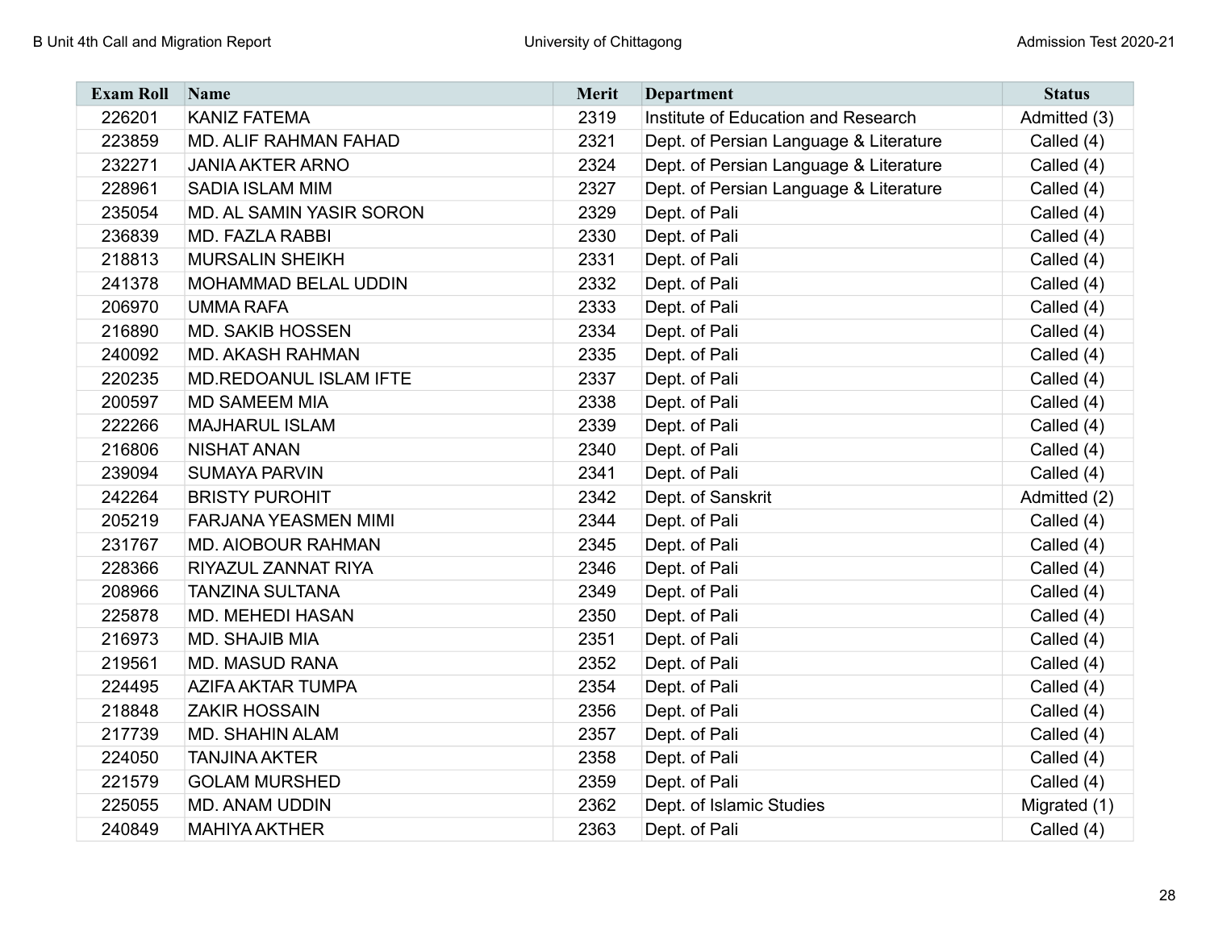| Exam Roll | Name | Merit | Department | Status |
|---|---|---|---|---|
| 226201 | KANIZ FATEMA | 2319 | Institute of Education and Research | Admitted (3) |
| 223859 | MD. ALIF RAHMAN FAHAD | 2321 | Dept. of Persian Language & Literature | Called (4) |
| 232271 | JANIA AKTER ARNO | 2324 | Dept. of Persian Language & Literature | Called (4) |
| 228961 | SADIA ISLAM MIM | 2327 | Dept. of Persian Language & Literature | Called (4) |
| 235054 | MD. AL SAMIN YASIR SORON | 2329 | Dept. of Pali | Called (4) |
| 236839 | MD. FAZLA RABBI | 2330 | Dept. of Pali | Called (4) |
| 218813 | MURSALIN SHEIKH | 2331 | Dept. of Pali | Called (4) |
| 241378 | MOHAMMAD BELAL UDDIN | 2332 | Dept. of Pali | Called (4) |
| 206970 | UMMA RAFA | 2333 | Dept. of Pali | Called (4) |
| 216890 | MD. SAKIB HOSSEN | 2334 | Dept. of Pali | Called (4) |
| 240092 | MD. AKASH RAHMAN | 2335 | Dept. of Pali | Called (4) |
| 220235 | MD.REDOANUL ISLAM IFTE | 2337 | Dept. of Pali | Called (4) |
| 200597 | MD SAMEEM MIA | 2338 | Dept. of Pali | Called (4) |
| 222266 | MAJHARUL ISLAM | 2339 | Dept. of Pali | Called (4) |
| 216806 | NISHAT ANAN | 2340 | Dept. of Pali | Called (4) |
| 239094 | SUMAYA PARVIN | 2341 | Dept. of Pali | Called (4) |
| 242264 | BRISTY PUROHIT | 2342 | Dept. of Sanskrit | Admitted (2) |
| 205219 | FARJANA YEASMEN MIMI | 2344 | Dept. of Pali | Called (4) |
| 231767 | MD. AIOBOUR RAHMAN | 2345 | Dept. of Pali | Called (4) |
| 228366 | RIYAZUL ZANNAT RIYA | 2346 | Dept. of Pali | Called (4) |
| 208966 | TANZINA SULTANA | 2349 | Dept. of Pali | Called (4) |
| 225878 | MD. MEHEDI HASAN | 2350 | Dept. of Pali | Called (4) |
| 216973 | MD. SHAJIB MIA | 2351 | Dept. of Pali | Called (4) |
| 219561 | MD. MASUD RANA | 2352 | Dept. of Pali | Called (4) |
| 224495 | AZIFA AKTAR TUMPA | 2354 | Dept. of Pali | Called (4) |
| 218848 | ZAKIR HOSSAIN | 2356 | Dept. of Pali | Called (4) |
| 217739 | MD. SHAHIN ALAM | 2357 | Dept. of Pali | Called (4) |
| 224050 | TANJINA AKTER | 2358 | Dept. of Pali | Called (4) |
| 221579 | GOLAM MURSHED | 2359 | Dept. of Pali | Called (4) |
| 225055 | MD. ANAM UDDIN | 2362 | Dept. of Islamic Studies | Migrated (1) |
| 240849 | MAHIYA AKTHER | 2363 | Dept. of Pali | Called (4) |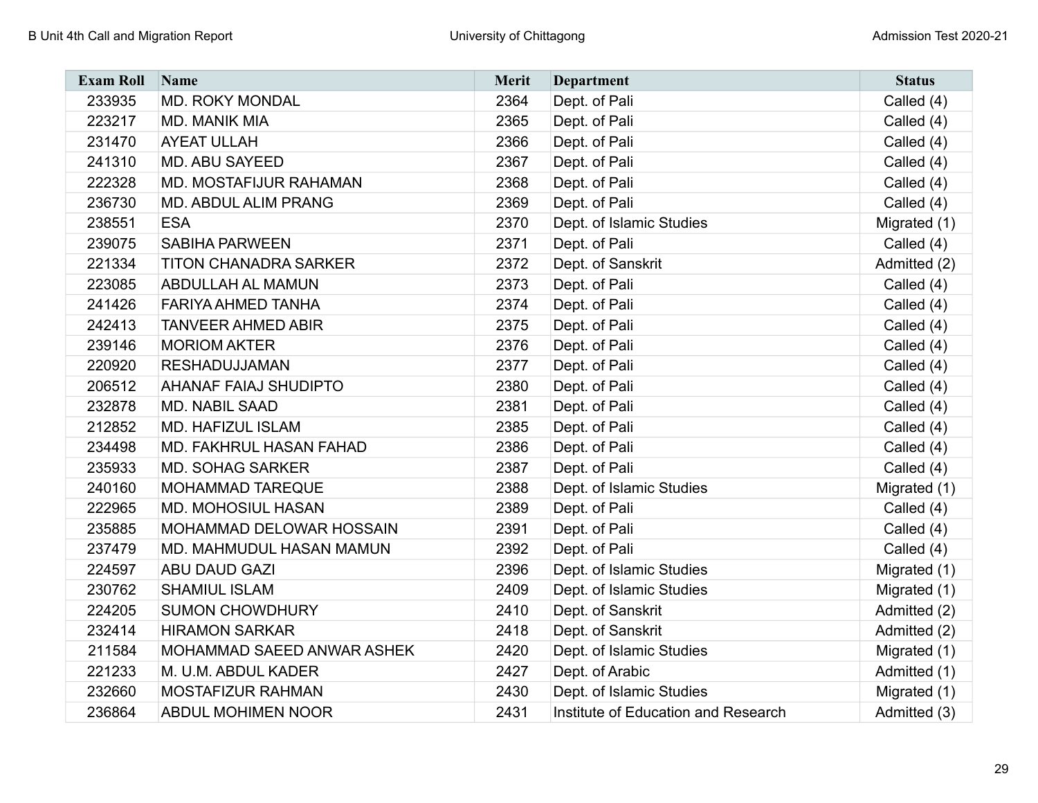| Exam Roll | Name | Merit | Department | Status |
|---|---|---|---|---|
| 233935 | MD. ROKY MONDAL | 2364 | Dept. of Pali | Called (4) |
| 223217 | MD. MANIK MIA | 2365 | Dept. of Pali | Called (4) |
| 231470 | AYEAT ULLAH | 2366 | Dept. of Pali | Called (4) |
| 241310 | MD. ABU SAYEED | 2367 | Dept. of Pali | Called (4) |
| 222328 | MD. MOSTAFIJUR RAHAMAN | 2368 | Dept. of Pali | Called (4) |
| 236730 | MD. ABDUL ALIM PRANG | 2369 | Dept. of Pali | Called (4) |
| 238551 | ESA | 2370 | Dept. of Islamic Studies | Migrated (1) |
| 239075 | SABIHA PARWEEN | 2371 | Dept. of Pali | Called (4) |
| 221334 | TITON CHANADRA SARKER | 2372 | Dept. of Sanskrit | Admitted (2) |
| 223085 | ABDULLAH AL MAMUN | 2373 | Dept. of Pali | Called (4) |
| 241426 | FARIYA AHMED TANHA | 2374 | Dept. of Pali | Called (4) |
| 242413 | TANVEER AHMED ABIR | 2375 | Dept. of Pali | Called (4) |
| 239146 | MORIOM AKTER | 2376 | Dept. of Pali | Called (4) |
| 220920 | RESHADUJJAMAN | 2377 | Dept. of Pali | Called (4) |
| 206512 | AHANAF FAIAJ SHUDIPTO | 2380 | Dept. of Pali | Called (4) |
| 232878 | MD. NABIL SAAD | 2381 | Dept. of Pali | Called (4) |
| 212852 | MD. HAFIZUL ISLAM | 2385 | Dept. of Pali | Called (4) |
| 234498 | MD. FAKHRUL HASAN FAHAD | 2386 | Dept. of Pali | Called (4) |
| 235933 | MD. SOHAG SARKER | 2387 | Dept. of Pali | Called (4) |
| 240160 | MOHAMMAD TAREQUE | 2388 | Dept. of Islamic Studies | Migrated (1) |
| 222965 | MD. MOHOSIUL HASAN | 2389 | Dept. of Pali | Called (4) |
| 235885 | MOHAMMAD DELOWAR HOSSAIN | 2391 | Dept. of Pali | Called (4) |
| 237479 | MD. MAHMUDUL HASAN MAMUN | 2392 | Dept. of Pali | Called (4) |
| 224597 | ABU DAUD GAZI | 2396 | Dept. of Islamic Studies | Migrated (1) |
| 230762 | SHAMIUL ISLAM | 2409 | Dept. of Islamic Studies | Migrated (1) |
| 224205 | SUMON CHOWDHURY | 2410 | Dept. of Sanskrit | Admitted (2) |
| 232414 | HIRAMON SARKAR | 2418 | Dept. of Sanskrit | Admitted (2) |
| 211584 | MOHAMMAD SAEED ANWAR ASHEK | 2420 | Dept. of Islamic Studies | Migrated (1) |
| 221233 | M. U.M. ABDUL KADER | 2427 | Dept. of Arabic | Admitted (1) |
| 232660 | MOSTAFIZUR RAHMAN | 2430 | Dept. of Islamic Studies | Migrated (1) |
| 236864 | ABDUL MOHIMEN NOOR | 2431 | Institute of Education and Research | Admitted (3) |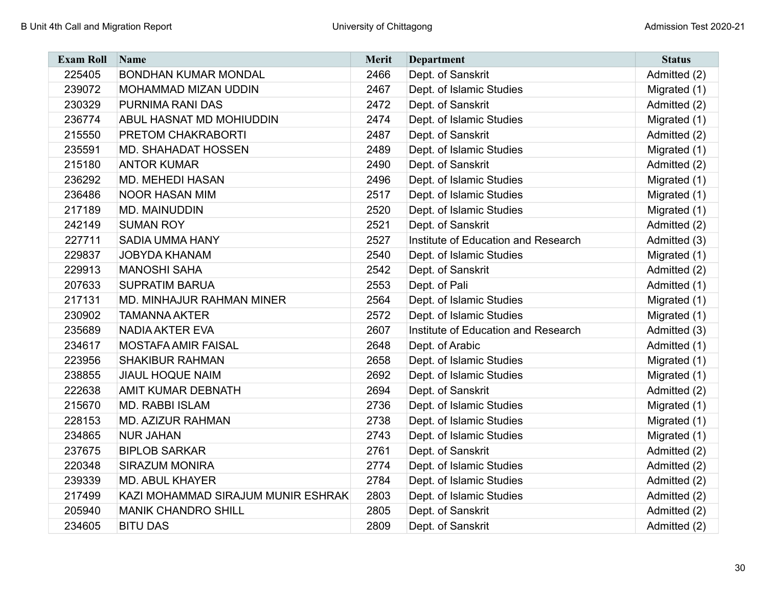| Exam Roll | Name | Merit | Department | Status |
|---|---|---|---|---|
| 225405 | BONDHAN KUMAR MONDAL | 2466 | Dept. of Sanskrit | Admitted (2) |
| 239072 | MOHAMMAD MIZAN UDDIN | 2467 | Dept. of Islamic Studies | Migrated (1) |
| 230329 | PURNIMA RANI DAS | 2472 | Dept. of Sanskrit | Admitted (2) |
| 236774 | ABUL HASNAT MD MOHIUDDIN | 2474 | Dept. of Islamic Studies | Migrated (1) |
| 215550 | PRETOM CHAKRABORTI | 2487 | Dept. of Sanskrit | Admitted (2) |
| 235591 | MD. SHAHADAT HOSSEN | 2489 | Dept. of Islamic Studies | Migrated (1) |
| 215180 | ANTOR KUMAR | 2490 | Dept. of Sanskrit | Admitted (2) |
| 236292 | MD. MEHEDI HASAN | 2496 | Dept. of Islamic Studies | Migrated (1) |
| 236486 | NOOR HASAN MIM | 2517 | Dept. of Islamic Studies | Migrated (1) |
| 217189 | MD. MAINUDDIN | 2520 | Dept. of Islamic Studies | Migrated (1) |
| 242149 | SUMAN ROY | 2521 | Dept. of Sanskrit | Admitted (2) |
| 227711 | SADIA UMMA HANY | 2527 | Institute of Education and Research | Admitted (3) |
| 229837 | JOBYDA KHANAM | 2540 | Dept. of Islamic Studies | Migrated (1) |
| 229913 | MANOSHI SAHA | 2542 | Dept. of Sanskrit | Admitted (2) |
| 207633 | SUPRATIM BARUA | 2553 | Dept. of Pali | Admitted (1) |
| 217131 | MD. MINHAJUR RAHMAN MINER | 2564 | Dept. of Islamic Studies | Migrated (1) |
| 230902 | TAMANNA AKTER | 2572 | Dept. of Islamic Studies | Migrated (1) |
| 235689 | NADIA AKTER EVA | 2607 | Institute of Education and Research | Admitted (3) |
| 234617 | MOSTAFA AMIR FAISAL | 2648 | Dept. of Arabic | Admitted (1) |
| 223956 | SHAKIBUR RAHMAN | 2658 | Dept. of Islamic Studies | Migrated (1) |
| 238855 | JIAUL HOQUE NAIM | 2692 | Dept. of Islamic Studies | Migrated (1) |
| 222638 | AMIT KUMAR DEBNATH | 2694 | Dept. of Sanskrit | Admitted (2) |
| 215670 | MD. RABBI ISLAM | 2736 | Dept. of Islamic Studies | Migrated (1) |
| 228153 | MD. AZIZUR RAHMAN | 2738 | Dept. of Islamic Studies | Migrated (1) |
| 234865 | NUR JAHAN | 2743 | Dept. of Islamic Studies | Migrated (1) |
| 237675 | BIPLOB SARKAR | 2761 | Dept. of Sanskrit | Admitted (2) |
| 220348 | SIRAZUM MONIRA | 2774 | Dept. of Islamic Studies | Admitted (2) |
| 239339 | MD. ABUL KHAYER | 2784 | Dept. of Islamic Studies | Admitted (2) |
| 217499 | KAZI MOHAMMAD SIRAJUM MUNIR ESHRAK | 2803 | Dept. of Islamic Studies | Admitted (2) |
| 205940 | MANIK CHANDRO SHILL | 2805 | Dept. of Sanskrit | Admitted (2) |
| 234605 | BITU DAS | 2809 | Dept. of Sanskrit | Admitted (2) |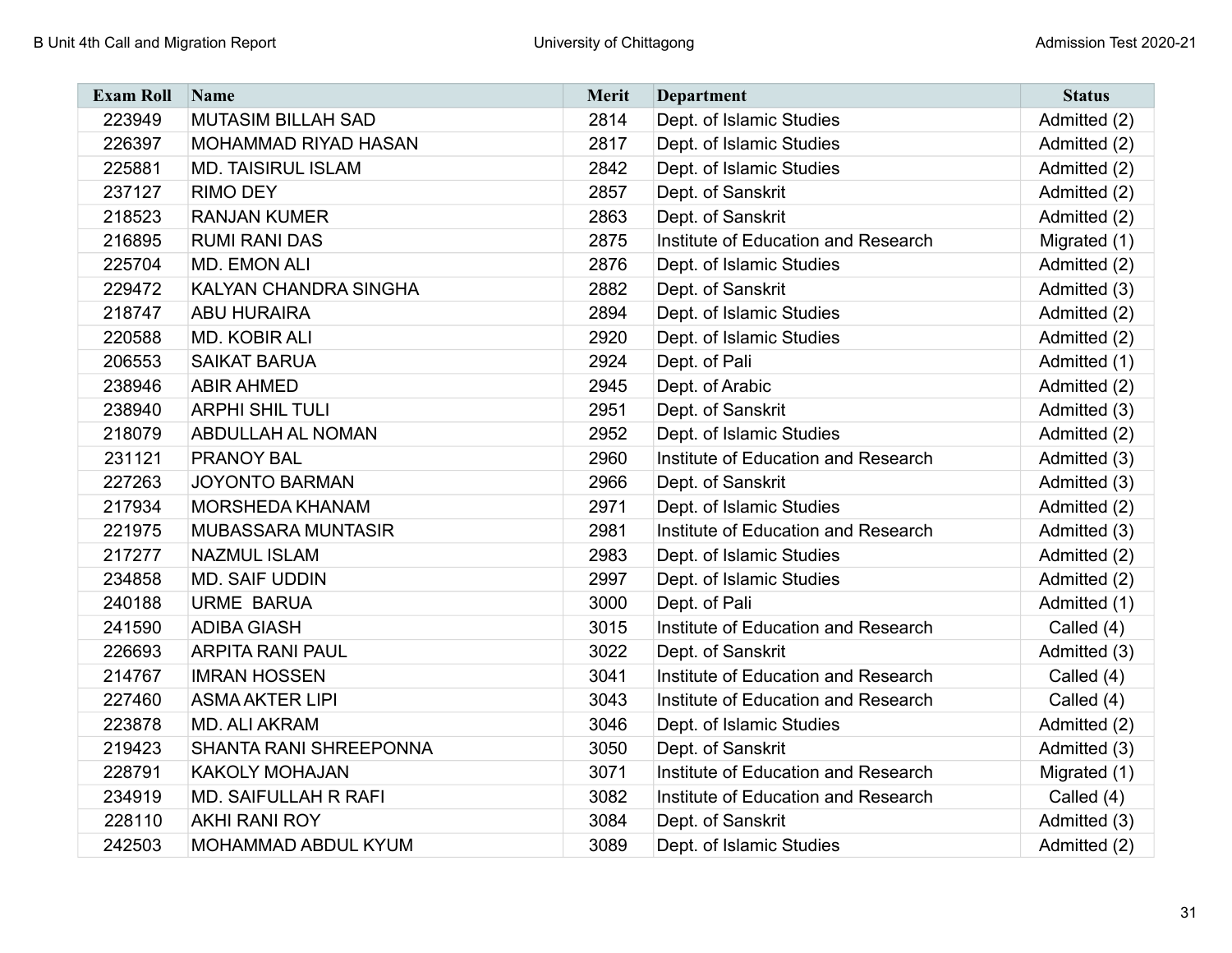| Exam Roll | Name | Merit | Department | Status |
| --- | --- | --- | --- | --- |
| 223949 | MUTASIM BILLAH SAD | 2814 | Dept. of Islamic Studies | Admitted (2) |
| 226397 | MOHAMMAD RIYAD HASAN | 2817 | Dept. of Islamic Studies | Admitted (2) |
| 225881 | MD. TAISIRUL ISLAM | 2842 | Dept. of Islamic Studies | Admitted (2) |
| 237127 | RIMO DEY | 2857 | Dept. of Sanskrit | Admitted (2) |
| 218523 | RANJAN KUMER | 2863 | Dept. of Sanskrit | Admitted (2) |
| 216895 | RUMI RANI DAS | 2875 | Institute of Education and Research | Migrated (1) |
| 225704 | MD. EMON ALI | 2876 | Dept. of Islamic Studies | Admitted (2) |
| 229472 | KALYAN CHANDRA SINGHA | 2882 | Dept. of Sanskrit | Admitted (3) |
| 218747 | ABU HURAIRA | 2894 | Dept. of Islamic Studies | Admitted (2) |
| 220588 | MD. KOBIR ALI | 2920 | Dept. of Islamic Studies | Admitted (2) |
| 206553 | SAIKAT BARUA | 2924 | Dept. of Pali | Admitted (1) |
| 238946 | ABIR AHMED | 2945 | Dept. of Arabic | Admitted (2) |
| 238940 | ARPHI SHIL TULI | 2951 | Dept. of Sanskrit | Admitted (3) |
| 218079 | ABDULLAH AL NOMAN | 2952 | Dept. of Islamic Studies | Admitted (2) |
| 231121 | PRANOY BAL | 2960 | Institute of Education and Research | Admitted (3) |
| 227263 | JOYONTO BARMAN | 2966 | Dept. of Sanskrit | Admitted (3) |
| 217934 | MORSHEDA KHANAM | 2971 | Dept. of Islamic Studies | Admitted (2) |
| 221975 | MUBASSARA MUNTASIR | 2981 | Institute of Education and Research | Admitted (3) |
| 217277 | NAZMUL ISLAM | 2983 | Dept. of Islamic Studies | Admitted (2) |
| 234858 | MD. SAIF UDDIN | 2997 | Dept. of Islamic Studies | Admitted (2) |
| 240188 | URME BARUA | 3000 | Dept. of Pali | Admitted (1) |
| 241590 | ADIBA GIASH | 3015 | Institute of Education and Research | Called (4) |
| 226693 | ARPITA RANI PAUL | 3022 | Dept. of Sanskrit | Admitted (3) |
| 214767 | IMRAN HOSSEN | 3041 | Institute of Education and Research | Called (4) |
| 227460 | ASMA AKTER LIPI | 3043 | Institute of Education and Research | Called (4) |
| 223878 | MD. ALI AKRAM | 3046 | Dept. of Islamic Studies | Admitted (2) |
| 219423 | SHANTA RANI SHREEPONNA | 3050 | Dept. of Sanskrit | Admitted (3) |
| 228791 | KAKOLY MOHAJAN | 3071 | Institute of Education and Research | Migrated (1) |
| 234919 | MD. SAIFULLAH R RAFI | 3082 | Institute of Education and Research | Called (4) |
| 228110 | AKHI RANI ROY | 3084 | Dept. of Sanskrit | Admitted (3) |
| 242503 | MOHAMMAD ABDUL KYUM | 3089 | Dept. of Islamic Studies | Admitted (2) |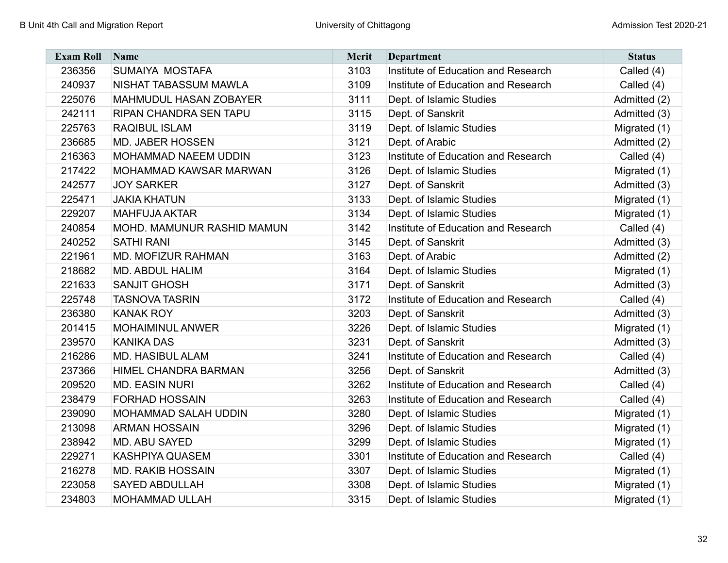| Exam Roll | Name | Merit | Department | Status |
|---|---|---|---|---|
| 236356 | SUMAIYA MOSTAFA | 3103 | Institute of Education and Research | Called (4) |
| 240937 | NISHAT TABASSUM MAWLA | 3109 | Institute of Education and Research | Called (4) |
| 225076 | MAHMUDUL HASAN ZOBAYER | 3111 | Dept. of Islamic Studies | Admitted (2) |
| 242111 | RIPAN CHANDRA SEN TAPU | 3115 | Dept. of Sanskrit | Admitted (3) |
| 225763 | RAQIBUL ISLAM | 3119 | Dept. of Islamic Studies | Migrated (1) |
| 236685 | MD. JABER HOSSEN | 3121 | Dept. of Arabic | Admitted (2) |
| 216363 | MOHAMMAD NAEEM UDDIN | 3123 | Institute of Education and Research | Called (4) |
| 217422 | MOHAMMAD KAWSAR MARWAN | 3126 | Dept. of Islamic Studies | Migrated (1) |
| 242577 | JOY SARKER | 3127 | Dept. of Sanskrit | Admitted (3) |
| 225471 | JAKIA KHATUN | 3133 | Dept. of Islamic Studies | Migrated (1) |
| 229207 | MAHFUJA AKTAR | 3134 | Dept. of Islamic Studies | Migrated (1) |
| 240854 | MOHD. MAMUNUR RASHID MAMUN | 3142 | Institute of Education and Research | Called (4) |
| 240252 | SATHI RANI | 3145 | Dept. of Sanskrit | Admitted (3) |
| 221961 | MD. MOFIZUR RAHMAN | 3163 | Dept. of Arabic | Admitted (2) |
| 218682 | MD. ABDUL HALIM | 3164 | Dept. of Islamic Studies | Migrated (1) |
| 221633 | SANJIT GHOSH | 3171 | Dept. of Sanskrit | Admitted (3) |
| 225748 | TASNOVA TASRIN | 3172 | Institute of Education and Research | Called (4) |
| 236380 | KANAK ROY | 3203 | Dept. of Sanskrit | Admitted (3) |
| 201415 | MOHAIMINUL ANWER | 3226 | Dept. of Islamic Studies | Migrated (1) |
| 239570 | KANIKA DAS | 3231 | Dept. of Sanskrit | Admitted (3) |
| 216286 | MD. HASIBUL ALAM | 3241 | Institute of Education and Research | Called (4) |
| 237366 | HIMEL CHANDRA BARMAN | 3256 | Dept. of Sanskrit | Admitted (3) |
| 209520 | MD. EASIN NURI | 3262 | Institute of Education and Research | Called (4) |
| 238479 | FORHAD HOSSAIN | 3263 | Institute of Education and Research | Called (4) |
| 239090 | MOHAMMAD SALAH UDDIN | 3280 | Dept. of Islamic Studies | Migrated (1) |
| 213098 | ARMAN HOSSAIN | 3296 | Dept. of Islamic Studies | Migrated (1) |
| 238942 | MD. ABU SAYED | 3299 | Dept. of Islamic Studies | Migrated (1) |
| 229271 | KASHPIYA QUASEM | 3301 | Institute of Education and Research | Called (4) |
| 216278 | MD. RAKIB HOSSAIN | 3307 | Dept. of Islamic Studies | Migrated (1) |
| 223058 | SAYED ABDULLAH | 3308 | Dept. of Islamic Studies | Migrated (1) |
| 234803 | MOHAMMAD ULLAH | 3315 | Dept. of Islamic Studies | Migrated (1) |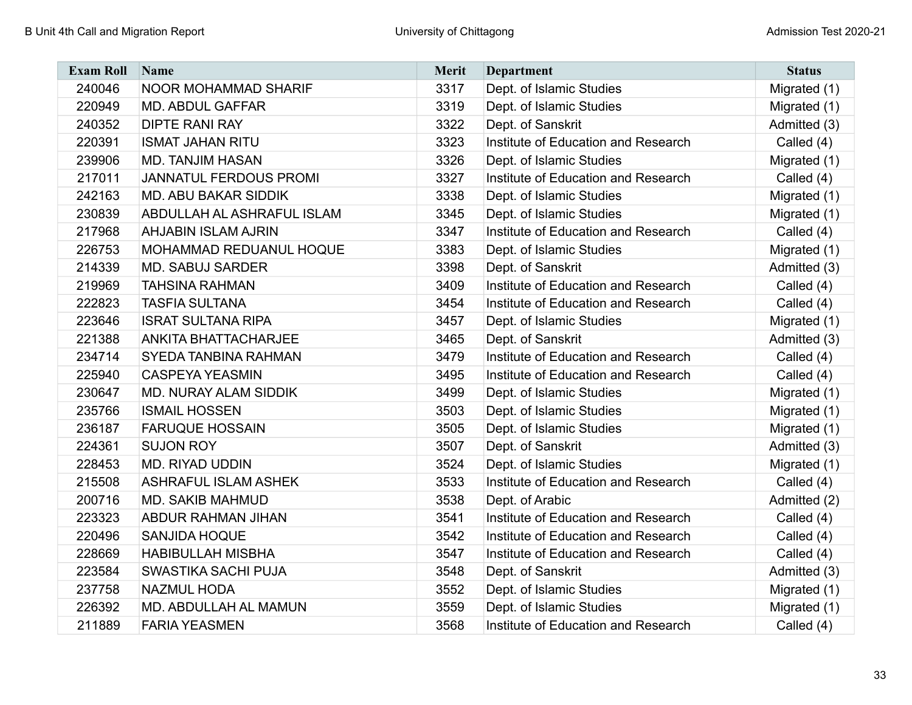| Exam Roll | Name | Merit | Department | Status |
|---|---|---|---|---|
| 240046 | NOOR MOHAMMAD SHARIF | 3317 | Dept. of Islamic Studies | Migrated (1) |
| 220949 | MD. ABDUL GAFFAR | 3319 | Dept. of Islamic Studies | Migrated (1) |
| 240352 | DIPTE RANI RAY | 3322 | Dept. of Sanskrit | Admitted (3) |
| 220391 | ISMAT JAHAN RITU | 3323 | Institute of Education and Research | Called (4) |
| 239906 | MD. TANJIM HASAN | 3326 | Dept. of Islamic Studies | Migrated (1) |
| 217011 | JANNATUL FERDOUS PROMI | 3327 | Institute of Education and Research | Called (4) |
| 242163 | MD. ABU BAKAR SIDDIK | 3338 | Dept. of Islamic Studies | Migrated (1) |
| 230839 | ABDULLAH AL ASHRAFUL ISLAM | 3345 | Dept. of Islamic Studies | Migrated (1) |
| 217968 | AHJABIN ISLAM AJRIN | 3347 | Institute of Education and Research | Called (4) |
| 226753 | MOHAMMAD REDUANUL HOQUE | 3383 | Dept. of Islamic Studies | Migrated (1) |
| 214339 | MD. SABUJ SARDER | 3398 | Dept. of Sanskrit | Admitted (3) |
| 219969 | TAHSINA RAHMAN | 3409 | Institute of Education and Research | Called (4) |
| 222823 | TASFIA SULTANA | 3454 | Institute of Education and Research | Called (4) |
| 223646 | ISRAT SULTANA RIPA | 3457 | Dept. of Islamic Studies | Migrated (1) |
| 221388 | ANKITA BHATTACHARJEE | 3465 | Dept. of Sanskrit | Admitted (3) |
| 234714 | SYEDA TANBINA RAHMAN | 3479 | Institute of Education and Research | Called (4) |
| 225940 | CASPEYA YEASMIN | 3495 | Institute of Education and Research | Called (4) |
| 230647 | MD. NURAY ALAM SIDDIK | 3499 | Dept. of Islamic Studies | Migrated (1) |
| 235766 | ISMAIL HOSSEN | 3503 | Dept. of Islamic Studies | Migrated (1) |
| 236187 | FARUQUE HOSSAIN | 3505 | Dept. of Islamic Studies | Migrated (1) |
| 224361 | SUJON ROY | 3507 | Dept. of Sanskrit | Admitted (3) |
| 228453 | MD. RIYAD UDDIN | 3524 | Dept. of Islamic Studies | Migrated (1) |
| 215508 | ASHRAFUL ISLAM ASHEK | 3533 | Institute of Education and Research | Called (4) |
| 200716 | MD. SAKIB MAHMUD | 3538 | Dept. of Arabic | Admitted (2) |
| 223323 | ABDUR RAHMAN JIHAN | 3541 | Institute of Education and Research | Called (4) |
| 220496 | SANJIDA HOQUE | 3542 | Institute of Education and Research | Called (4) |
| 228669 | HABIBULLAH MISBHA | 3547 | Institute of Education and Research | Called (4) |
| 223584 | SWASTIKA SACHI PUJA | 3548 | Dept. of Sanskrit | Admitted (3) |
| 237758 | NAZMUL HODA | 3552 | Dept. of Islamic Studies | Migrated (1) |
| 226392 | MD. ABDULLAH AL MAMUN | 3559 | Dept. of Islamic Studies | Migrated (1) |
| 211889 | FARIA YEASMEN | 3568 | Institute of Education and Research | Called (4) |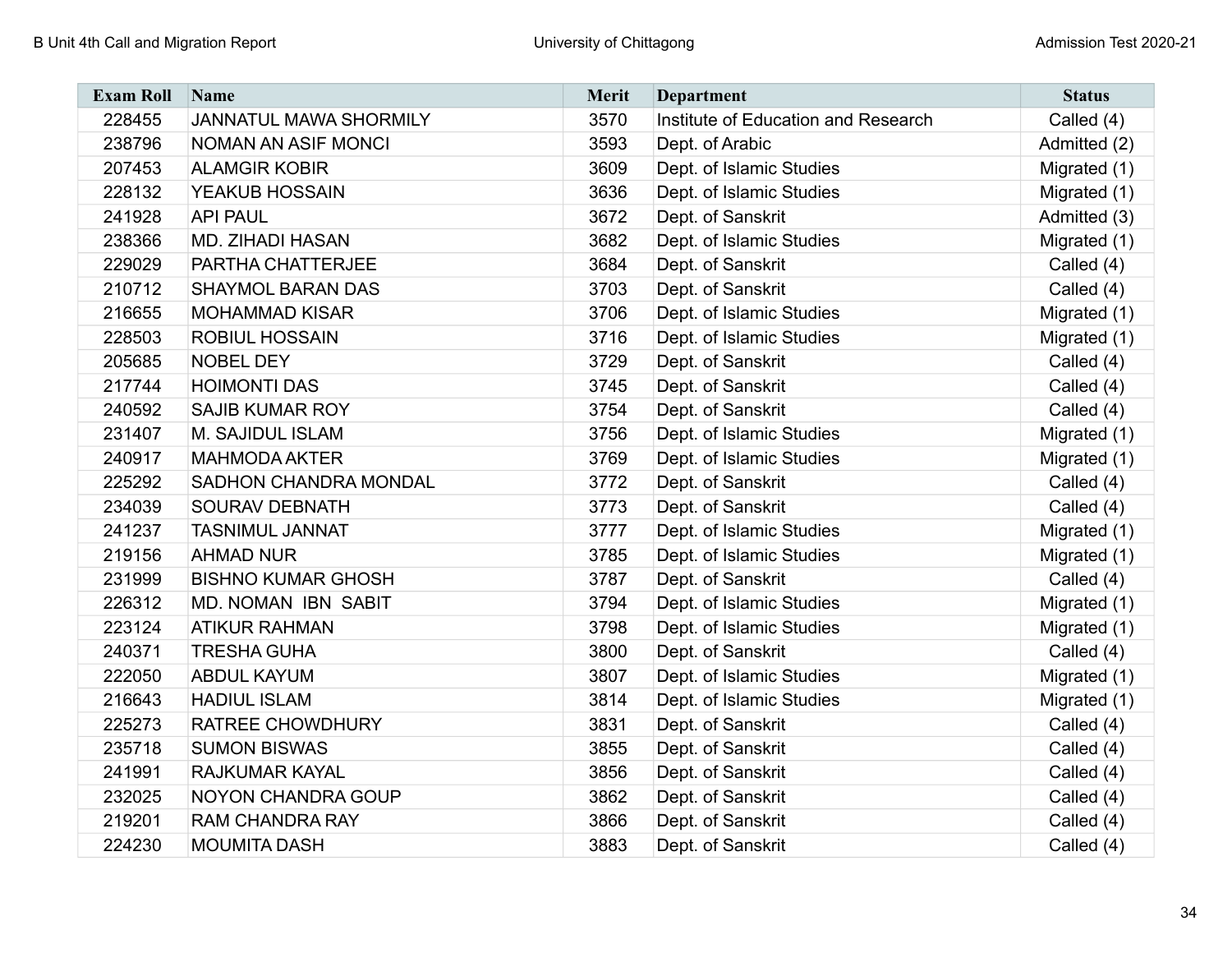| Exam Roll | Name | Merit | Department | Status |
|---|---|---|---|---|
| 228455 | JANNATUL MAWA SHORMILY | 3570 | Institute of Education and Research | Called (4) |
| 238796 | NOMAN AN ASIF MONCI | 3593 | Dept. of Arabic | Admitted (2) |
| 207453 | ALAMGIR KOBIR | 3609 | Dept. of Islamic Studies | Migrated (1) |
| 228132 | YEAKUB HOSSAIN | 3636 | Dept. of Islamic Studies | Migrated (1) |
| 241928 | API PAUL | 3672 | Dept. of Sanskrit | Admitted (3) |
| 238366 | MD. ZIHADI HASAN | 3682 | Dept. of Islamic Studies | Migrated (1) |
| 229029 | PARTHA CHATTERJEE | 3684 | Dept. of Sanskrit | Called (4) |
| 210712 | SHAYMOL BARAN DAS | 3703 | Dept. of Sanskrit | Called (4) |
| 216655 | MOHAMMAD KISAR | 3706 | Dept. of Islamic Studies | Migrated (1) |
| 228503 | ROBIUL HOSSAIN | 3716 | Dept. of Islamic Studies | Migrated (1) |
| 205685 | NOBEL DEY | 3729 | Dept. of Sanskrit | Called (4) |
| 217744 | HOIMONTI DAS | 3745 | Dept. of Sanskrit | Called (4) |
| 240592 | SAJIB KUMAR ROY | 3754 | Dept. of Sanskrit | Called (4) |
| 231407 | M. SAJIDUL ISLAM | 3756 | Dept. of Islamic Studies | Migrated (1) |
| 240917 | MAHMODA AKTER | 3769 | Dept. of Islamic Studies | Migrated (1) |
| 225292 | SADHON CHANDRA MONDAL | 3772 | Dept. of Sanskrit | Called (4) |
| 234039 | SOURAV DEBNATH | 3773 | Dept. of Sanskrit | Called (4) |
| 241237 | TASNIMUL JANNAT | 3777 | Dept. of Islamic Studies | Migrated (1) |
| 219156 | AHMAD NUR | 3785 | Dept. of Islamic Studies | Migrated (1) |
| 231999 | BISHNO KUMAR GHOSH | 3787 | Dept. of Sanskrit | Called (4) |
| 226312 | MD. NOMAN IBN SABIT | 3794 | Dept. of Islamic Studies | Migrated (1) |
| 223124 | ATIKUR RAHMAN | 3798 | Dept. of Islamic Studies | Migrated (1) |
| 240371 | TRESHA GUHA | 3800 | Dept. of Sanskrit | Called (4) |
| 222050 | ABDUL KAYUM | 3807 | Dept. of Islamic Studies | Migrated (1) |
| 216643 | HADIUL ISLAM | 3814 | Dept. of Islamic Studies | Migrated (1) |
| 225273 | RATREE CHOWDHURY | 3831 | Dept. of Sanskrit | Called (4) |
| 235718 | SUMON BISWAS | 3855 | Dept. of Sanskrit | Called (4) |
| 241991 | RAJKUMAR KAYAL | 3856 | Dept. of Sanskrit | Called (4) |
| 232025 | NOYON CHANDRA GOUP | 3862 | Dept. of Sanskrit | Called (4) |
| 219201 | RAM CHANDRA RAY | 3866 | Dept. of Sanskrit | Called (4) |
| 224230 | MOUMITA DASH | 3883 | Dept. of Sanskrit | Called (4) |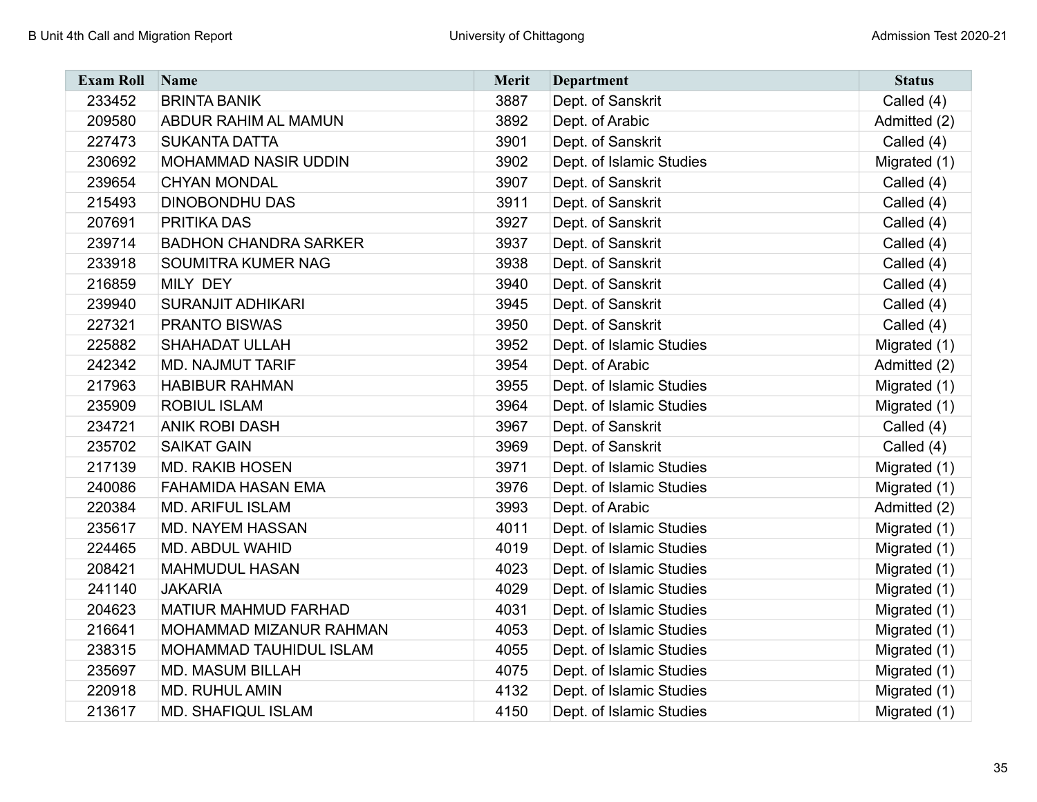| Exam Roll | Name | Merit | Department | Status |
|---|---|---|---|---|
| 233452 | BRINTA BANIK | 3887 | Dept. of Sanskrit | Called (4) |
| 209580 | ABDUR RAHIM AL MAMUN | 3892 | Dept. of Arabic | Admitted (2) |
| 227473 | SUKANTA DATTA | 3901 | Dept. of Sanskrit | Called (4) |
| 230692 | MOHAMMAD NASIR UDDIN | 3902 | Dept. of Islamic Studies | Migrated (1) |
| 239654 | CHYAN MONDAL | 3907 | Dept. of Sanskrit | Called (4) |
| 215493 | DINOBONDHU DAS | 3911 | Dept. of Sanskrit | Called (4) |
| 207691 | PRITIKA DAS | 3927 | Dept. of Sanskrit | Called (4) |
| 239714 | BADHON CHANDRA SARKER | 3937 | Dept. of Sanskrit | Called (4) |
| 233918 | SOUMITRA KUMER NAG | 3938 | Dept. of Sanskrit | Called (4) |
| 216859 | MILY DEY | 3940 | Dept. of Sanskrit | Called (4) |
| 239940 | SURANJIT ADHIKARI | 3945 | Dept. of Sanskrit | Called (4) |
| 227321 | PRANTO BISWAS | 3950 | Dept. of Sanskrit | Called (4) |
| 225882 | SHAHADAT ULLAH | 3952 | Dept. of Islamic Studies | Migrated (1) |
| 242342 | MD. NAJMUT TARIF | 3954 | Dept. of Arabic | Admitted (2) |
| 217963 | HABIBUR RAHMAN | 3955 | Dept. of Islamic Studies | Migrated (1) |
| 235909 | ROBIUL ISLAM | 3964 | Dept. of Islamic Studies | Migrated (1) |
| 234721 | ANIK ROBI DASH | 3967 | Dept. of Sanskrit | Called (4) |
| 235702 | SAIKAT GAIN | 3969 | Dept. of Sanskrit | Called (4) |
| 217139 | MD. RAKIB HOSEN | 3971 | Dept. of Islamic Studies | Migrated (1) |
| 240086 | FAHAMIDA HASAN EMA | 3976 | Dept. of Islamic Studies | Migrated (1) |
| 220384 | MD. ARIFUL ISLAM | 3993 | Dept. of Arabic | Admitted (2) |
| 235617 | MD. NAYEM HASSAN | 4011 | Dept. of Islamic Studies | Migrated (1) |
| 224465 | MD. ABDUL WAHID | 4019 | Dept. of Islamic Studies | Migrated (1) |
| 208421 | MAHMUDUL HASAN | 4023 | Dept. of Islamic Studies | Migrated (1) |
| 241140 | JAKARIA | 4029 | Dept. of Islamic Studies | Migrated (1) |
| 204623 | MATIUR MAHMUD FARHAD | 4031 | Dept. of Islamic Studies | Migrated (1) |
| 216641 | MOHAMMAD MIZANUR RAHMAN | 4053 | Dept. of Islamic Studies | Migrated (1) |
| 238315 | MOHAMMAD TAUHIDUL ISLAM | 4055 | Dept. of Islamic Studies | Migrated (1) |
| 235697 | MD. MASUM BILLAH | 4075 | Dept. of Islamic Studies | Migrated (1) |
| 220918 | MD. RUHUL AMIN | 4132 | Dept. of Islamic Studies | Migrated (1) |
| 213617 | MD. SHAFIQUL ISLAM | 4150 | Dept. of Islamic Studies | Migrated (1) |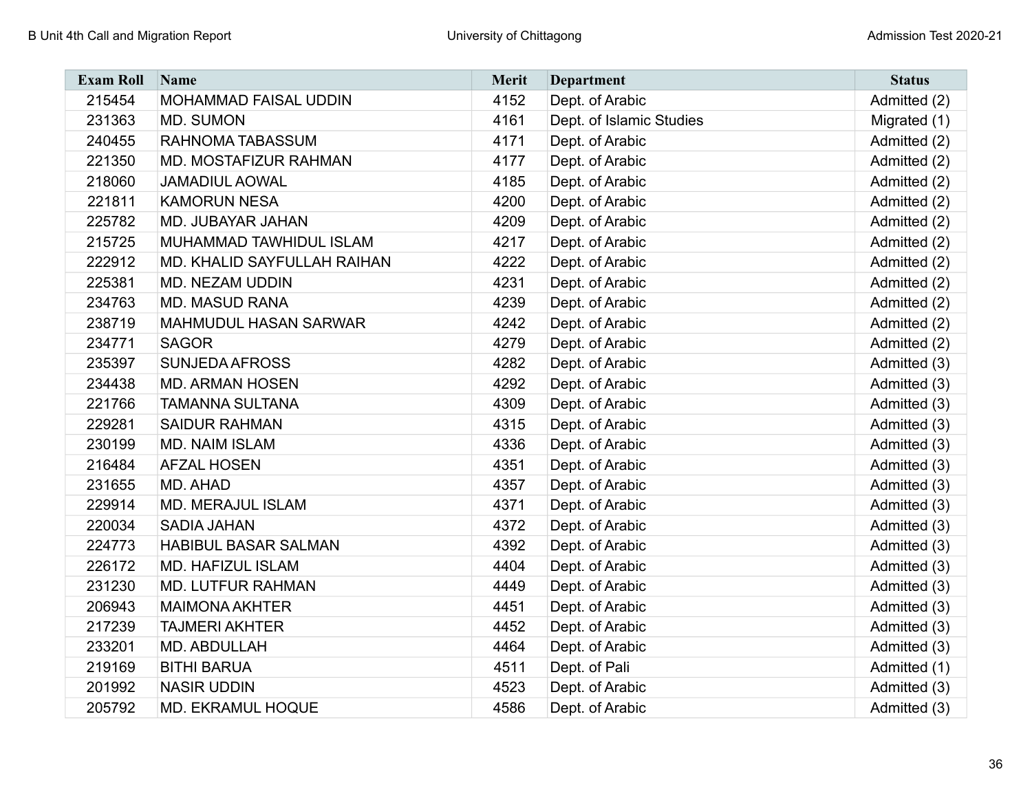| Exam Roll | Name | Merit | Department | Status |
|---|---|---|---|---|
| 215454 | MOHAMMAD FAISAL UDDIN | 4152 | Dept. of Arabic | Admitted (2) |
| 231363 | MD. SUMON | 4161 | Dept. of Islamic Studies | Migrated (1) |
| 240455 | RAHNOMA TABASSUM | 4171 | Dept. of Arabic | Admitted (2) |
| 221350 | MD. MOSTAFIZUR RAHMAN | 4177 | Dept. of Arabic | Admitted (2) |
| 218060 | JAMADIUL AOWAL | 4185 | Dept. of Arabic | Admitted (2) |
| 221811 | KAMORUN NESA | 4200 | Dept. of Arabic | Admitted (2) |
| 225782 | MD. JUBAYAR JAHAN | 4209 | Dept. of Arabic | Admitted (2) |
| 215725 | MUHAMMAD TAWHIDUL ISLAM | 4217 | Dept. of Arabic | Admitted (2) |
| 222912 | MD. KHALID SAYFULLAH RAIHAN | 4222 | Dept. of Arabic | Admitted (2) |
| 225381 | MD. NEZAM UDDIN | 4231 | Dept. of Arabic | Admitted (2) |
| 234763 | MD. MASUD RANA | 4239 | Dept. of Arabic | Admitted (2) |
| 238719 | MAHMUDUL HASAN SARWAR | 4242 | Dept. of Arabic | Admitted (2) |
| 234771 | SAGOR | 4279 | Dept. of Arabic | Admitted (2) |
| 235397 | SUNJEDA AFROSS | 4282 | Dept. of Arabic | Admitted (3) |
| 234438 | MD. ARMAN HOSEN | 4292 | Dept. of Arabic | Admitted (3) |
| 221766 | TAMANNA SULTANA | 4309 | Dept. of Arabic | Admitted (3) |
| 229281 | SAIDUR RAHMAN | 4315 | Dept. of Arabic | Admitted (3) |
| 230199 | MD. NAIM ISLAM | 4336 | Dept. of Arabic | Admitted (3) |
| 216484 | AFZAL HOSEN | 4351 | Dept. of Arabic | Admitted (3) |
| 231655 | MD. AHAD | 4357 | Dept. of Arabic | Admitted (3) |
| 229914 | MD. MERAJUL ISLAM | 4371 | Dept. of Arabic | Admitted (3) |
| 220034 | SADIA JAHAN | 4372 | Dept. of Arabic | Admitted (3) |
| 224773 | HABIBUL BASAR SALMAN | 4392 | Dept. of Arabic | Admitted (3) |
| 226172 | MD. HAFIZUL ISLAM | 4404 | Dept. of Arabic | Admitted (3) |
| 231230 | MD. LUTFUR RAHMAN | 4449 | Dept. of Arabic | Admitted (3) |
| 206943 | MAIMONA AKHTER | 4451 | Dept. of Arabic | Admitted (3) |
| 217239 | TAJMERI AKHTER | 4452 | Dept. of Arabic | Admitted (3) |
| 233201 | MD. ABDULLAH | 4464 | Dept. of Arabic | Admitted (3) |
| 219169 | BITHI BARUA | 4511 | Dept. of Pali | Admitted (1) |
| 201992 | NASIR UDDIN | 4523 | Dept. of Arabic | Admitted (3) |
| 205792 | MD. EKRAMUL HOQUE | 4586 | Dept. of Arabic | Admitted (3) |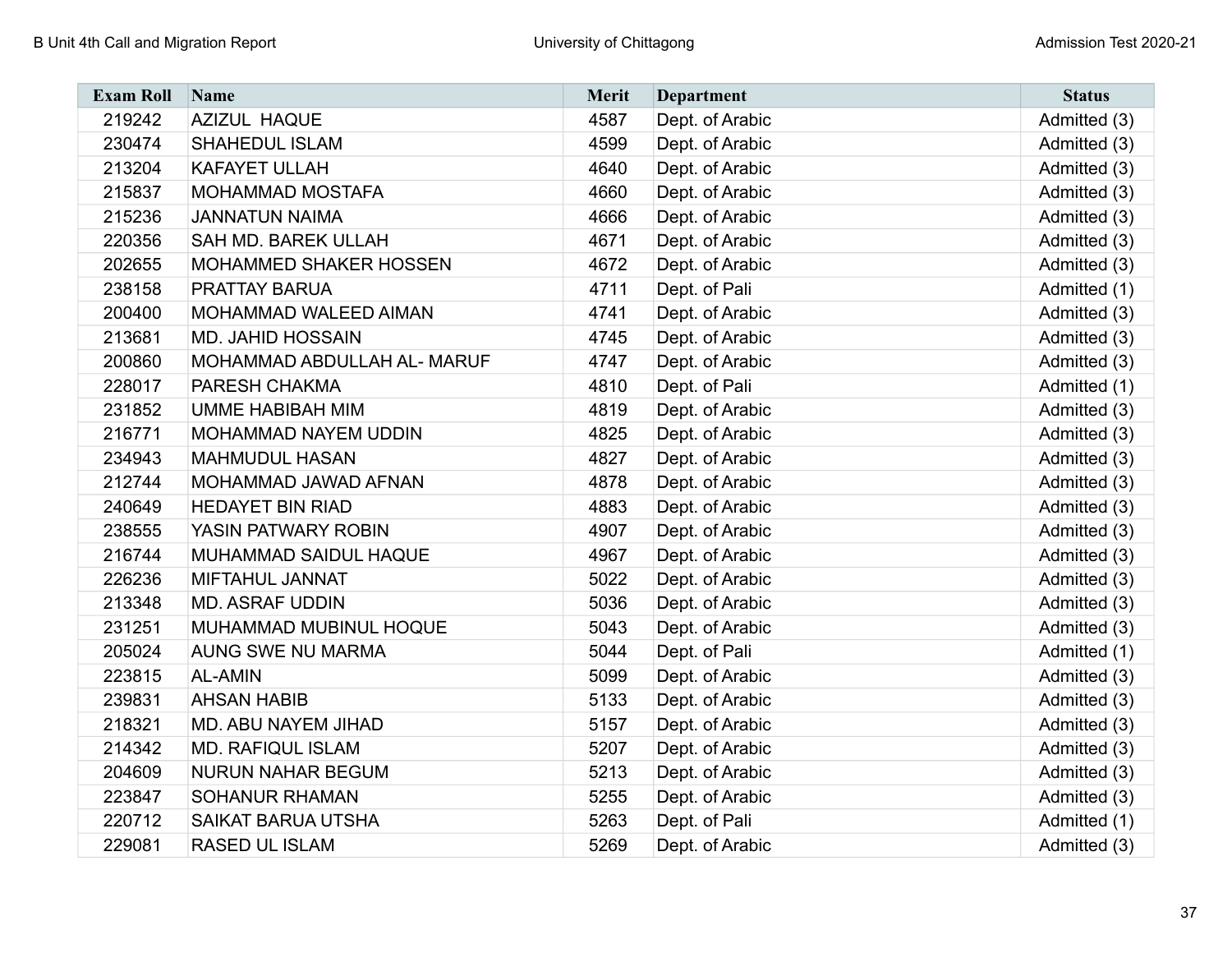| Exam Roll | Name | Merit | Department | Status |
|---|---|---|---|---|
| 219242 | AZIZUL HAQUE | 4587 | Dept. of Arabic | Admitted (3) |
| 230474 | SHAHEDUL ISLAM | 4599 | Dept. of Arabic | Admitted (3) |
| 213204 | KAFAYET ULLAH | 4640 | Dept. of Arabic | Admitted (3) |
| 215837 | MOHAMMAD MOSTAFA | 4660 | Dept. of Arabic | Admitted (3) |
| 215236 | JANNATUN NAIMA | 4666 | Dept. of Arabic | Admitted (3) |
| 220356 | SAH MD. BAREK ULLAH | 4671 | Dept. of Arabic | Admitted (3) |
| 202655 | MOHAMMED SHAKER HOSSEN | 4672 | Dept. of Arabic | Admitted (3) |
| 238158 | PRATTAY BARUA | 4711 | Dept. of Pali | Admitted (1) |
| 200400 | MOHAMMAD WALEED AIMAN | 4741 | Dept. of Arabic | Admitted (3) |
| 213681 | MD. JAHID HOSSAIN | 4745 | Dept. of Arabic | Admitted (3) |
| 200860 | MOHAMMAD ABDULLAH AL- MARUF | 4747 | Dept. of Arabic | Admitted (3) |
| 228017 | PARESH CHAKMA | 4810 | Dept. of Pali | Admitted (1) |
| 231852 | UMME HABIBAH MIM | 4819 | Dept. of Arabic | Admitted (3) |
| 216771 | MOHAMMAD NAYEM UDDIN | 4825 | Dept. of Arabic | Admitted (3) |
| 234943 | MAHMUDUL HASAN | 4827 | Dept. of Arabic | Admitted (3) |
| 212744 | MOHAMMAD JAWAD AFNAN | 4878 | Dept. of Arabic | Admitted (3) |
| 240649 | HEDAYET BIN RIAD | 4883 | Dept. of Arabic | Admitted (3) |
| 238555 | YASIN PATWARY ROBIN | 4907 | Dept. of Arabic | Admitted (3) |
| 216744 | MUHAMMAD SAIDUL HAQUE | 4967 | Dept. of Arabic | Admitted (3) |
| 226236 | MIFTAHUL JANNAT | 5022 | Dept. of Arabic | Admitted (3) |
| 213348 | MD. ASRAF UDDIN | 5036 | Dept. of Arabic | Admitted (3) |
| 231251 | MUHAMMAD MUBINUL HOQUE | 5043 | Dept. of Arabic | Admitted (3) |
| 205024 | AUNG SWE NU MARMA | 5044 | Dept. of Pali | Admitted (1) |
| 223815 | AL-AMIN | 5099 | Dept. of Arabic | Admitted (3) |
| 239831 | AHSAN HABIB | 5133 | Dept. of Arabic | Admitted (3) |
| 218321 | MD. ABU NAYEM JIHAD | 5157 | Dept. of Arabic | Admitted (3) |
| 214342 | MD. RAFIQUL ISLAM | 5207 | Dept. of Arabic | Admitted (3) |
| 204609 | NURUN NAHAR BEGUM | 5213 | Dept. of Arabic | Admitted (3) |
| 223847 | SOHANUR RHAMAN | 5255 | Dept. of Arabic | Admitted (3) |
| 220712 | SAIKAT BARUA UTSHA | 5263 | Dept. of Pali | Admitted (1) |
| 229081 | RASED UL ISLAM | 5269 | Dept. of Arabic | Admitted (3) |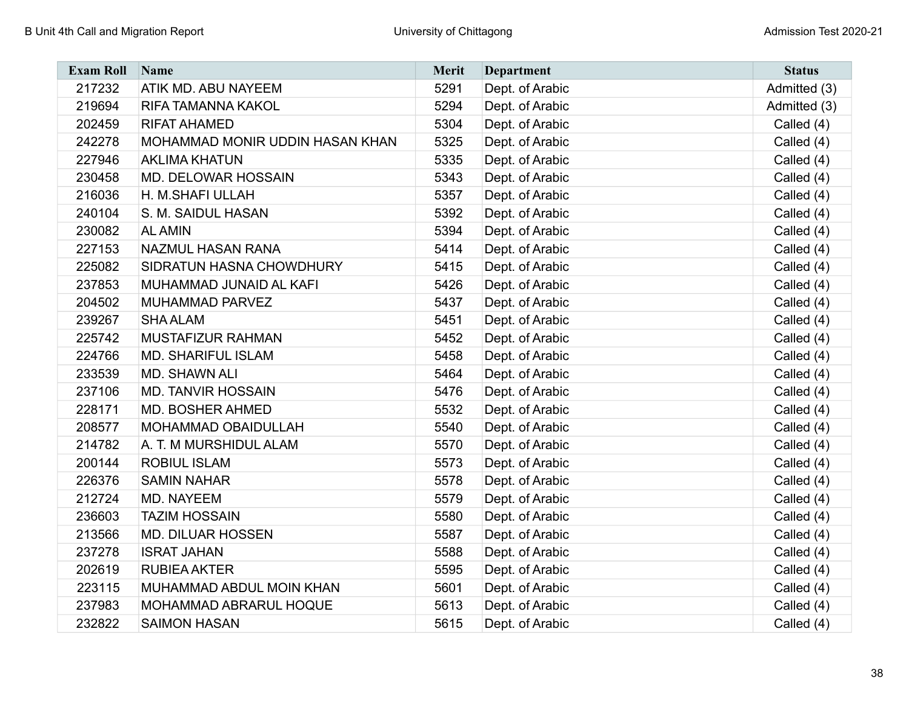| Exam Roll | Name | Merit | Department | Status |
|---|---|---|---|---|
| 217232 | ATIK MD. ABU NAYEEM | 5291 | Dept. of Arabic | Admitted (3) |
| 219694 | RIFA TAMANNA KAKOL | 5294 | Dept. of Arabic | Admitted (3) |
| 202459 | RIFAT AHAMED | 5304 | Dept. of Arabic | Called (4) |
| 242278 | MOHAMMAD MONIR UDDIN HASAN KHAN | 5325 | Dept. of Arabic | Called (4) |
| 227946 | AKLIMA KHATUN | 5335 | Dept. of Arabic | Called (4) |
| 230458 | MD. DELOWAR HOSSAIN | 5343 | Dept. of Arabic | Called (4) |
| 216036 | H. M.SHAFI ULLAH | 5357 | Dept. of Arabic | Called (4) |
| 240104 | S. M. SAIDUL HASAN | 5392 | Dept. of Arabic | Called (4) |
| 230082 | AL AMIN | 5394 | Dept. of Arabic | Called (4) |
| 227153 | NAZMUL HASAN RANA | 5414 | Dept. of Arabic | Called (4) |
| 225082 | SIDRATUN HASNA CHOWDHURY | 5415 | Dept. of Arabic | Called (4) |
| 237853 | MUHAMMAD JUNAID AL KAFI | 5426 | Dept. of Arabic | Called (4) |
| 204502 | MUHAMMAD PARVEZ | 5437 | Dept. of Arabic | Called (4) |
| 239267 | SHA ALAM | 5451 | Dept. of Arabic | Called (4) |
| 225742 | MUSTAFIZUR RAHMAN | 5452 | Dept. of Arabic | Called (4) |
| 224766 | MD. SHARIFUL ISLAM | 5458 | Dept. of Arabic | Called (4) |
| 233539 | MD. SHAWN ALI | 5464 | Dept. of Arabic | Called (4) |
| 237106 | MD. TANVIR HOSSAIN | 5476 | Dept. of Arabic | Called (4) |
| 228171 | MD. BOSHER AHMED | 5532 | Dept. of Arabic | Called (4) |
| 208577 | MOHAMMAD OBAIDULLAH | 5540 | Dept. of Arabic | Called (4) |
| 214782 | A. T. M MURSHIDUL ALAM | 5570 | Dept. of Arabic | Called (4) |
| 200144 | ROBIUL ISLAM | 5573 | Dept. of Arabic | Called (4) |
| 226376 | SAMIN NAHAR | 5578 | Dept. of Arabic | Called (4) |
| 212724 | MD. NAYEEM | 5579 | Dept. of Arabic | Called (4) |
| 236603 | TAZIM HOSSAIN | 5580 | Dept. of Arabic | Called (4) |
| 213566 | MD. DILUAR HOSSEN | 5587 | Dept. of Arabic | Called (4) |
| 237278 | ISRAT JAHAN | 5588 | Dept. of Arabic | Called (4) |
| 202619 | RUBIEA AKTER | 5595 | Dept. of Arabic | Called (4) |
| 223115 | MUHAMMAD ABDUL MOIN KHAN | 5601 | Dept. of Arabic | Called (4) |
| 237983 | MOHAMMAD ABRARUL HOQUE | 5613 | Dept. of Arabic | Called (4) |
| 232822 | SAIMON HASAN | 5615 | Dept. of Arabic | Called (4) |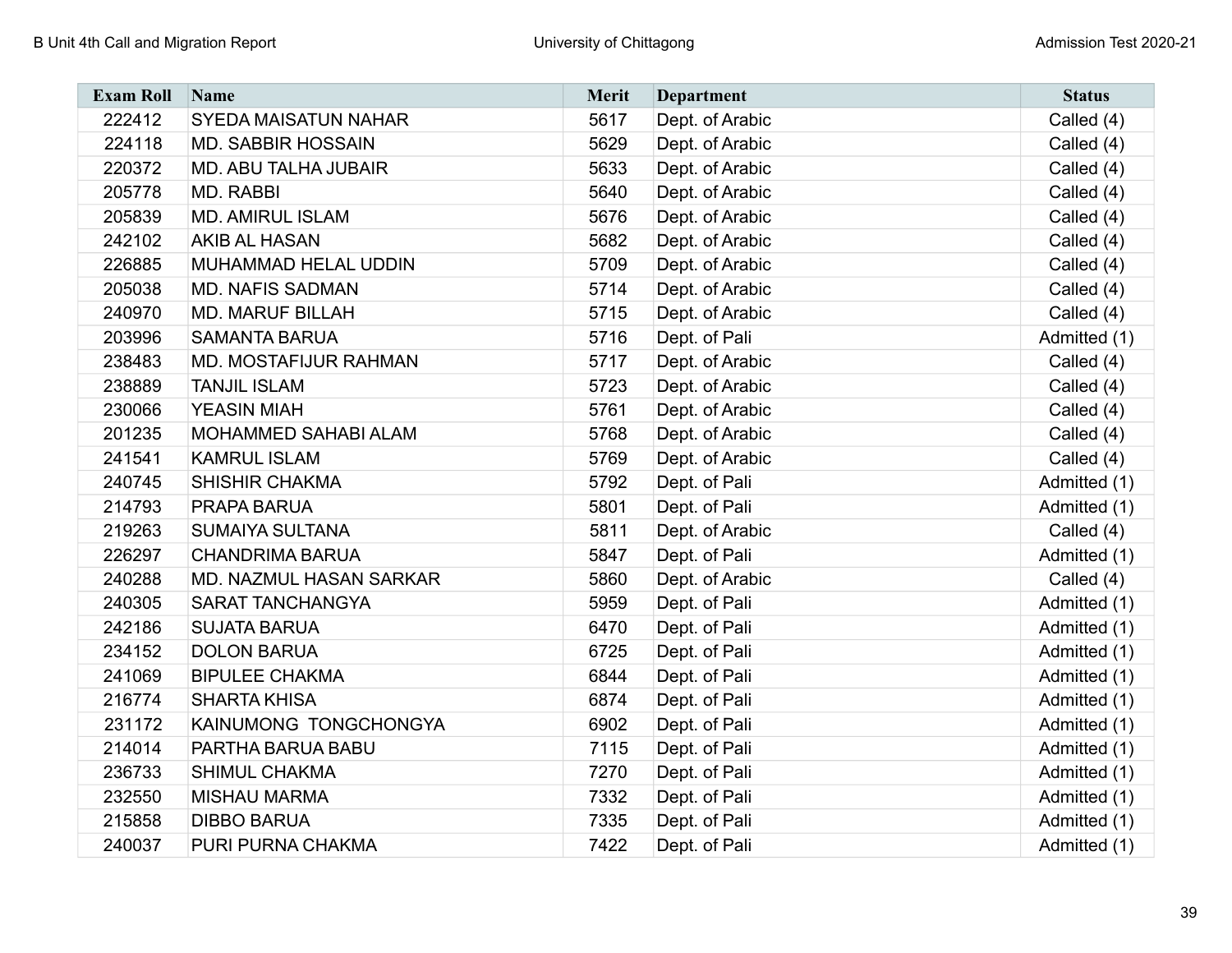| Exam Roll | Name | Merit | Department | Status |
| --- | --- | --- | --- | --- |
| 222412 | SYEDA MAISATUN NAHAR | 5617 | Dept. of Arabic | Called (4) |
| 224118 | MD. SABBIR HOSSAIN | 5629 | Dept. of Arabic | Called (4) |
| 220372 | MD. ABU TALHA JUBAIR | 5633 | Dept. of Arabic | Called (4) |
| 205778 | MD. RABBI | 5640 | Dept. of Arabic | Called (4) |
| 205839 | MD. AMIRUL ISLAM | 5676 | Dept. of Arabic | Called (4) |
| 242102 | AKIB AL HASAN | 5682 | Dept. of Arabic | Called (4) |
| 226885 | MUHAMMAD HELAL UDDIN | 5709 | Dept. of Arabic | Called (4) |
| 205038 | MD. NAFIS SADMAN | 5714 | Dept. of Arabic | Called (4) |
| 240970 | MD. MARUF BILLAH | 5715 | Dept. of Arabic | Called (4) |
| 203996 | SAMANTA BARUA | 5716 | Dept. of Pali | Admitted (1) |
| 238483 | MD. MOSTAFIJUR RAHMAN | 5717 | Dept. of Arabic | Called (4) |
| 238889 | TANJIL ISLAM | 5723 | Dept. of Arabic | Called (4) |
| 230066 | YEASIN MIAH | 5761 | Dept. of Arabic | Called (4) |
| 201235 | MOHAMMED SAHABI ALAM | 5768 | Dept. of Arabic | Called (4) |
| 241541 | KAMRUL ISLAM | 5769 | Dept. of Arabic | Called (4) |
| 240745 | SHISHIR CHAKMA | 5792 | Dept. of Pali | Admitted (1) |
| 214793 | PRAPA BARUA | 5801 | Dept. of Pali | Admitted (1) |
| 219263 | SUMAIYA SULTANA | 5811 | Dept. of Arabic | Called (4) |
| 226297 | CHANDRIMA BARUA | 5847 | Dept. of Pali | Admitted (1) |
| 240288 | MD. NAZMUL HASAN SARKAR | 5860 | Dept. of Arabic | Called (4) |
| 240305 | SARAT TANCHANGYA | 5959 | Dept. of Pali | Admitted (1) |
| 242186 | SUJATA BARUA | 6470 | Dept. of Pali | Admitted (1) |
| 234152 | DOLON BARUA | 6725 | Dept. of Pali | Admitted (1) |
| 241069 | BIPULEE CHAKMA | 6844 | Dept. of Pali | Admitted (1) |
| 216774 | SHARTA KHISA | 6874 | Dept. of Pali | Admitted (1) |
| 231172 | KAINUMONG TONGCHONGYA | 6902 | Dept. of Pali | Admitted (1) |
| 214014 | PARTHA BARUA BABU | 7115 | Dept. of Pali | Admitted (1) |
| 236733 | SHIMUL CHAKMA | 7270 | Dept. of Pali | Admitted (1) |
| 232550 | MISHAU MARMA | 7332 | Dept. of Pali | Admitted (1) |
| 215858 | DIBBO BARUA | 7335 | Dept. of Pali | Admitted (1) |
| 240037 | PURI PURNA CHAKMA | 7422 | Dept. of Pali | Admitted (1) |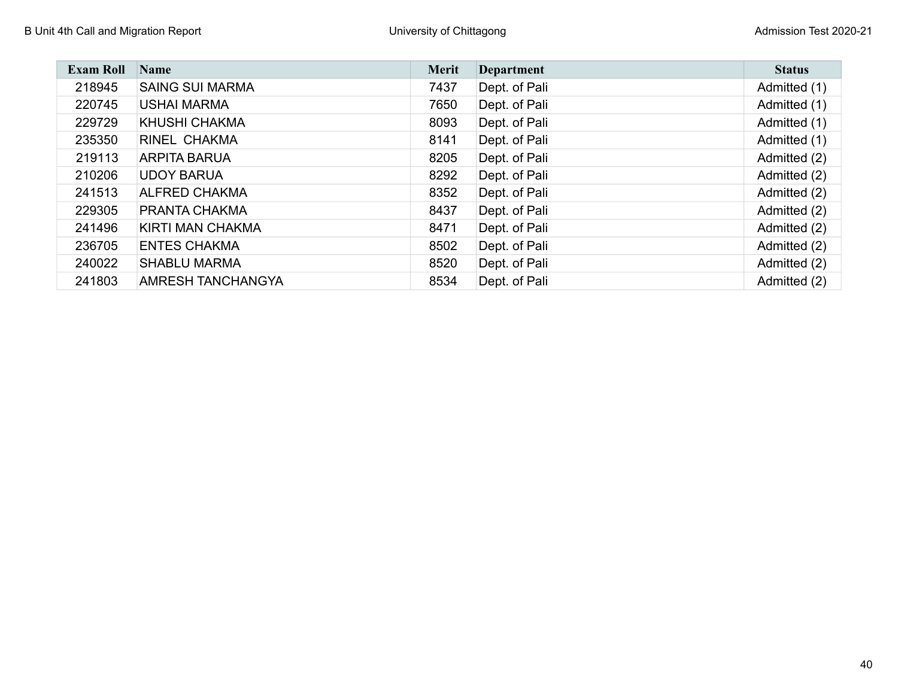| Exam Roll | Name | Merit | Department | Status |
|---|---|---|---|---|
| 218945 | SAING SUI MARMA | 7437 | Dept. of Pali | Admitted (1) |
| 220745 | USHAI MARMA | 7650 | Dept. of Pali | Admitted (1) |
| 229729 | KHUSHI CHAKMA | 8093 | Dept. of Pali | Admitted (1) |
| 235350 | RINEL CHAKMA | 8141 | Dept. of Pali | Admitted (1) |
| 219113 | ARPITA BARUA | 8205 | Dept. of Pali | Admitted (2) |
| 210206 | UDOY BARUA | 8292 | Dept. of Pali | Admitted (2) |
| 241513 | ALFRED CHAKMA | 8352 | Dept. of Pali | Admitted (2) |
| 229305 | PRANTA CHAKMA | 8437 | Dept. of Pali | Admitted (2) |
| 241496 | KIRTI MAN CHAKMA | 8471 | Dept. of Pali | Admitted (2) |
| 236705 | ENTES CHAKMA | 8502 | Dept. of Pali | Admitted (2) |
| 240022 | SHABLU MARMA | 8520 | Dept. of Pali | Admitted (2) |
| 241803 | AMRESH TANCHANGYA | 8534 | Dept. of Pali | Admitted (2) |